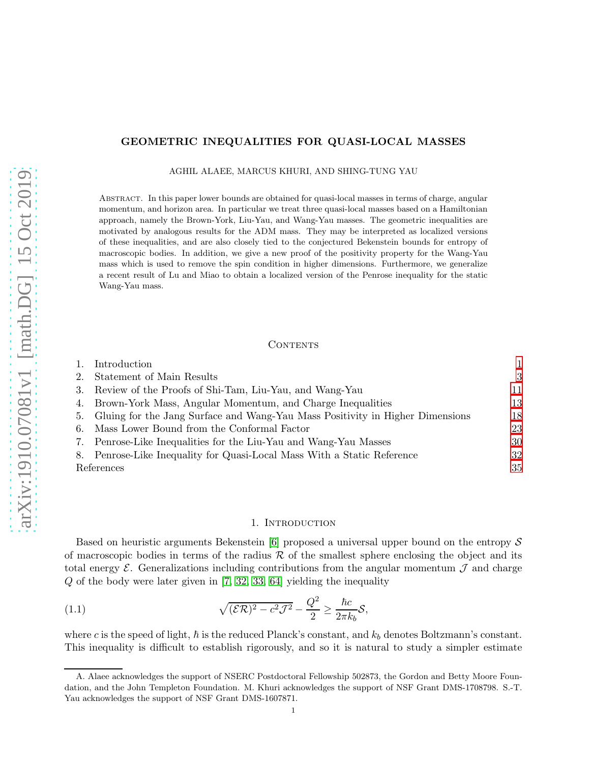# GEOMETRIC INEQUALITIES FOR QUASI-LOCAL MASSES

AGHIL ALAEE, MARCUS KHURI, AND SHING-TUNG YAU

ABSTRACT. In this paper lower bounds are obtained for quasi-local masses in terms of charge, angular momentum, and horizon area. In particular we treat three quasi-local masses based on a Hamiltonian approach, namely the Brown-York, Liu-Yau, and Wang-Yau masses. The geometric inequalities are motivated by analogous results for the ADM mass. They may be interpreted as localized versions of these inequalities, and are also closely tied to the conjectured Bekenstein bounds for entropy of macroscopic bodies. In addition, we give a new proof of the positivity property for the Wang-Yau mass which is used to remove the spin condition in higher dimensions. Furthermore, we generalize a recent result of Lu and Miao to obtain a localized version of the Penrose inequality for the static Wang-Yau mass.

## CONTENTS

1. Introduction 1
2. Statement of Main Results 3
3. Review of the Proofs of Shi-Tam, Liu-Yau, and Wang-Yau 11
4. Brown-York Mass, Angular Momentum, and Charge Inequalities 13
5. Gluing for the Jang Surface and Wang-Yau Mass Positivity in Higher Dimensions 18
6. Mass Lower Bound from the Conformal Factor 23
7. Penrose-Like Inequalities for the Liu-Yau and Wang-Yau Masses 30
8. Penrose-Like Inequality for Quasi-Local Mass With a Static Reference 32

References 35

## 1. INTRODUCTION

Based on heuristic arguments Bekenstein [6] proposed a universal upper bound on the entropy $\mathcal{S}$ of macroscopic bodies in terms of the radius $\mathcal{R}$ of the smallest sphere enclosing the object and its total energy $\mathcal{E}$. Generalizations including contributions from the angular momentum $\mathcal{J}$ and charge $Q$ of the body were later given in [7, 32, 33, 64] yielding the inequality

$$\sqrt{(\mathcal{E}\mathcal{R})^2 - c^2\mathcal{J}^2} - \frac{Q^2}{2} \geq \frac{\hbar c}{2\pi k_b}\mathcal{S}, \tag{1.1}$$

where $c$ is the speed of light, $\hbar$ is the reduced Planck's constant, and $k_b$ denotes Boltzmann's constant. This inequality is difficult to establish rigorously, and so it is natural to study a simpler estimate

A. Alaee acknowledges the support of NSERC Postdoctoral Fellowship 502873, the Gordon and Betty Moore Foundation, and the John Templeton Foundation. M. Khuri acknowledges the support of NSF Grant DMS-1708798. S.-T. Yau acknowledges the support of NSF Grant DMS-1607871.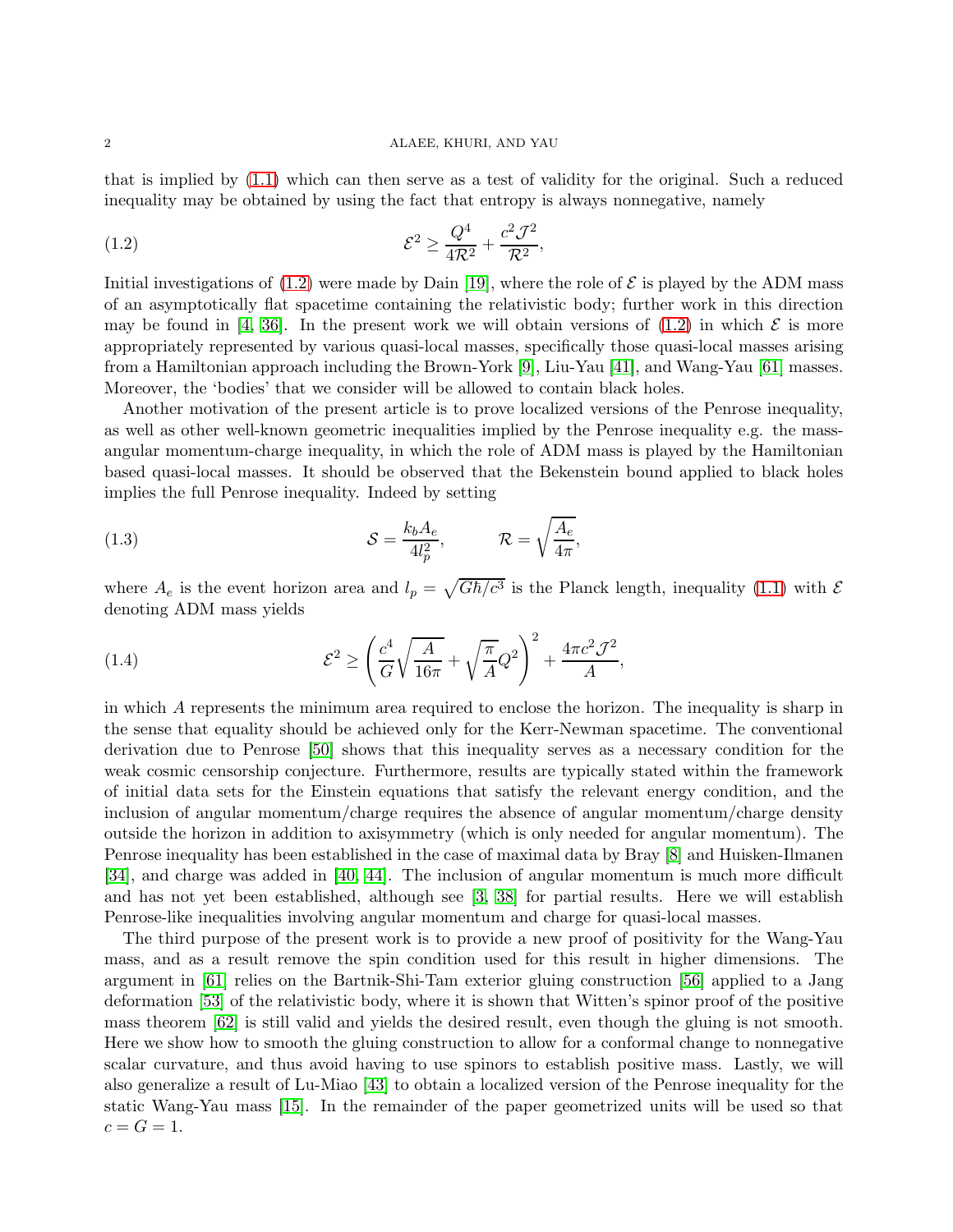that is implied by (1.1) which can then serve as a test of validity for the original. Such a reduced inequality may be obtained by using the fact that entropy is always nonnegative, namely

$$\mathcal{E}^2 \geq \frac{Q^4}{4\mathcal{R}^2} + \frac{c^2\mathcal{J}^2}{\mathcal{R}^2}, \tag{1.2}$$

Initial investigations of (1.2) were made by Dain [19], where the role of $\mathcal{E}$ is played by the ADM mass of an asymptotically flat spacetime containing the relativistic body; further work in this direction may be found in [4, 36]. In the present work we will obtain versions of (1.2) in which $\mathcal{E}$ is more appropriately represented by various quasi-local masses, specifically those quasi-local masses arising from a Hamiltonian approach including the Brown-York [9], Liu-Yau [41], and Wang-Yau [61] masses. Moreover, the 'bodies' that we consider will be allowed to contain black holes.

Another motivation of the present article is to prove localized versions of the Penrose inequality, as well as other well-known geometric inequalities implied by the Penrose inequality e.g. the mass-angular momentum-charge inequality, in which the role of ADM mass is played by the Hamiltonian based quasi-local masses. It should be observed that the Bekenstein bound applied to black holes implies the full Penrose inequality. Indeed by setting

$$\mathcal{S} = \frac{k_b A_e}{4l_p^2}, \qquad \mathcal{R} = \sqrt{\frac{A_e}{4\pi}}, \tag{1.3}$$

where $A_e$ is the event horizon area and $l_p = \sqrt{G\hbar/c^3}$ is the Planck length, inequality (1.1) with $\mathcal{E}$ denoting ADM mass yields

$$\mathcal{E}^2 \geq \left(\frac{c^4}{G}\sqrt{\frac{A}{16\pi}} + \sqrt{\frac{\pi}{A}}Q^2\right)^2 + \frac{4\pi c^2\mathcal{J}^2}{A}, \tag{1.4}$$

in which $A$ represents the minimum area required to enclose the horizon. The inequality is sharp in the sense that equality should be achieved only for the Kerr-Newman spacetime. The conventional derivation due to Penrose [50] shows that this inequality serves as a necessary condition for the weak cosmic censorship conjecture. Furthermore, results are typically stated within the framework of initial data sets for the Einstein equations that satisfy the relevant energy condition, and the inclusion of angular momentum/charge requires the absence of angular momentum/charge density outside the horizon in addition to axisymmetry (which is only needed for angular momentum). The Penrose inequality has been established in the case of maximal data by Bray [8] and Huisken-Ilmanen [34], and charge was added in [40, 44]. The inclusion of angular momentum is much more difficult and has not yet been established, although see [3, 38] for partial results. Here we will establish Penrose-like inequalities involving angular momentum and charge for quasi-local masses.

The third purpose of the present work is to provide a new proof of positivity for the Wang-Yau mass, and as a result remove the spin condition used for this result in higher dimensions. The argument in [61] relies on the Bartnik-Shi-Tam exterior gluing construction [56] applied to a Jang deformation [53] of the relativistic body, where it is shown that Witten's spinor proof of the positive mass theorem [62] is still valid and yields the desired result, even though the gluing is not smooth. Here we show how to smooth the gluing construction to allow for a conformal change to nonnegative scalar curvature, and thus avoid having to use spinors to establish positive mass. Lastly, we will also generalize a result of Lu-Miao [43] to obtain a localized version of the Penrose inequality for the static Wang-Yau mass [15]. In the remainder of the paper geometrized units will be used so that $c = G = 1$.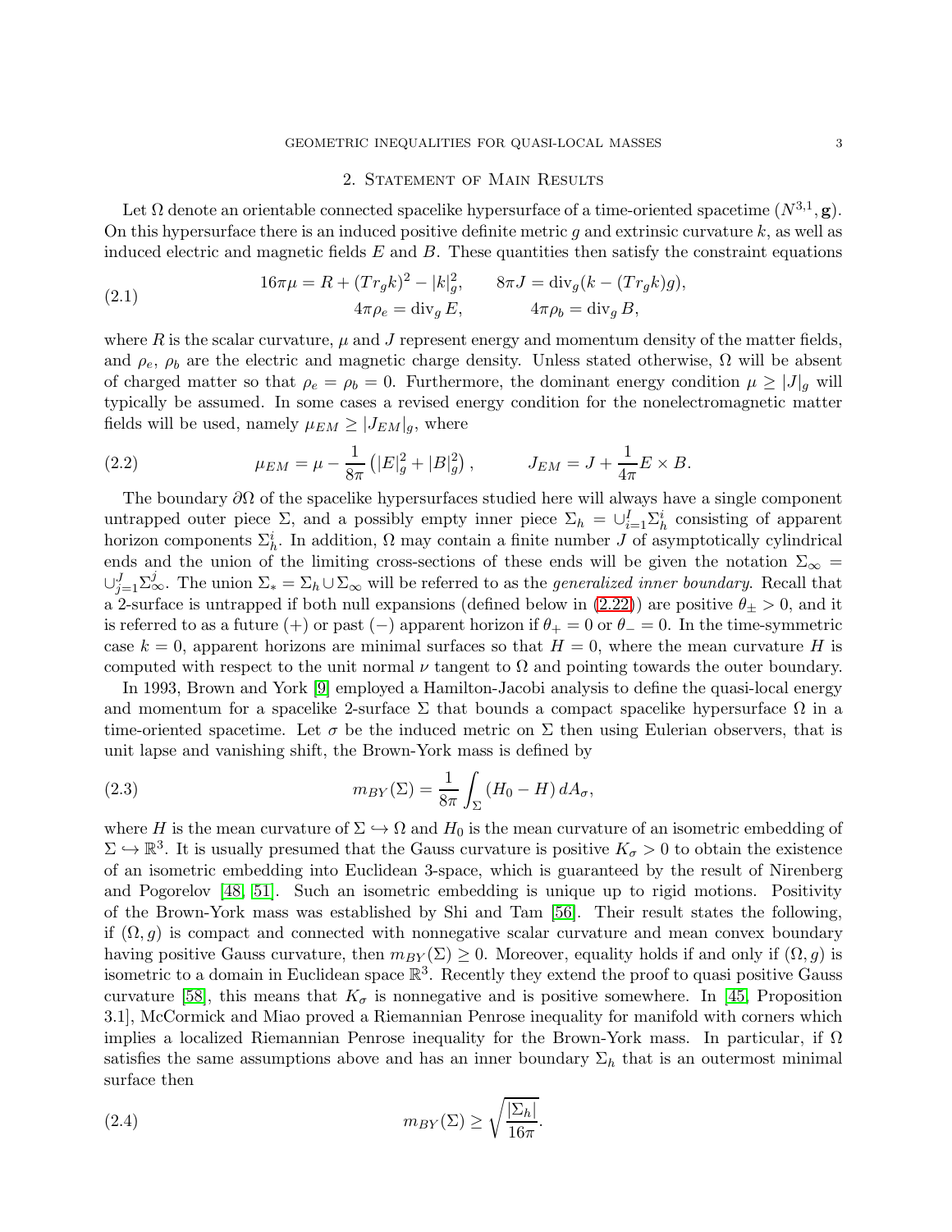## 2. Statement of Main Results

Let $\Omega$ denote an orientable connected spacelike hypersurface of a time-oriented spacetime $(N^{3,1}, \mathbf{g})$. On this hypersurface there is an induced positive definite metric $g$ and extrinsic curvature $k$, as well as induced electric and magnetic fields $E$ and $B$. These quantities then satisfy the constraint equations

$$
\begin{aligned}
16\pi\mu &= R + (Tr_g k)^2 - |k|_g^2, \qquad & 8\pi J &= \text{div}_g(k - (Tr_g k)g), \\
4\pi\rho_e &= \text{div}_g E, \qquad & 4\pi\rho_b &= \text{div}_g B,
\end{aligned} \tag{2.1}
$$

where $R$ is the scalar curvature, $\mu$ and $J$ represent energy and momentum density of the matter fields, and $\rho_e$, $\rho_b$ are the electric and magnetic charge density. Unless stated otherwise, $\Omega$ will be absent of charged matter so that $\rho_e = \rho_b = 0$. Furthermore, the dominant energy condition $\mu \geq |J|_g$ will typically be assumed. In some cases a revised energy condition for the nonelectromagnetic matter fields will be used, namely $\mu_{EM} \geq |J_{EM}|_g$, where

$$
\mu_{EM} = \mu - \frac{1}{8\pi}\left(|E|_g^2 + |B|_g^2\right), \qquad J_{EM} = J + \frac{1}{4\pi} E \times B. \tag{2.2}
$$

The boundary $\partial\Omega$ of the spacelike hypersurfaces studied here will always have a single component untrapped outer piece $\Sigma$, and a possibly empty inner piece $\Sigma_h = \cup_{i=1}^{I} \Sigma_h^i$ consisting of apparent horizon components $\Sigma_h^i$. In addition, $\Omega$ may contain a finite number $J$ of asymptotically cylindrical ends and the union of the limiting cross-sections of these ends will be given the notation $\Sigma_\infty = \cup_{j=1}^{J} \Sigma_\infty^j$. The union $\Sigma_* = \Sigma_h \cup \Sigma_\infty$ will be referred to as the *generalized inner boundary*. Recall that a 2-surface is untrapped if both null expansions (defined below in (2.22)) are positive $\theta_\pm > 0$, and it is referred to as a future (+) or past (−) apparent horizon if $\theta_+ = 0$ or $\theta_- = 0$. In the time-symmetric case $k = 0$, apparent horizons are minimal surfaces so that $H = 0$, where the mean curvature $H$ is computed with respect to the unit normal $\nu$ tangent to $\Omega$ and pointing towards the outer boundary.

In 1993, Brown and York [9] employed a Hamilton-Jacobi analysis to define the quasi-local energy and momentum for a spacelike 2-surface $\Sigma$ that bounds a compact spacelike hypersurface $\Omega$ in a time-oriented spacetime. Let $\sigma$ be the induced metric on $\Sigma$ then using Eulerian observers, that is unit lapse and vanishing shift, the Brown-York mass is defined by

$$
m_{BY}(\Sigma) = \frac{1}{8\pi}\int_\Sigma (H_0 - H)\, dA_\sigma, \tag{2.3}
$$

where $H$ is the mean curvature of $\Sigma \hookrightarrow \Omega$ and $H_0$ is the mean curvature of an isometric embedding of $\Sigma \hookrightarrow \mathbb{R}^3$. It is usually presumed that the Gauss curvature is positive $K_\sigma > 0$ to obtain the existence of an isometric embedding into Euclidean 3-space, which is guaranteed by the result of Nirenberg and Pogorelov [48, 51]. Such an isometric embedding is unique up to rigid motions. Positivity of the Brown-York mass was established by Shi and Tam [56]. Their result states the following, if $(\Omega, g)$ is compact and connected with nonnegative scalar curvature and mean convex boundary having positive Gauss curvature, then $m_{BY}(\Sigma) \geq 0$. Moreover, equality holds if and only if $(\Omega, g)$ is isometric to a domain in Euclidean space $\mathbb{R}^3$. Recently they extend the proof to quasi positive Gauss curvature [58], this means that $K_\sigma$ is nonnegative and is positive somewhere. In [45, Proposition 3.1], McCormick and Miao proved a Riemannian Penrose inequality for manifold with corners which implies a localized Riemannian Penrose inequality for the Brown-York mass. In particular, if $\Omega$ satisfies the same assumptions above and has an inner boundary $\Sigma_h$ that is an outermost minimal surface then

$$
m_{BY}(\Sigma) \geq \sqrt{\frac{|\Sigma_h|}{16\pi}}. \tag{2.4}
$$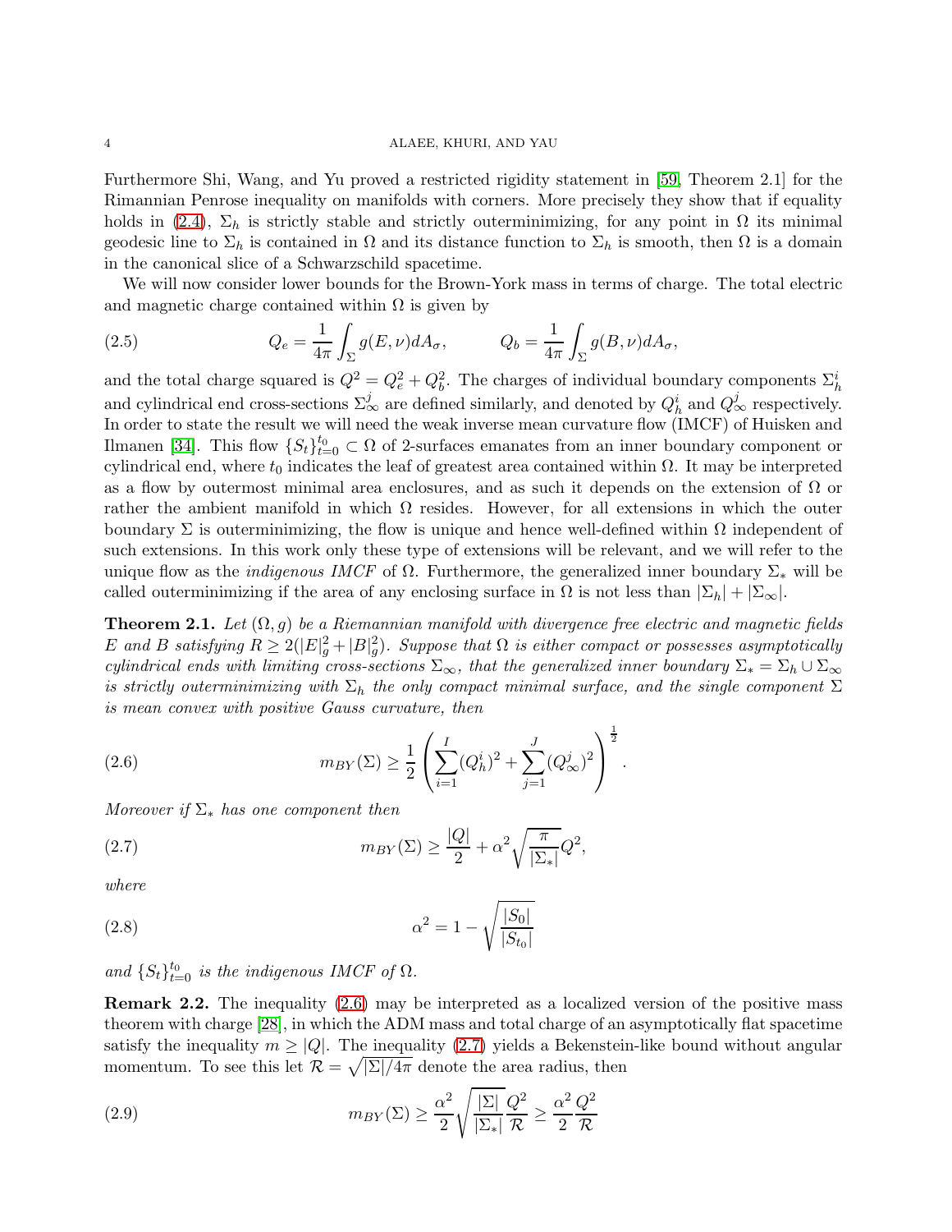Furthermore Shi, Wang, and Yu proved a restricted rigidity statement in [59, Theorem 2.1] for the Rimannian Penrose inequality on manifolds with corners. More precisely they show that if equality holds in (2.4), $\Sigma_h$ is strictly stable and strictly outerminimizing, for any point in $\Omega$ its minimal geodesic line to $\Sigma_h$ is contained in $\Omega$ and its distance function to $\Sigma_h$ is smooth, then $\Omega$ is a domain in the canonical slice of a Schwarzschild spacetime.

We will now consider lower bounds for the Brown-York mass in terms of charge. The total electric and magnetic charge contained within $\Omega$ is given by

$$Q_e = \frac{1}{4\pi}\int_{\Sigma} g(E,\nu)dA_{\sigma}, \qquad Q_b = \frac{1}{4\pi}\int_{\Sigma} g(B,\nu)dA_{\sigma}, \tag{2.5}$$

and the total charge squared is $Q^2 = Q_e^2 + Q_b^2$. The charges of individual boundary components $\Sigma_h^i$ and cylindrical end cross-sections $\Sigma_\infty^j$ are defined similarly, and denoted by $Q_h^i$ and $Q_\infty^j$ respectively. In order to state the result we will need the weak inverse mean curvature flow (IMCF) of Huisken and Ilmanen [34]. This flow $\{S_t\}_{t=0}^{t_0} \subset \Omega$ of 2-surfaces emanates from an inner boundary component or cylindrical end, where $t_0$ indicates the leaf of greatest area contained within $\Omega$. It may be interpreted as a flow by outermost minimal area enclosures, and as such it depends on the extension of $\Omega$ or rather the ambient manifold in which $\Omega$ resides. However, for all extensions in which the outer boundary $\Sigma$ is outerminimizing, the flow is unique and hence well-defined within $\Omega$ independent of such extensions. In this work only these type of extensions will be relevant, and we will refer to the unique flow as the *indigenous IMCF* of $\Omega$. Furthermore, the generalized inner boundary $\Sigma_*$ will be called outerminimizing if the area of any enclosing surface in $\Omega$ is not less than $|\Sigma_h| + |\Sigma_\infty|$.

**Theorem 2.1.** *Let $(\Omega, g)$ be a Riemannian manifold with divergence free electric and magnetic fields $E$ and $B$ satisfying $R \geq 2(|E|_g^2 + |B|_g^2)$. Suppose that $\Omega$ is either compact or possesses asymptotically cylindrical ends with limiting cross-sections $\Sigma_\infty$, that the generalized inner boundary $\Sigma_* = \Sigma_h \cup \Sigma_\infty$ is strictly outerminimizing with $\Sigma_h$ the only compact minimal surface, and the single component $\Sigma$ is mean convex with positive Gauss curvature, then*

$$m_{BY}(\Sigma) \geq \frac{1}{2}\left(\sum_{i=1}^{I}(Q_h^i)^2 + \sum_{j=1}^{J}(Q_\infty^j)^2\right)^{\frac{1}{2}}. \tag{2.6}$$

*Moreover if $\Sigma_*$ has one component then*

$$m_{BY}(\Sigma) \geq \frac{|Q|}{2} + \alpha^2\sqrt{\frac{\pi}{|\Sigma_*|}}Q^2, \tag{2.7}$$

*where*

$$\alpha^2 = 1 - \sqrt{\frac{|S_0|}{|S_{t_0}|}} \tag{2.8}$$

*and $\{S_t\}_{t=0}^{t_0}$ is the indigenous IMCF of $\Omega$.*

**Remark 2.2.** The inequality (2.6) may be interpreted as a localized version of the positive mass theorem with charge [28], in which the ADM mass and total charge of an asymptotically flat spacetime satisfy the inequality $m \geq |Q|$. The inequality (2.7) yields a Bekenstein-like bound without angular momentum. To see this let $\mathcal{R} = \sqrt{|\Sigma|/4\pi}$ denote the area radius, then

$$m_{BY}(\Sigma) \geq \frac{\alpha^2}{2}\sqrt{\frac{|\Sigma|}{|\Sigma_*|}}\frac{Q^2}{\mathcal{R}} \geq \frac{\alpha^2}{2}\frac{Q^2}{\mathcal{R}} \tag{2.9}$$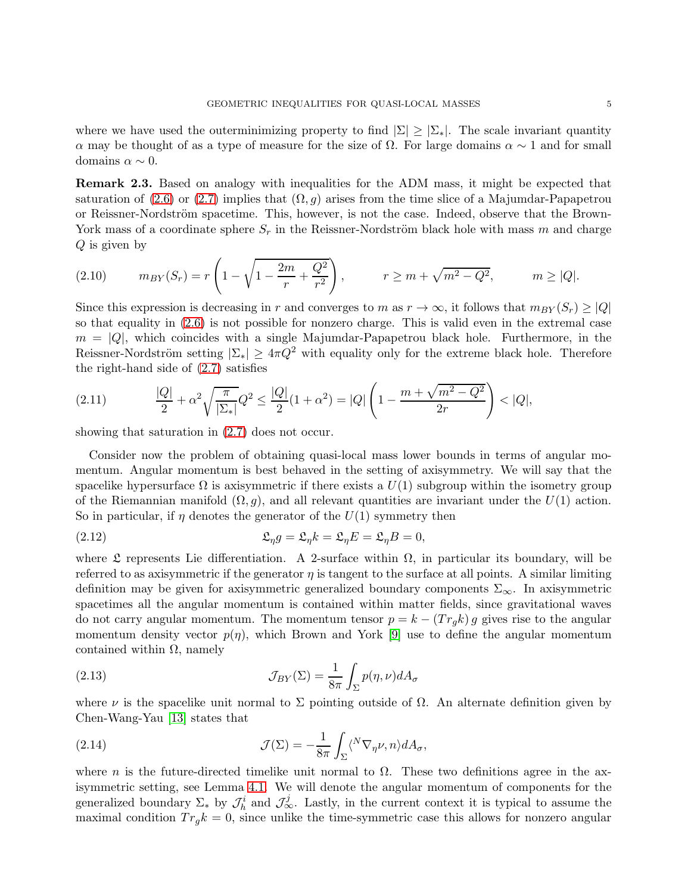where we have used the outerminimizing property to find $|\Sigma| \geq |\Sigma_*|$. The scale invariant quantity $\alpha$ may be thought of as a type of measure for the size of $\Omega$. For large domains $\alpha \sim 1$ and for small domains $\alpha \sim 0$.

**Remark 2.3.** Based on analogy with inequalities for the ADM mass, it might be expected that saturation of (2.6) or (2.7) implies that $(\Omega, g)$ arises from the time slice of a Majumdar-Papapetrou or Reissner-Nordström spacetime. This, however, is not the case. Indeed, observe that the Brown-York mass of a coordinate sphere $S_r$ in the Reissner-Nordström black hole with mass $m$ and charge $Q$ is given by

$$m_{BY}(S_r) = r\left(1 - \sqrt{1 - \frac{2m}{r} + \frac{Q^2}{r^2}}\right), \qquad r \geq m + \sqrt{m^2 - Q^2}, \qquad m \geq |Q|. \tag{2.10}$$

Since this expression is decreasing in $r$ and converges to $m$ as $r \to \infty$, it follows that $m_{BY}(S_r) \geq |Q|$ so that equality in (2.6) is not possible for nonzero charge. This is valid even in the extremal case $m = |Q|$, which coincides with a single Majumdar-Papapetrou black hole. Furthermore, in the Reissner-Nordström setting $|\Sigma_*| \geq 4\pi Q^2$ with equality only for the extreme black hole. Therefore the right-hand side of (2.7) satisfies

$$\frac{|Q|}{2} + \alpha^2\sqrt{\frac{\pi}{|\Sigma_*|}}Q^2 \leq \frac{|Q|}{2}(1 + \alpha^2) = |Q|\left(1 - \frac{m + \sqrt{m^2 - Q^2}}{2r}\right) < |Q|, \tag{2.11}$$

showing that saturation in (2.7) does not occur.

Consider now the problem of obtaining quasi-local mass lower bounds in terms of angular momentum. Angular momentum is best behaved in the setting of axisymmetry. We will say that the spacelike hypersurface $\Omega$ is axisymmetric if there exists a $U(1)$ subgroup within the isometry group of the Riemannian manifold $(\Omega, g)$, and all relevant quantities are invariant under the $U(1)$ action. So in particular, if $\eta$ denotes the generator of the $U(1)$ symmetry then

$$\mathfrak{L}_\eta g = \mathfrak{L}_\eta k = \mathfrak{L}_\eta E = \mathfrak{L}_\eta B = 0, \tag{2.12}$$

where $\mathfrak{L}$ represents Lie differentiation. A 2-surface within $\Omega$, in particular its boundary, will be referred to as axisymmetric if the generator $\eta$ is tangent to the surface at all points. A similar limiting definition may be given for axisymmetric generalized boundary components $\Sigma_\infty$. In axisymmetric spacetimes all the angular momentum is contained within matter fields, since gravitational waves do not carry angular momentum. The momentum tensor $p = k - (Tr_g k)\, g$ gives rise to the angular momentum density vector $p(\eta)$, which Brown and York [9] use to define the angular momentum contained within $\Omega$, namely

$$\mathcal{J}_{BY}(\Sigma) = \frac{1}{8\pi}\int_\Sigma p(\eta, \nu) dA_\sigma \tag{2.13}$$

where $\nu$ is the spacelike unit normal to $\Sigma$ pointing outside of $\Omega$. An alternate definition given by Chen-Wang-Yau [13] states that

$$\mathcal{J}(\Sigma) = -\frac{1}{8\pi}\int_\Sigma \langle {}^N\nabla_\eta \nu, n\rangle dA_\sigma, \tag{2.14}$$

where $n$ is the future-directed timelike unit normal to $\Omega$. These two definitions agree in the axisymmetric setting, see Lemma 4.1. We will denote the angular momentum of components for the generalized boundary $\Sigma_*$ by $\mathcal{J}_h^i$ and $\mathcal{J}_\infty^j$. Lastly, in the current context it is typical to assume the maximal condition $Tr_g k = 0$, since unlike the time-symmetric case this allows for nonzero angular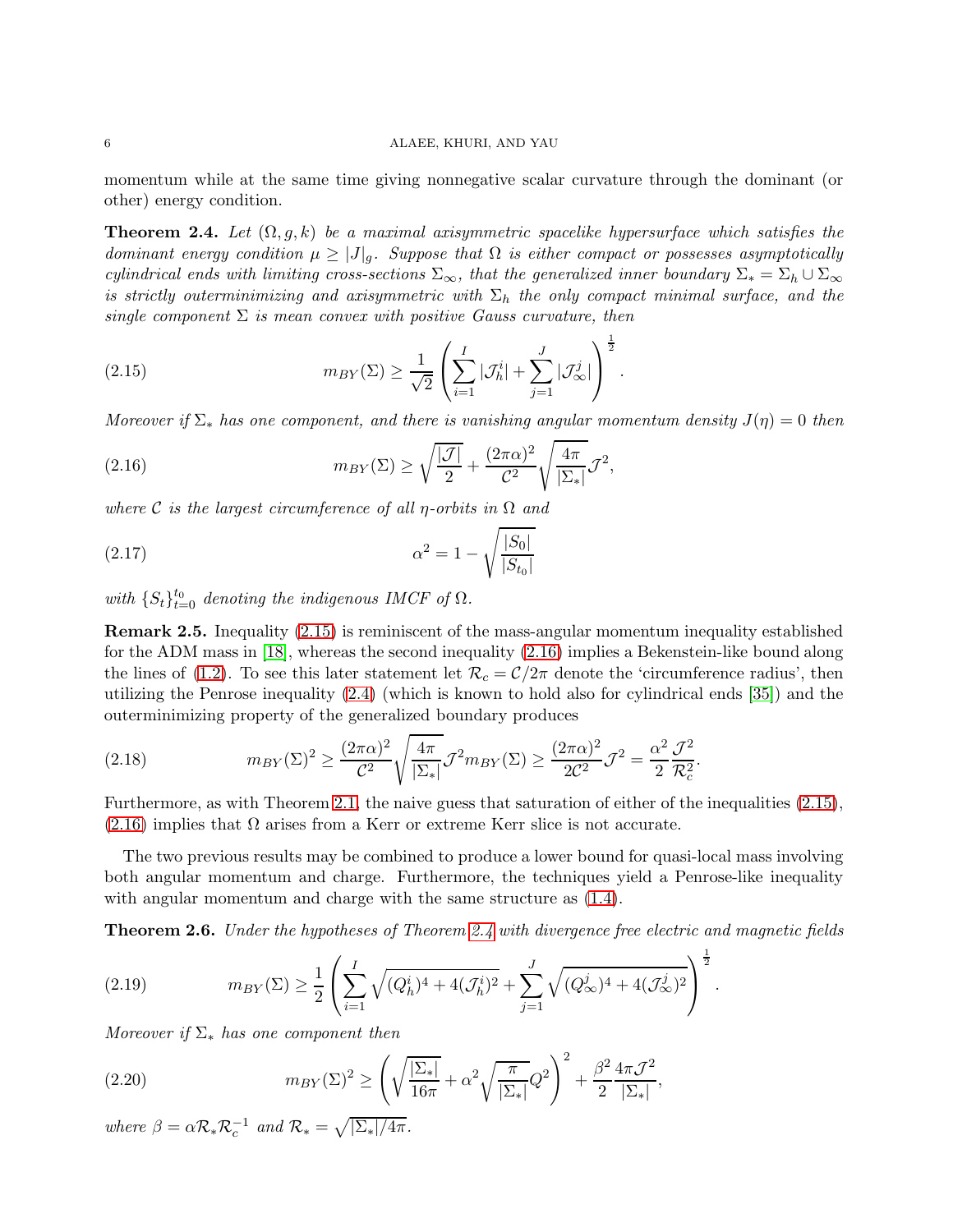momentum while at the same time giving nonnegative scalar curvature through the dominant (or other) energy condition.

**Theorem 2.4.** *Let $(\Omega, g, k)$ be a maximal axisymmetric spacelike hypersurface which satisfies the dominant energy condition $\mu \geq |J|_g$. Suppose that $\Omega$ is either compact or possesses asymptotically cylindrical ends with limiting cross-sections $\Sigma_\infty$, that the generalized inner boundary $\Sigma_* = \Sigma_h \cup \Sigma_\infty$ is strictly outerminimizing and axisymmetric with $\Sigma_h$ the only compact minimal surface, and the single component $\Sigma$ is mean convex with positive Gauss curvature, then*

$$m_{BY}(\Sigma) \geq \frac{1}{\sqrt{2}} \left( \sum_{i=1}^{I} |\mathcal{J}_h^i| + \sum_{j=1}^{J} |\mathcal{J}_\infty^j| \right)^{\frac{1}{2}}. \tag{2.15}$$

*Moreover if $\Sigma_*$ has one component, and there is vanishing angular momentum density $J(\eta) = 0$ then*

$$m_{BY}(\Sigma) \geq \sqrt{\frac{|\mathcal{J}|}{2} + \frac{(2\pi\alpha)^2}{\mathcal{C}^2} \sqrt{\frac{4\pi}{|\Sigma_*|}} \mathcal{J}^2}, \tag{2.16}$$

*where $\mathcal{C}$ is the largest circumference of all $\eta$-orbits in $\Omega$ and*

$$\alpha^2 = 1 - \sqrt{\frac{|S_0|}{|S_{t_0}|}} \tag{2.17}$$

*with $\{S_t\}_{t=0}^{t_0}$ denoting the indigenous IMCF of $\Omega$.*

**Remark 2.5.** Inequality (2.15) is reminiscent of the mass-angular momentum inequality established for the ADM mass in [18], whereas the second inequality (2.16) implies a Bekenstein-like bound along the lines of (1.2). To see this later statement let $\mathcal{R}_c = \mathcal{C}/2\pi$ denote the 'circumference radius', then utilizing the Penrose inequality (2.4) (which is known to hold also for cylindrical ends [35]) and the outerminimizing property of the generalized boundary produces

$$m_{BY}(\Sigma)^2 \geq \frac{(2\pi\alpha)^2}{\mathcal{C}^2} \sqrt{\frac{4\pi}{|\Sigma_*|}} \mathcal{J}^2 m_{BY}(\Sigma) \geq \frac{(2\pi\alpha)^2}{2\mathcal{C}^2} \mathcal{J}^2 = \frac{\alpha^2}{2} \frac{\mathcal{J}^2}{\mathcal{R}_c^2}. \tag{2.18}$$

Furthermore, as with Theorem 2.1, the naive guess that saturation of either of the inequalities (2.15), (2.16) implies that $\Omega$ arises from a Kerr or extreme Kerr slice is not accurate.

The two previous results may be combined to produce a lower bound for quasi-local mass involving both angular momentum and charge. Furthermore, the techniques yield a Penrose-like inequality with angular momentum and charge with the same structure as (1.4).

**Theorem 2.6.** *Under the hypotheses of Theorem 2.4 with divergence free electric and magnetic fields*

$$m_{BY}(\Sigma) \geq \frac{1}{2} \left( \sum_{i=1}^{I} \sqrt{(Q_h^i)^4 + 4(\mathcal{J}_h^i)^2} + \sum_{j=1}^{J} \sqrt{(Q_\infty^j)^4 + 4(\mathcal{J}_\infty^j)^2} \right)^{\frac{1}{2}}. \tag{2.19}$$

*Moreover if $\Sigma_*$ has one component then*

$$m_{BY}(\Sigma)^2 \geq \left( \sqrt{\frac{|\Sigma_*|}{16\pi}} + \alpha^2 \sqrt{\frac{\pi}{|\Sigma_*|}} Q^2 \right)^2 + \frac{\beta^2}{2} \frac{4\pi\mathcal{J}^2}{|\Sigma_*|}, \tag{2.20}$$

*where $\beta = \alpha \mathcal{R}_* \mathcal{R}_c^{-1}$ and $\mathcal{R}_* = \sqrt{|\Sigma_*|/4\pi}$.*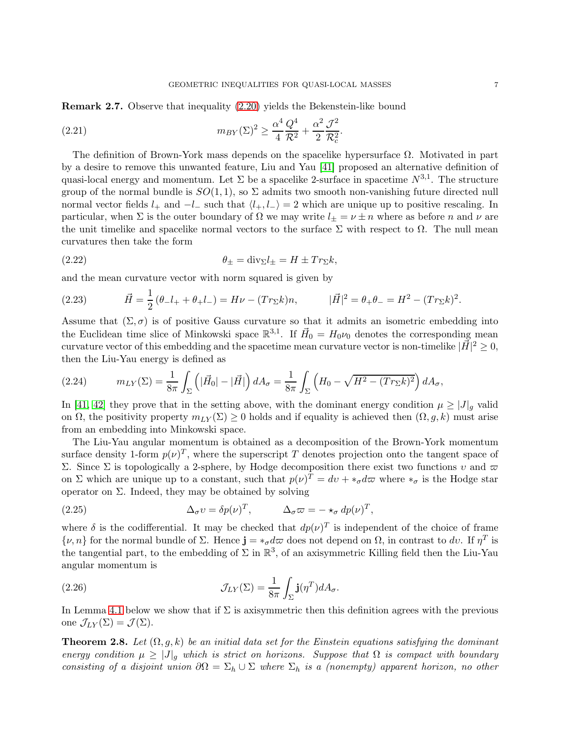**Remark 2.7.** Observe that inequality (2.20) yields the Bekenstein-like bound

$$m_{BY}(\Sigma)^2 \geq \frac{\alpha^4}{4}\frac{Q^4}{\mathcal{R}^2} + \frac{\alpha^2}{2}\frac{\mathcal{J}^2}{\mathcal{R}_c^2}. \tag{2.21}$$

The definition of Brown-York mass depends on the spacelike hypersurface $\Omega$. Motivated in part by a desire to remove this unwanted feature, Liu and Yau [41] proposed an alternative definition of quasi-local energy and momentum. Let $\Sigma$ be a spacelike 2-surface in spacetime $N^{3,1}$. The structure group of the normal bundle is $SO(1,1)$, so $\Sigma$ admits two smooth non-vanishing future directed null normal vector fields $l_+$ and $-l_-$ such that $\langle l_+, l_-\rangle = 2$ which are unique up to positive rescaling. In particular, when $\Sigma$ is the outer boundary of $\Omega$ we may write $l_\pm = \nu \pm n$ where as before $n$ and $\nu$ are the unit timelike and spacelike normal vectors to the surface $\Sigma$ with respect to $\Omega$. The null mean curvatures then take the form

$$\theta_\pm = \mathrm{div}_\Sigma l_\pm = H \pm Tr_\Sigma k, \tag{2.22}$$

and the mean curvature vector with norm squared is given by

$$\vec{H} = \frac{1}{2}\left(\theta_- l_+ + \theta_+ l_-\right) = H\nu - (Tr_\Sigma k)n, \qquad |\vec{H}|^2 = \theta_+\theta_- = H^2 - (Tr_\Sigma k)^2. \tag{2.23}$$

Assume that $(\Sigma, \sigma)$ is of positive Gauss curvature so that it admits an isometric embedding into the Euclidean time slice of Minkowski space $\mathbb{R}^{3,1}$. If $\vec{H}_0 = H_0\nu_0$ denotes the corresponding mean curvature vector of this embedding and the spacetime mean curvature vector is non-timelike $|\vec{H}|^2 \geq 0$, then the Liu-Yau energy is defined as

$$m_{LY}(\Sigma) = \frac{1}{8\pi}\int_\Sigma \left(|\vec{H}_0| - |\vec{H}|\right) dA_\sigma = \frac{1}{8\pi}\int_\Sigma \left(H_0 - \sqrt{H^2 - (Tr_\Sigma k)^2}\right) dA_\sigma, \tag{2.24}$$

In [41, 42] they prove that in the setting above, with the dominant energy condition $\mu \geq |J|_g$ valid on $\Omega$, the positivity property $m_{LY}(\Sigma) \geq 0$ holds and if equality is achieved then $(\Omega, g, k)$ must arise from an embedding into Minkowski space.

The Liu-Yau angular momentum is obtained as a decomposition of the Brown-York momentum surface density 1-form $p(\nu)^T$, where the superscript $T$ denotes projection onto the tangent space of $\Sigma$. Since $\Sigma$ is topologically a 2-sphere, by Hodge decomposition there exist two functions $\upsilon$ and $\varpi$ on $\Sigma$ which are unique up to a constant, such that $p(\nu)^T = d\upsilon + *_\sigma d\varpi$ where $*_\sigma$ is the Hodge star operator on $\Sigma$. Indeed, they may be obtained by solving

$$\Delta_\sigma \upsilon = \delta p(\nu)^T, \qquad \Delta_\sigma \varpi = -\star_\sigma dp(\nu)^T, \tag{2.25}$$

where $\delta$ is the codifferential. It may be checked that $dp(\nu)^T$ is independent of the choice of frame $\{\nu, n\}$ for the normal bundle of $\Sigma$. Hence $\mathbf{j} = *_\sigma d\varpi$ does not depend on $\Omega$, in contrast to $d\upsilon$. If $\eta^T$ is the tangential part, to the embedding of $\Sigma$ in $\mathbb{R}^3$, of an axisymmetric Killing field then the Liu-Yau angular momentum is

$$\mathcal{J}_{LY}(\Sigma) = \frac{1}{8\pi}\int_\Sigma \mathbf{j}(\eta^T) dA_\sigma. \tag{2.26}$$

In Lemma 4.1 below we show that if $\Sigma$ is axisymmetric then this definition agrees with the previous one $\mathcal{J}_{LY}(\Sigma) = \mathcal{J}(\Sigma)$.

**Theorem 2.8.** *Let $(\Omega, g, k)$ be an initial data set for the Einstein equations satisfying the dominant energy condition $\mu \geq |J|_g$ which is strict on horizons. Suppose that $\Omega$ is compact with boundary consisting of a disjoint union $\partial\Omega = \Sigma_h \cup \Sigma$ where $\Sigma_h$ is a (nonempty) apparent horizon, no other*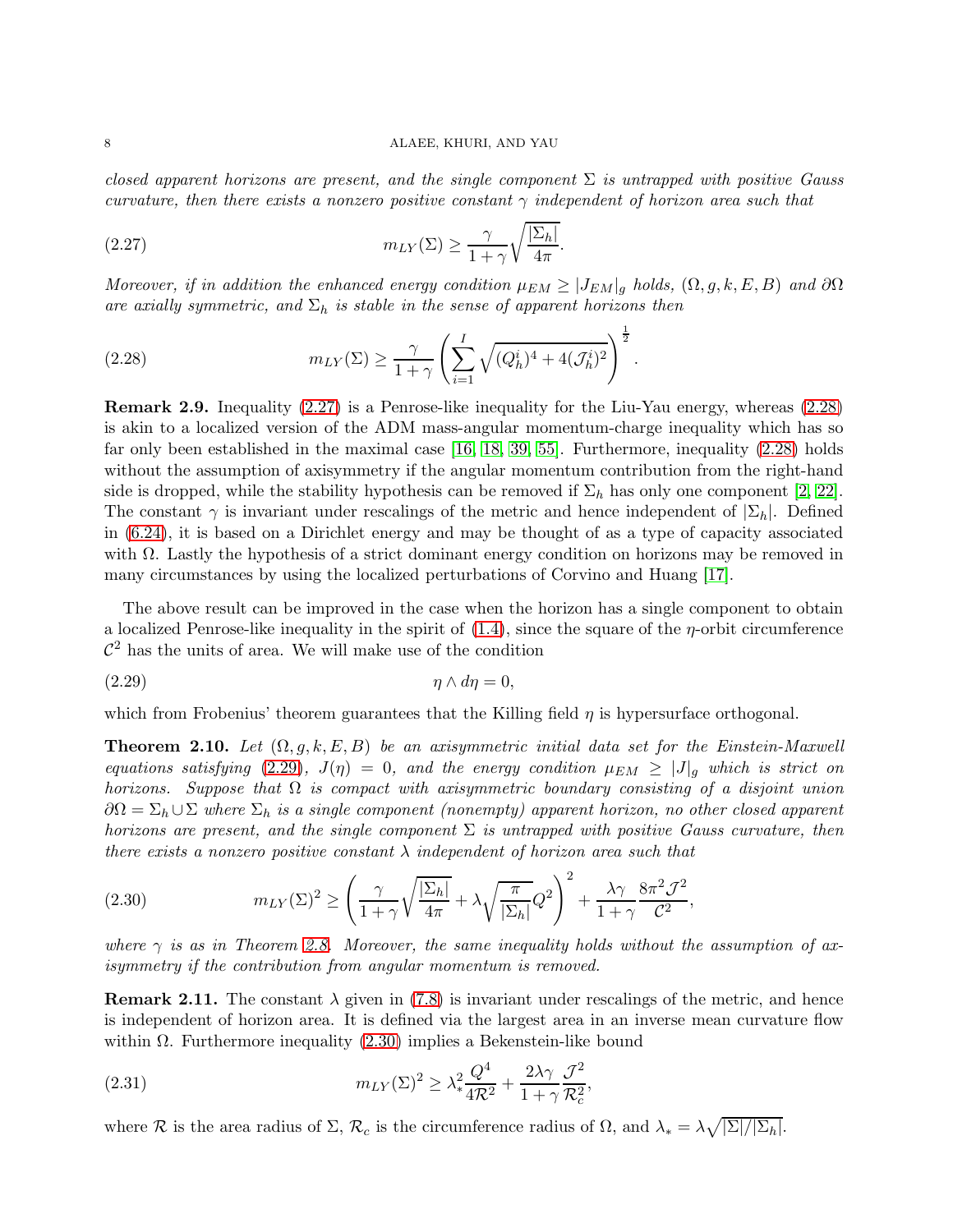*closed apparent horizons are present, and the single component $\Sigma$ is untrapped with positive Gauss curvature, then there exists a nonzero positive constant $\gamma$ independent of horizon area such that*

$$m_{LY}(\Sigma) \geq \frac{\gamma}{1+\gamma}\sqrt{\frac{|\Sigma_h|}{4\pi}}. \tag{2.27}$$

*Moreover, if in addition the enhanced energy condition $\mu_{EM} \geq |J_{EM}|_g$ holds, $(\Omega, g, k, E, B)$ and $\partial\Omega$ are axially symmetric, and $\Sigma_h$ is stable in the sense of apparent horizons then*

$$m_{LY}(\Sigma) \geq \frac{\gamma}{1+\gamma}\left(\sum_{i=1}^{I}\sqrt{(Q_h^i)^4 + 4(\mathcal{J}_h^i)^2}\right)^{\frac{1}{2}}. \tag{2.28}$$

**Remark 2.9.** Inequality (2.27) is a Penrose-like inequality for the Liu-Yau energy, whereas (2.28) is akin to a localized version of the ADM mass-angular momentum-charge inequality which has so far only been established in the maximal case [16, 18, 39, 55]. Furthermore, inequality (2.28) holds without the assumption of axisymmetry if the angular momentum contribution from the right-hand side is dropped, while the stability hypothesis can be removed if $\Sigma_h$ has only one component [2, 22]. The constant $\gamma$ is invariant under rescalings of the metric and hence independent of $|\Sigma_h|$. Defined in (6.24), it is based on a Dirichlet energy and may be thought of as a type of capacity associated with $\Omega$. Lastly the hypothesis of a strict dominant energy condition on horizons may be removed in many circumstances by using the localized perturbations of Corvino and Huang [17].

The above result can be improved in the case when the horizon has a single component to obtain a localized Penrose-like inequality in the spirit of (1.4), since the square of the $\eta$-orbit circumference $\mathcal{C}^2$ has the units of area. We will make use of the condition

$$\eta \wedge d\eta = 0, \tag{2.29}$$

which from Frobenius' theorem guarantees that the Killing field $\eta$ is hypersurface orthogonal.

**Theorem 2.10.** *Let $(\Omega, g, k, E, B)$ be an axisymmetric initial data set for the Einstein-Maxwell equations satisfying (2.29), $J(\eta) = 0$, and the energy condition $\mu_{EM} \geq |J|_g$ which is strict on horizons. Suppose that $\Omega$ is compact with axisymmetric boundary consisting of a disjoint union $\partial\Omega = \Sigma_h \cup \Sigma$ where $\Sigma_h$ is a single component (nonempty) apparent horizon, no other closed apparent horizons are present, and the single component $\Sigma$ is untrapped with positive Gauss curvature, then there exists a nonzero positive constant $\lambda$ independent of horizon area such that*

$$m_{LY}(\Sigma)^2 \geq \left(\frac{\gamma}{1+\gamma}\sqrt{\frac{|\Sigma_h|}{4\pi}} + \lambda\sqrt{\frac{\pi}{|\Sigma_h|}}Q^2\right)^2 + \frac{\lambda\gamma}{1+\gamma}\frac{8\pi^2\mathcal{J}^2}{\mathcal{C}^2}, \tag{2.30}$$

*where $\gamma$ is as in Theorem 2.8. Moreover, the same inequality holds without the assumption of axisymmetry if the contribution from angular momentum is removed.*

**Remark 2.11.** The constant $\lambda$ given in (7.8) is invariant under rescalings of the metric, and hence is independent of horizon area. It is defined via the largest area in an inverse mean curvature flow within $\Omega$. Furthermore inequality (2.30) implies a Bekenstein-like bound

$$m_{LY}(\Sigma)^2 \geq \lambda_*^2\frac{Q^4}{4\mathcal{R}^2} + \frac{2\lambda\gamma}{1+\gamma}\frac{\mathcal{J}^2}{\mathcal{R}_c^2}, \tag{2.31}$$

where $\mathcal{R}$ is the area radius of $\Sigma$, $\mathcal{R}_c$ is the circumference radius of $\Omega$, and $\lambda_* = \lambda\sqrt{|\Sigma|/|\Sigma_h|}$.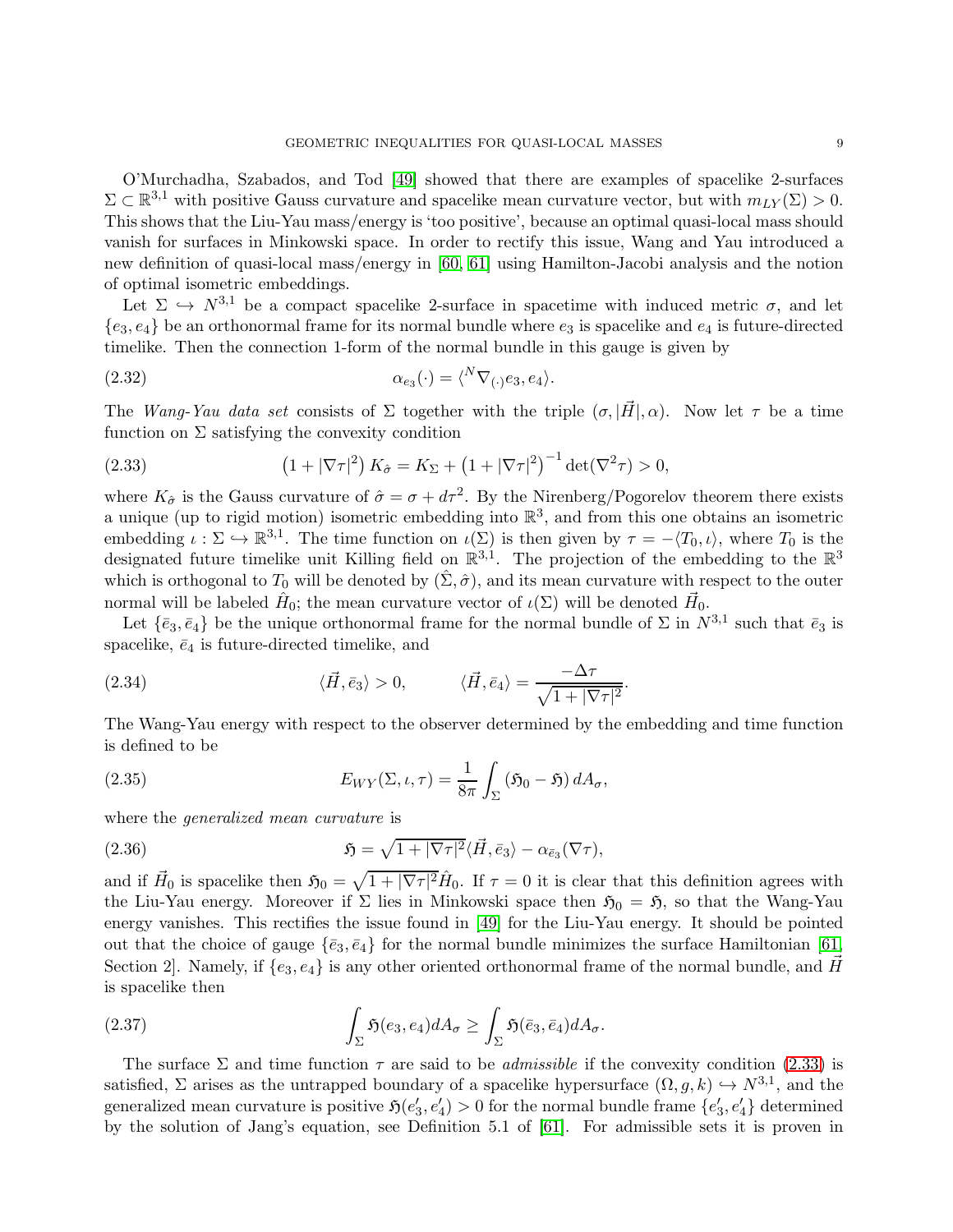O'Murchadha, Szabados, and Tod [49] showed that there are examples of spacelike 2-surfaces $\Sigma \subset \mathbb{R}^{3,1}$ with positive Gauss curvature and spacelike mean curvature vector, but with $m_{LY}(\Sigma) > 0$. This shows that the Liu-Yau mass/energy is 'too positive', because an optimal quasi-local mass should vanish for surfaces in Minkowski space. In order to rectify this issue, Wang and Yau introduced a new definition of quasi-local mass/energy in [60, 61] using Hamilton-Jacobi analysis and the notion of optimal isometric embeddings.

Let $\Sigma \hookrightarrow N^{3,1}$ be a compact spacelike 2-surface in spacetime with induced metric $\sigma$, and let $\{e_3, e_4\}$ be an orthonormal frame for its normal bundle where $e_3$ is spacelike and $e_4$ is future-directed timelike. Then the connection 1-form of the normal bundle in this gauge is given by

$$\alpha_{e_3}(\cdot) = \langle {}^N\nabla_{(\cdot)} e_3, e_4 \rangle. \tag{2.32}$$

The *Wang-Yau data set* consists of $\Sigma$ together with the triple $(\sigma, |\vec{H}|, \alpha)$. Now let $\tau$ be a time function on $\Sigma$ satisfying the convexity condition

$$\left(1 + |\nabla\tau|^2\right) K_{\hat{\sigma}} = K_\Sigma + \left(1 + |\nabla\tau|^2\right)^{-1} \det(\nabla^2\tau) > 0, \tag{2.33}$$

where $K_{\hat{\sigma}}$ is the Gauss curvature of $\hat{\sigma} = \sigma + d\tau^2$. By the Nirenberg/Pogorelov theorem there exists a unique (up to rigid motion) isometric embedding into $\mathbb{R}^3$, and from this one obtains an isometric embedding $\iota : \Sigma \hookrightarrow \mathbb{R}^{3,1}$. The time function on $\iota(\Sigma)$ is then given by $\tau = -\langle T_0, \iota \rangle$, where $T_0$ is the designated future timelike unit Killing field on $\mathbb{R}^{3,1}$. The projection of the embedding to the $\mathbb{R}^3$ which is orthogonal to $T_0$ will be denoted by $(\hat{\Sigma}, \hat{\sigma})$, and its mean curvature with respect to the outer normal will be labeled $\hat{H}_0$; the mean curvature vector of $\iota(\Sigma)$ will be denoted $\vec{H}_0$.

Let $\{\bar{e}_3, \bar{e}_4\}$ be the unique orthonormal frame for the normal bundle of $\Sigma$ in $N^{3,1}$ such that $\bar{e}_3$ is spacelike, $\bar{e}_4$ is future-directed timelike, and

$$\langle \vec{H}, \bar{e}_3 \rangle > 0, \qquad \langle \vec{H}, \bar{e}_4 \rangle = \frac{-\Delta\tau}{\sqrt{1 + |\nabla\tau|^2}}. \tag{2.34}$$

The Wang-Yau energy with respect to the observer determined by the embedding and time function is defined to be

$$E_{WY}(\Sigma, \iota, \tau) = \frac{1}{8\pi} \int_\Sigma (\mathfrak{H}_0 - \mathfrak{H}) \, dA_\sigma, \tag{2.35}$$

where the *generalized mean curvature* is

$$\mathfrak{H} = \sqrt{1 + |\nabla\tau|^2} \langle \vec{H}, \bar{e}_3 \rangle - \alpha_{\bar{e}_3}(\nabla\tau), \tag{2.36}$$

and if $\vec{H}_0$ is spacelike then $\mathfrak{H}_0 = \sqrt{1 + |\nabla\tau|^2} \hat{H}_0$. If $\tau = 0$ it is clear that this definition agrees with the Liu-Yau energy. Moreover if $\Sigma$ lies in Minkowski space then $\mathfrak{H}_0 = \mathfrak{H}$, so that the Wang-Yau energy vanishes. This rectifies the issue found in [49] for the Liu-Yau energy. It should be pointed out that the choice of gauge $\{\bar{e}_3, \bar{e}_4\}$ for the normal bundle minimizes the surface Hamiltonian [61, Section 2]. Namely, if $\{e_3, e_4\}$ is any other oriented orthonormal frame of the normal bundle, and $\vec{H}$ is spacelike then

$$\int_\Sigma \mathfrak{H}(e_3, e_4) dA_\sigma \geq \int_\Sigma \mathfrak{H}(\bar{e}_3, \bar{e}_4) dA_\sigma. \tag{2.37}$$

The surface $\Sigma$ and time function $\tau$ are said to be *admissible* if the convexity condition (2.33) is satisfied, $\Sigma$ arises as the untrapped boundary of a spacelike hypersurface $(\Omega, g, k) \hookrightarrow N^{3,1}$, and the generalized mean curvature is positive $\mathfrak{H}(e'_3, e'_4) > 0$ for the normal bundle frame $\{e'_3, e'_4\}$ determined by the solution of Jang's equation, see Definition 5.1 of [61]. For admissible sets it is proven in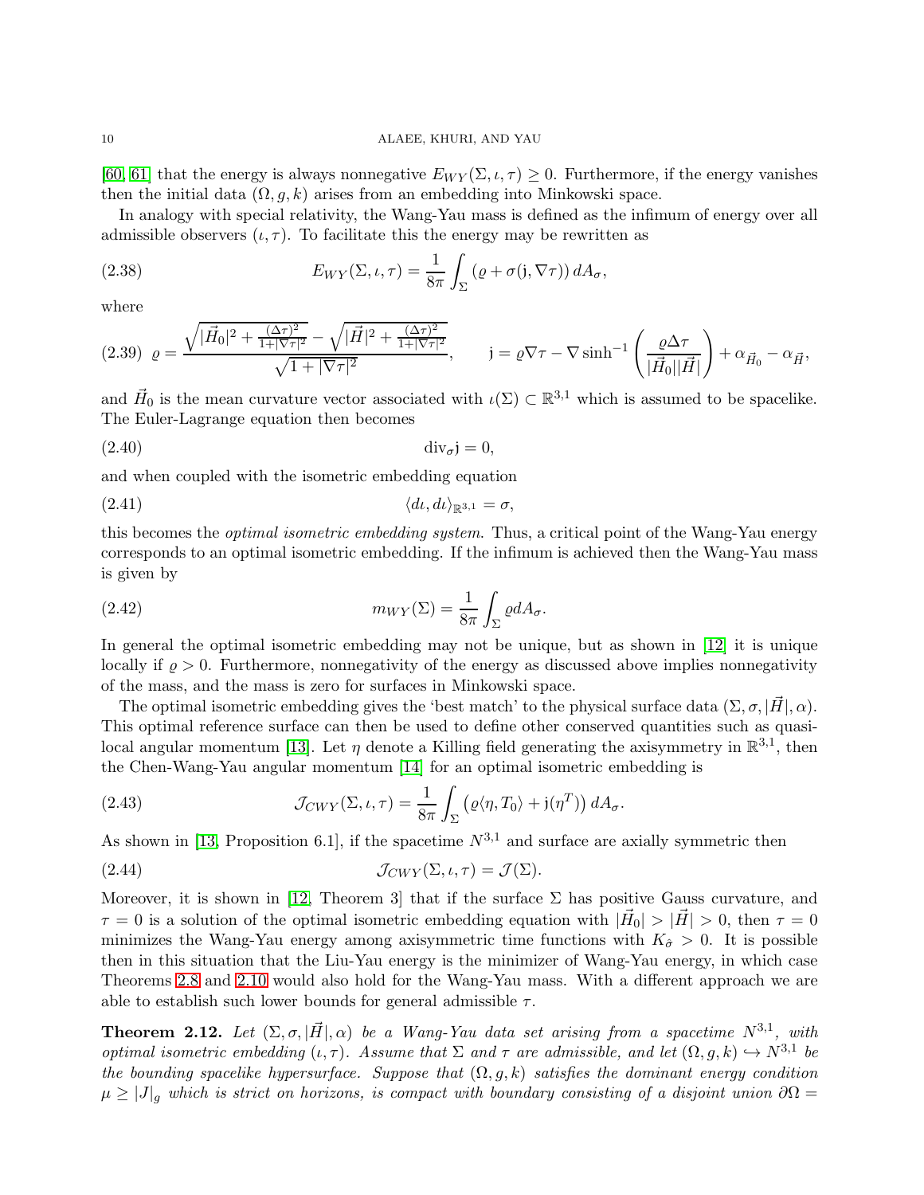[60, 61] that the energy is always nonnegative $E_{WY}(\Sigma,\iota,\tau)\geq 0$. Furthermore, if the energy vanishes then the initial data $(\Omega,g,k)$ arises from an embedding into Minkowski space.

In analogy with special relativity, the Wang-Yau mass is defined as the infimum of energy over all admissible observers $(\iota,\tau)$. To facilitate this the energy may be rewritten as

$$E_{WY}(\Sigma,\iota,\tau)=\frac{1}{8\pi}\int_{\Sigma}\left(\varrho+\sigma(\mathfrak{j},\nabla\tau)\right)dA_{\sigma}, \tag{2.38}$$

where

$$\varrho=\frac{\sqrt{|\vec{H}_0|^2+\frac{(\Delta\tau)^2}{1+|\nabla\tau|^2}}-\sqrt{|\vec{H}|^2+\frac{(\Delta\tau)^2}{1+|\nabla\tau|^2}}}{\sqrt{1+|\nabla\tau|^2}},\qquad \mathfrak{j}=\varrho\nabla\tau-\nabla\sinh^{-1}\left(\frac{\varrho\Delta\tau}{|\vec{H}_0||\vec{H}|}\right)+\alpha_{\vec{H}_0}-\alpha_{\vec{H}}, \tag{2.39}$$

and $\vec{H}_0$ is the mean curvature vector associated with $\iota(\Sigma)\subset\mathbb{R}^{3,1}$ which is assumed to be spacelike. The Euler-Lagrange equation then becomes

$$\operatorname{div}_{\sigma}\mathfrak{j}=0, \tag{2.40}$$

and when coupled with the isometric embedding equation

$$\langle d\iota,d\iota\rangle_{\mathbb{R}^{3,1}}=\sigma, \tag{2.41}$$

this becomes the *optimal isometric embedding system*. Thus, a critical point of the Wang-Yau energy corresponds to an optimal isometric embedding. If the infimum is achieved then the Wang-Yau mass is given by

$$m_{WY}(\Sigma)=\frac{1}{8\pi}\int_{\Sigma}\varrho dA_{\sigma}. \tag{2.42}$$

In general the optimal isometric embedding may not be unique, but as shown in [12] it is unique locally if $\varrho>0$. Furthermore, nonnegativity of the energy as discussed above implies nonnegativity of the mass, and the mass is zero for surfaces in Minkowski space.

The optimal isometric embedding gives the 'best match' to the physical surface data $(\Sigma,\sigma,|\vec{H}|,\alpha)$. This optimal reference surface can then be used to define other conserved quantities such as quasi-local angular momentum [13]. Let $\eta$ denote a Killing field generating the axisymmetry in $\mathbb{R}^{3,1}$, then the Chen-Wang-Yau angular momentum [14] for an optimal isometric embedding is

$$\mathcal{J}_{CWY}(\Sigma,\iota,\tau)=\frac{1}{8\pi}\int_{\Sigma}\left(\varrho\langle\eta,T_0\rangle+\mathfrak{j}(\eta^T)\right)dA_{\sigma}. \tag{2.43}$$

As shown in [13, Proposition 6.1], if the spacetime $N^{3,1}$ and surface are axially symmetric then

$$\mathcal{J}_{CWY}(\Sigma,\iota,\tau)=\mathcal{J}(\Sigma). \tag{2.44}$$

Moreover, it is shown in [12, Theorem 3] that if the surface $\Sigma$ has positive Gauss curvature, and $\tau=0$ is a solution of the optimal isometric embedding equation with $|\vec{H}_0|>|\vec{H}|>0$, then $\tau=0$ minimizes the Wang-Yau energy among axisymmetric time functions with $K_{\hat{\sigma}}>0$. It is possible then in this situation that the Liu-Yau energy is the minimizer of Wang-Yau energy, in which case Theorems 2.8 and 2.10 would also hold for the Wang-Yau mass. With a different approach we are able to establish such lower bounds for general admissible $\tau$.

**Theorem 2.12.** *Let $(\Sigma,\sigma,|\vec{H}|,\alpha)$ be a Wang-Yau data set arising from a spacetime $N^{3,1}$, with optimal isometric embedding $(\iota,\tau)$. Assume that $\Sigma$ and $\tau$ are admissible, and let $(\Omega,g,k)\hookrightarrow N^{3,1}$ be the bounding spacelike hypersurface. Suppose that $(\Omega,g,k)$ satisfies the dominant energy condition $\mu\geq|J|_g$ which is strict on horizons, is compact with boundary consisting of a disjoint union $\partial\Omega=$*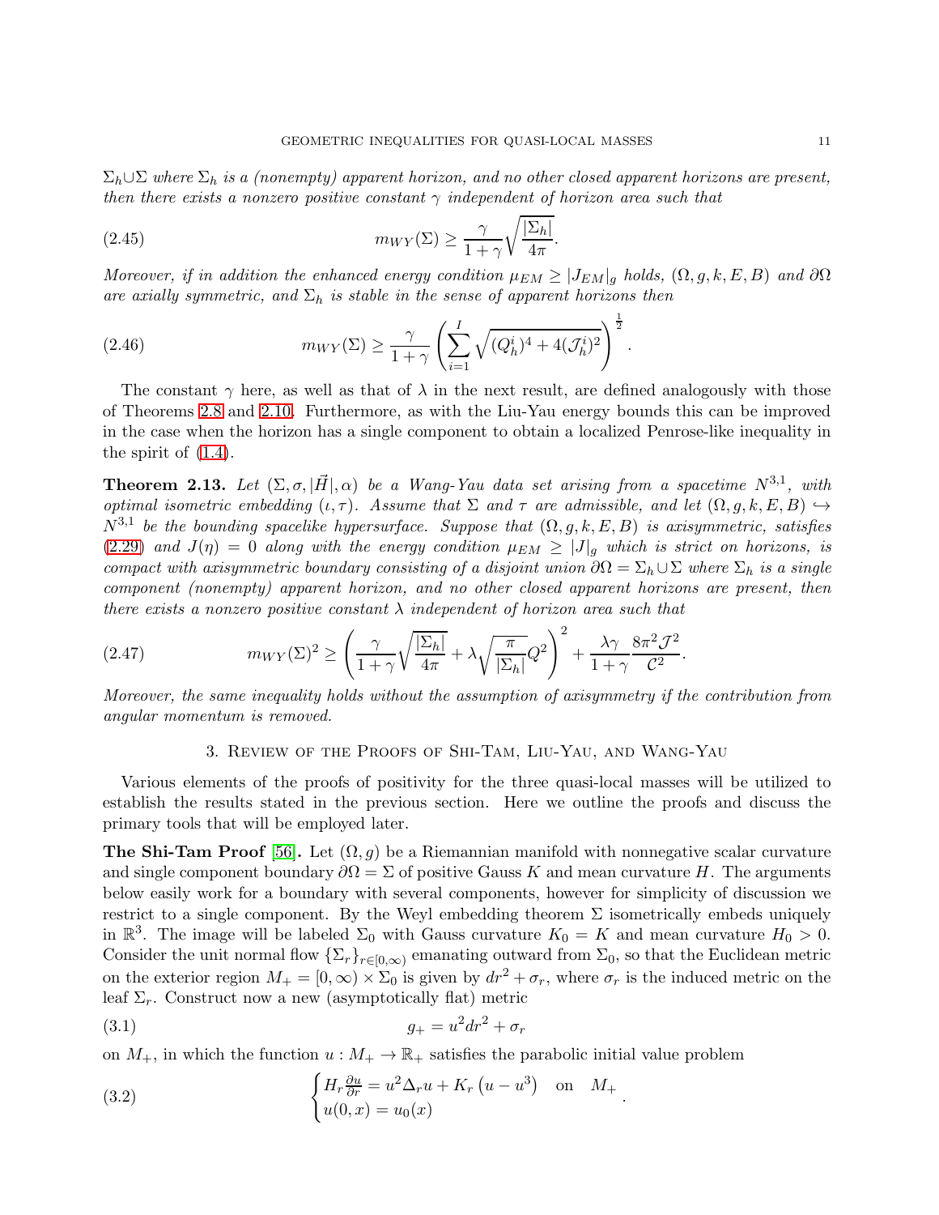*$\Sigma_h \cup \Sigma$ where $\Sigma_h$ is a (nonempty) apparent horizon, and no other closed apparent horizons are present, then there exists a nonzero positive constant $\gamma$ independent of horizon area such that*

$$m_{WY}(\Sigma) \geq \frac{\gamma}{1+\gamma}\sqrt{\frac{|\Sigma_h|}{4\pi}}. \tag{2.45}$$

*Moreover, if in addition the enhanced energy condition $\mu_{EM} \geq |J_{EM}|_g$ holds, $(\Omega, g, k, E, B)$ and $\partial\Omega$ are axially symmetric, and $\Sigma_h$ is stable in the sense of apparent horizons then*

$$m_{WY}(\Sigma) \geq \frac{\gamma}{1+\gamma}\left(\sum_{i=1}^{I}\sqrt{(Q_h^i)^4 + 4(\mathcal{J}_h^i)^2}\right)^{\frac{1}{2}}. \tag{2.46}$$

The constant $\gamma$ here, as well as that of $\lambda$ in the next result, are defined analogously with those of Theorems 2.8 and 2.10. Furthermore, as with the Liu-Yau energy bounds this can be improved in the case when the horizon has a single component to obtain a localized Penrose-like inequality in the spirit of (1.4).

**Theorem 2.13.** *Let $(\Sigma, \sigma, |\vec{H}|, \alpha)$ be a Wang-Yau data set arising from a spacetime $N^{3,1}$, with optimal isometric embedding $(\iota, \tau)$. Assume that $\Sigma$ and $\tau$ are admissible, and let $(\Omega, g, k, E, B) \hookrightarrow N^{3,1}$ be the bounding spacelike hypersurface. Suppose that $(\Omega, g, k, E, B)$ is axisymmetric, satisfies (2.29) and $J(\eta) = 0$ along with the energy condition $\mu_{EM} \geq |J|_g$ which is strict on horizons, is compact with axisymmetric boundary consisting of a disjoint union $\partial\Omega = \Sigma_h \cup \Sigma$ where $\Sigma_h$ is a single component (nonempty) apparent horizon, and no other closed apparent horizons are present, then there exists a nonzero positive constant $\lambda$ independent of horizon area such that*

$$m_{WY}(\Sigma)^2 \geq \left(\frac{\gamma}{1+\gamma}\sqrt{\frac{|\Sigma_h|}{4\pi}} + \lambda\sqrt{\frac{\pi}{|\Sigma_h|}}Q^2\right)^2 + \frac{\lambda\gamma}{1+\gamma}\frac{8\pi^2\mathcal{J}^2}{\mathcal{C}^2}. \tag{2.47}$$

*Moreover, the same inequality holds without the assumption of axisymmetry if the contribution from angular momentum is removed.*

## 3. Review of the Proofs of Shi-Tam, Liu-Yau, and Wang-Yau

Various elements of the proofs of positivity for the three quasi-local masses will be utilized to establish the results stated in the previous section. Here we outline the proofs and discuss the primary tools that will be employed later.

**The Shi-Tam Proof [56].** Let $(\Omega, g)$ be a Riemannian manifold with nonnegative scalar curvature and single component boundary $\partial\Omega = \Sigma$ of positive Gauss $K$ and mean curvature $H$. The arguments below easily work for a boundary with several components, however for simplicity of discussion we restrict to a single component. By the Weyl embedding theorem $\Sigma$ isometrically embeds uniquely in $\mathbb{R}^3$. The image will be labeled $\Sigma_0$ with Gauss curvature $K_0 = K$ and mean curvature $H_0 > 0$. Consider the unit normal flow $\{\Sigma_r\}_{r\in[0,\infty)}$ emanating outward from $\Sigma_0$, so that the Euclidean metric on the exterior region $M_+ = [0, \infty) \times \Sigma_0$ is given by $dr^2 + \sigma_r$, where $\sigma_r$ is the induced metric on the leaf $\Sigma_r$. Construct now a new (asymptotically flat) metric

$$g_+ = u^2 dr^2 + \sigma_r \tag{3.1}$$

on $M_+$, in which the function $u : M_+ \to \mathbb{R}_+$ satisfies the parabolic initial value problem

$$\begin{cases} H_r \frac{\partial u}{\partial r} = u^2 \Delta_r u + K_r\left(u - u^3\right) & \text{on} \quad M_+ \\ u(0, x) = u_0(x) \end{cases}. \tag{3.2}$$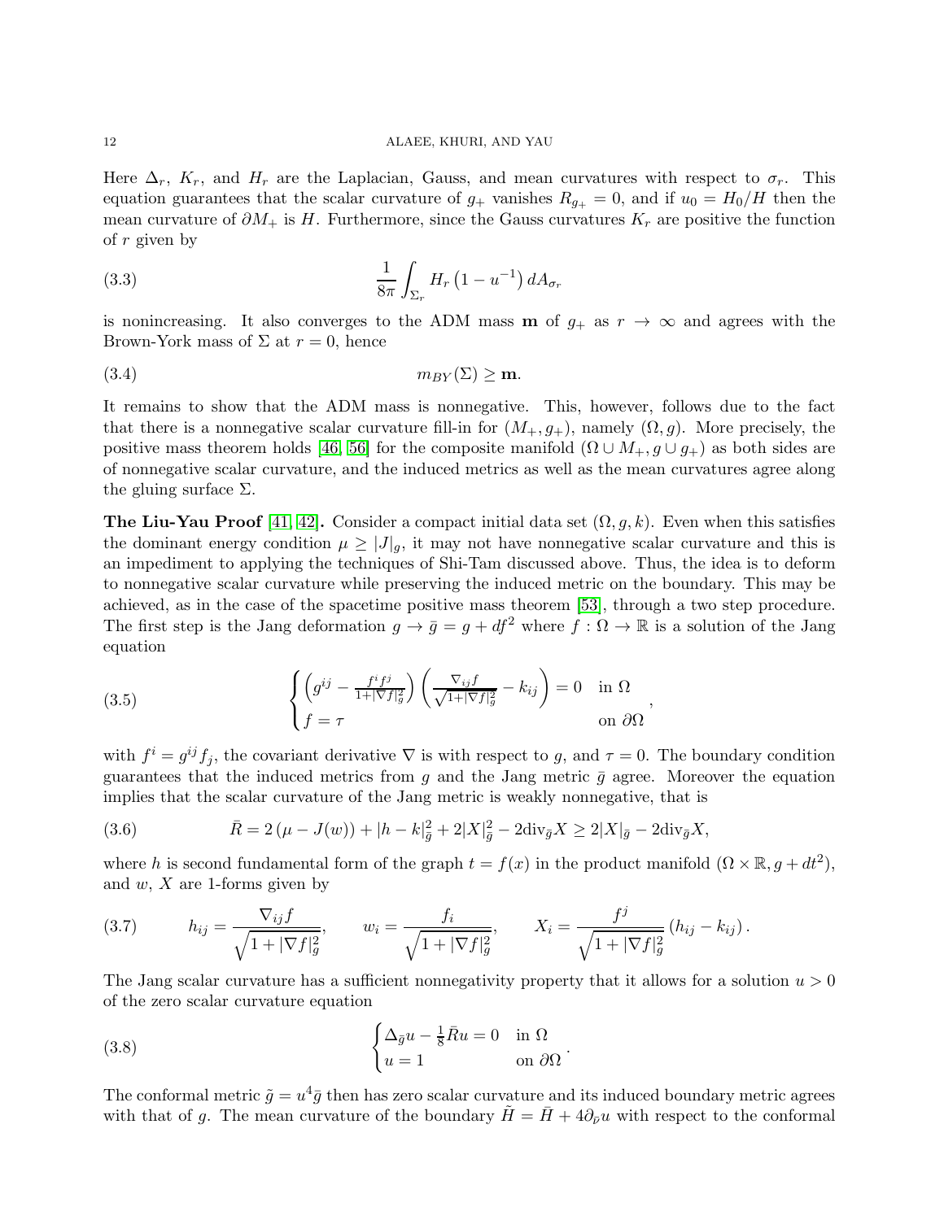Here $\Delta_r$, $K_r$, and $H_r$ are the Laplacian, Gauss, and mean curvatures with respect to $\sigma_r$. This equation guarantees that the scalar curvature of $g_+$ vanishes $R_{g_+} = 0$, and if $u_0 = H_0/H$ then the mean curvature of $\partial M_+$ is $H$. Furthermore, since the Gauss curvatures $K_r$ are positive the function of $r$ given by

$$\frac{1}{8\pi}\int_{\Sigma_r} H_r\left(1-u^{-1}\right) dA_{\sigma_r} \tag{3.3}$$

is nonincreasing. It also converges to the ADM mass $\mathbf{m}$ of $g_+$ as $r \to \infty$ and agrees with the Brown-York mass of $\Sigma$ at $r = 0$, hence

$$m_{BY}(\Sigma) \geq \mathbf{m}. \tag{3.4}$$

It remains to show that the ADM mass is nonnegative. This, however, follows due to the fact that there is a nonnegative scalar curvature fill-in for $(M_+, g_+)$, namely $(\Omega, g)$. More precisely, the positive mass theorem holds [46, 56] for the composite manifold $(\Omega \cup M_+, g \cup g_+)$ as both sides are of nonnegative scalar curvature, and the induced metrics as well as the mean curvatures agree along the gluing surface $\Sigma$.

**The Liu-Yau Proof [41, 42].** Consider a compact initial data set $(\Omega, g, k)$. Even when this satisfies the dominant energy condition $\mu \geq |J|_g$, it may not have nonnegative scalar curvature and this is an impediment to applying the techniques of Shi-Tam discussed above. Thus, the idea is to deform to nonnegative scalar curvature while preserving the induced metric on the boundary. This may be achieved, as in the case of the spacetime positive mass theorem [53], through a two step procedure. The first step is the Jang deformation $g \to \bar{g} = g + df^2$ where $f : \Omega \to \mathbb{R}$ is a solution of the Jang equation

$$\begin{cases} \left(g^{ij} - \frac{f^i f^j}{1+|\nabla f|_g^2}\right)\left(\frac{\nabla_{ij} f}{\sqrt{1+|\nabla f|_g^2}} - k_{ij}\right) = 0 & \text{in } \Omega \\ f = \tau & \text{on } \partial\Omega \end{cases}, \tag{3.5}$$

with $f^i = g^{ij} f_j$, the covariant derivative $\nabla$ is with respect to $g$, and $\tau = 0$. The boundary condition guarantees that the induced metrics from $g$ and the Jang metric $\bar{g}$ agree. Moreover the equation implies that the scalar curvature of the Jang metric is weakly nonnegative, that is

$$\bar{R} = 2\left(\mu - J(w)\right) + |h-k|_{\bar{g}}^2 + 2|X|_{\bar{g}}^2 - 2\mathrm{div}_{\bar{g}} X \geq 2|X|_{\bar{g}} - 2\mathrm{div}_{\bar{g}} X, \tag{3.6}$$

where $h$ is second fundamental form of the graph $t = f(x)$ in the product manifold $(\Omega \times \mathbb{R}, g + dt^2)$, and $w$, $X$ are 1-forms given by

$$h_{ij} = \frac{\nabla_{ij} f}{\sqrt{1+|\nabla f|_g^2}}, \qquad w_i = \frac{f_i}{\sqrt{1+|\nabla f|_g^2}}, \qquad X_i = \frac{f^j}{\sqrt{1+|\nabla f|_g^2}}\left(h_{ij} - k_{ij}\right). \tag{3.7}$$

The Jang scalar curvature has a sufficient nonnegativity property that it allows for a solution $u > 0$ of the zero scalar curvature equation

$$\begin{cases} \Delta_{\bar{g}} u - \frac{1}{8}\bar{R} u = 0 & \text{in } \Omega \\ u = 1 & \text{on } \partial\Omega \end{cases}. \tag{3.8}$$

The conformal metric $\tilde{g} = u^4 \bar{g}$ then has zero scalar curvature and its induced boundary metric agrees with that of $g$. The mean curvature of the boundary $\tilde{H} = \bar{H} + 4\partial_{\bar{\nu}} u$ with respect to the conformal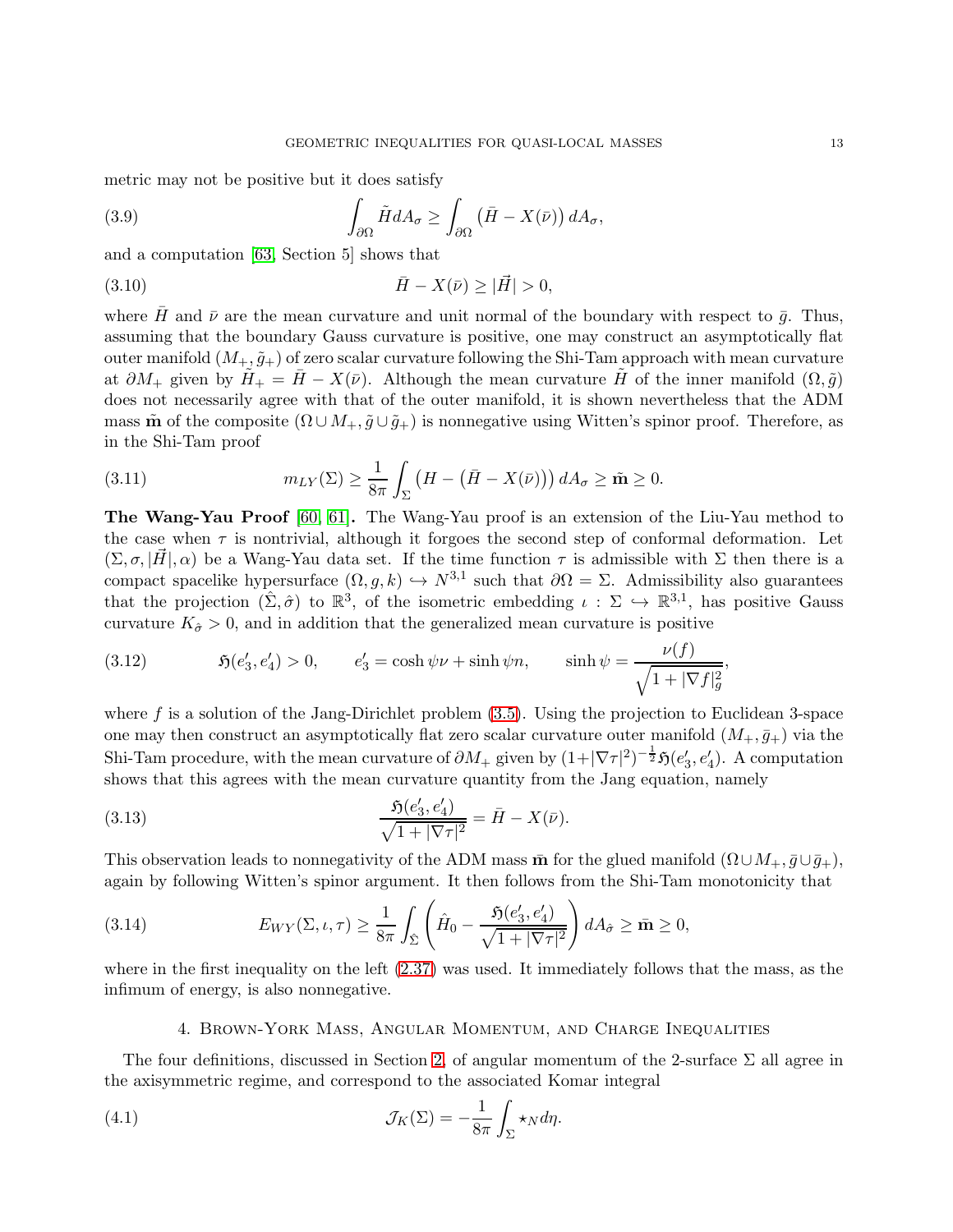metric may not be positive but it does satisfy

$$\int_{\partial\Omega} \tilde{H} dA_\sigma \geq \int_{\partial\Omega} \left(\bar{H} - X(\bar{\nu})\right) dA_\sigma, \tag{3.9}$$

and a computation [63, Section 5] shows that

$$\bar{H} - X(\bar{\nu}) \geq |\vec{H}| > 0, \tag{3.10}$$

where $\bar{H}$ and $\bar{\nu}$ are the mean curvature and unit normal of the boundary with respect to $\bar{g}$. Thus, assuming that the boundary Gauss curvature is positive, one may construct an asymptotically flat outer manifold $(M_+, \tilde{g}_+)$ of zero scalar curvature following the Shi-Tam approach with mean curvature at $\partial M_+$ given by $\tilde{H}_+ = \bar{H} - X(\bar{\nu})$. Although the mean curvature $\tilde{H}$ of the inner manifold $(\Omega, \tilde{g})$ does not necessarily agree with that of the outer manifold, it is shown nevertheless that the ADM mass $\tilde{\mathbf{m}}$ of the composite $(\Omega \cup M_+, \tilde{g} \cup \tilde{g}_+)$ is nonnegative using Witten's spinor proof. Therefore, as in the Shi-Tam proof

$$m_{LY}(\Sigma) \geq \frac{1}{8\pi} \int_\Sigma \left(H - \left(\bar{H} - X(\bar{\nu})\right)\right) dA_\sigma \geq \tilde{\mathbf{m}} \geq 0. \tag{3.11}$$

**The Wang-Yau Proof** [60, 61]**.** The Wang-Yau proof is an extension of the Liu-Yau method to the case when $\tau$ is nontrivial, although it forgoes the second step of conformal deformation. Let $(\Sigma, \sigma, |\vec{H}|, \alpha)$ be a Wang-Yau data set. If the time function $\tau$ is admissible with $\Sigma$ then there is a compact spacelike hypersurface $(\Omega, g, k) \hookrightarrow N^{3,1}$ such that $\partial\Omega = \Sigma$. Admissibility also guarantees that the projection $(\hat{\Sigma}, \hat{\sigma})$ to $\mathbb{R}^3$, of the isometric embedding $\iota : \Sigma \hookrightarrow \mathbb{R}^{3,1}$, has positive Gauss curvature $K_{\hat{\sigma}} > 0$, and in addition that the generalized mean curvature is positive

$$\mathfrak{H}(e_3', e_4') > 0, \qquad e_3' = \cosh\psi\nu + \sinh\psi n, \qquad \sinh\psi = \frac{\nu(f)}{\sqrt{1 + |\nabla f|_g^2}}, \tag{3.12}$$

where $f$ is a solution of the Jang-Dirichlet problem (3.5). Using the projection to Euclidean 3-space one may then construct an asymptotically flat zero scalar curvature outer manifold $(M_+, \bar{g}_+)$ via the Shi-Tam procedure, with the mean curvature of $\partial M_+$ given by $(1+|\nabla\tau|^2)^{-\frac{1}{2}}\mathfrak{H}(e_3', e_4')$. A computation shows that this agrees with the mean curvature quantity from the Jang equation, namely

$$\frac{\mathfrak{H}(e_3', e_4')}{\sqrt{1 + |\nabla\tau|^2}} = \bar{H} - X(\bar{\nu}). \tag{3.13}$$

This observation leads to nonnegativity of the ADM mass $\bar{\mathbf{m}}$ for the glued manifold $(\Omega \cup M_+, \bar{g} \cup \bar{g}_+)$, again by following Witten's spinor argument. It then follows from the Shi-Tam monotonicity that

$$E_{WY}(\Sigma, \iota, \tau) \geq \frac{1}{8\pi} \int_{\hat{\Sigma}} \left(\hat{H}_0 - \frac{\mathfrak{H}(e_3', e_4')}{\sqrt{1 + |\nabla\tau|^2}}\right) dA_{\hat{\sigma}} \geq \bar{\mathbf{m}} \geq 0, \tag{3.14}$$

where in the first inequality on the left (2.37) was used. It immediately follows that the mass, as the infimum of energy, is also nonnegative.

## 4. Brown-York Mass, Angular Momentum, and Charge Inequalities

The four definitions, discussed in Section 2, of angular momentum of the 2-surface $\Sigma$ all agree in the axisymmetric regime, and correspond to the associated Komar integral

$$\mathcal{J}_K(\Sigma) = -\frac{1}{8\pi} \int_\Sigma \star_N d\eta. \tag{4.1}$$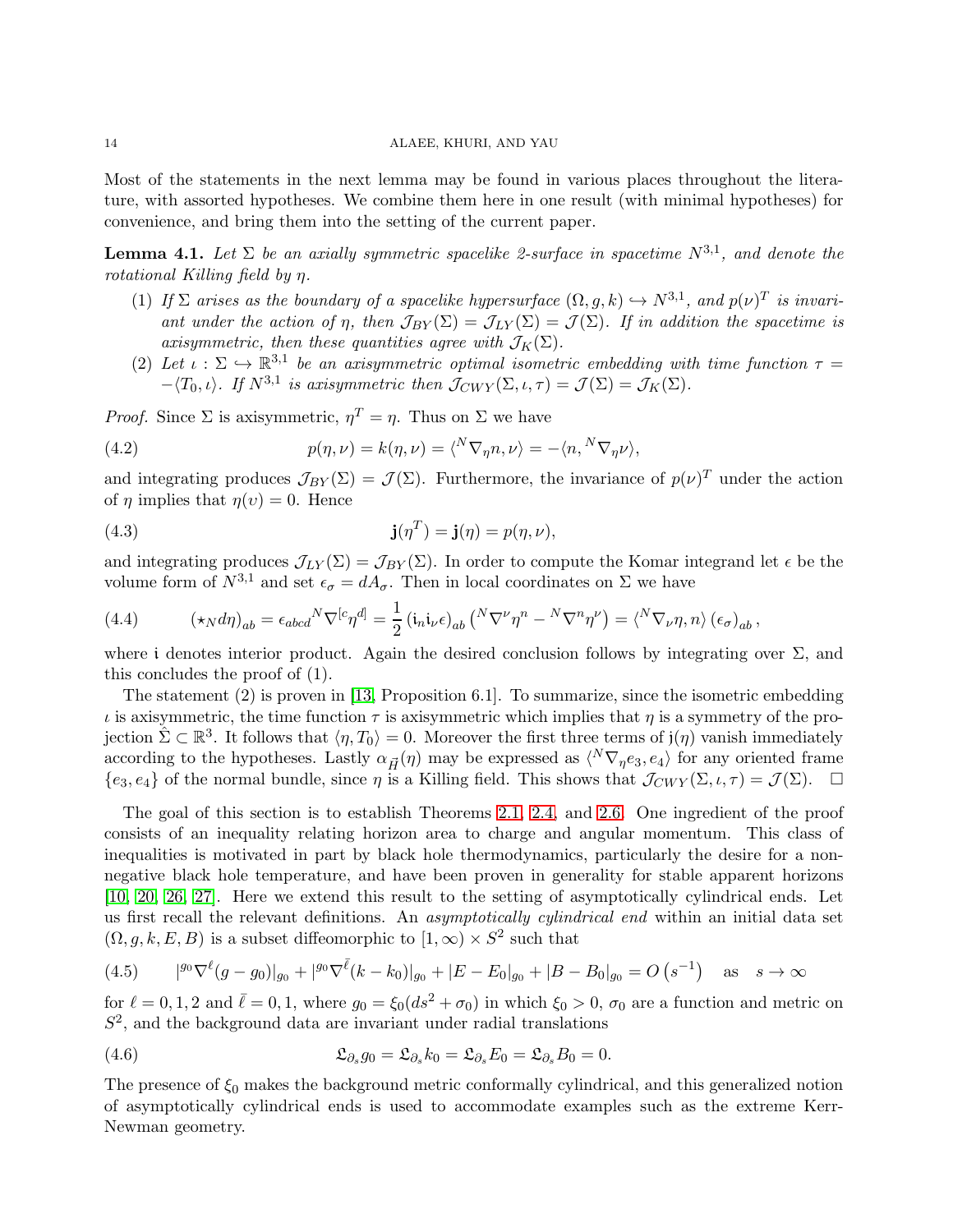Most of the statements in the next lemma may be found in various places throughout the literature, with assorted hypotheses. We combine them here in one result (with minimal hypotheses) for convenience, and bring them into the setting of the current paper.

**Lemma 4.1.** *Let $\Sigma$ be an axially symmetric spacelike 2-surface in spacetime $N^{3,1}$, and denote the rotational Killing field by $\eta$.*

1. *If $\Sigma$ arises as the boundary of a spacelike hypersurface $(\Omega, g, k) \hookrightarrow N^{3,1}$, and $p(\nu)^T$ is invariant under the action of $\eta$, then $\mathcal{J}_{BY}(\Sigma) = \mathcal{J}_{LY}(\Sigma) = \mathcal{J}(\Sigma)$. If in addition the spacetime is axisymmetric, then these quantities agree with $\mathcal{J}_K(\Sigma)$.*
2. *Let $\iota : \Sigma \hookrightarrow \mathbb{R}^{3,1}$ be an axisymmetric optimal isometric embedding with time function $\tau = -\langle T_0, \iota\rangle$. If $N^{3,1}$ is axisymmetric then $\mathcal{J}_{CWY}(\Sigma, \iota, \tau) = \mathcal{J}(\Sigma) = \mathcal{J}_K(\Sigma)$.*

*Proof.* Since $\Sigma$ is axisymmetric, $\eta^T = \eta$. Thus on $\Sigma$ we have

$$p(\eta, \nu) = k(\eta, \nu) = \langle {}^N\nabla_\eta n, \nu\rangle = -\langle n, {}^N\nabla_\eta \nu\rangle, \tag{4.2}$$

and integrating produces $\mathcal{J}_{BY}(\Sigma) = \mathcal{J}(\Sigma)$. Furthermore, the invariance of $p(\nu)^T$ under the action of $\eta$ implies that $\eta(v) = 0$. Hence

$$\mathbf{j}(\eta^T) = \mathbf{j}(\eta) = p(\eta, \nu), \tag{4.3}$$

and integrating produces $\mathcal{J}_{LY}(\Sigma) = \mathcal{J}_{BY}(\Sigma)$. In order to compute the Komar integrand let $\epsilon$ be the volume form of $N^{3,1}$ and set $\epsilon_\sigma = dA_\sigma$. Then in local coordinates on $\Sigma$ we have

$$(\star_N d\eta)_{ab} = \epsilon_{abcd}{}^N\nabla^{[c}\eta^{d]} = \frac{1}{2}\left(\mathfrak{i}_n \mathfrak{i}_\nu \epsilon\right)_{ab}\left({}^N\nabla^\nu \eta^n - {}^N\nabla^n \eta^\nu\right) = \langle {}^N\nabla_\nu \eta, n\rangle \left(\epsilon_\sigma\right)_{ab}, \tag{4.4}$$

where $\mathfrak{i}$ denotes interior product. Again the desired conclusion follows by integrating over $\Sigma$, and this concludes the proof of (1).

The statement (2) is proven in [13, Proposition 6.1]. To summarize, since the isometric embedding $\iota$ is axisymmetric, the time function $\tau$ is axisymmetric which implies that $\eta$ is a symmetry of the projection $\hat{\Sigma} \subset \mathbb{R}^3$. It follows that $\langle \eta, T_0\rangle = 0$. Moreover the first three terms of $\mathfrak{j}(\eta)$ vanish immediately according to the hypotheses. Lastly $\alpha_{\vec{H}}(\eta)$ may be expressed as $\langle {}^N\nabla_\eta e_3, e_4\rangle$ for any oriented frame $\{e_3, e_4\}$ of the normal bundle, since $\eta$ is a Killing field. This shows that $\mathcal{J}_{CWY}(\Sigma, \iota, \tau) = \mathcal{J}(\Sigma)$. $\square$

The goal of this section is to establish Theorems 2.1, 2.4, and 2.6. One ingredient of the proof consists of an inequality relating horizon area to charge and angular momentum. This class of inequalities is motivated in part by black hole thermodynamics, particularly the desire for a nonnegative black hole temperature, and have been proven in generality for stable apparent horizons [10, 20, 26, 27]. Here we extend this result to the setting of asymptotically cylindrical ends. Let us first recall the relevant definitions. An *asymptotically cylindrical end* within an initial data set $(\Omega, g, k, E, B)$ is a subset diffeomorphic to $[1, \infty) \times S^2$ such that

$$|{}^{g_0}\nabla^\ell (g - g_0)|_{g_0} + |{}^{g_0}\nabla^{\bar{\ell}}(k - k_0)|_{g_0} + |E - E_0|_{g_0} + |B - B_0|_{g_0} = O\left(s^{-1}\right) \quad \text{as} \quad s \to \infty \tag{4.5}$$

for $\ell = 0, 1, 2$ and $\bar{\ell} = 0, 1$, where $g_0 = \xi_0(ds^2 + \sigma_0)$ in which $\xi_0 > 0$, $\sigma_0$ are a function and metric on $S^2$, and the background data are invariant under radial translations

$$\mathfrak{L}_{\partial_s} g_0 = \mathfrak{L}_{\partial_s} k_0 = \mathfrak{L}_{\partial_s} E_0 = \mathfrak{L}_{\partial_s} B_0 = 0. \tag{4.6}$$

The presence of $\xi_0$ makes the background metric conformally cylindrical, and this generalized notion of asymptotically cylindrical ends is used to accommodate examples such as the extreme Kerr-Newman geometry.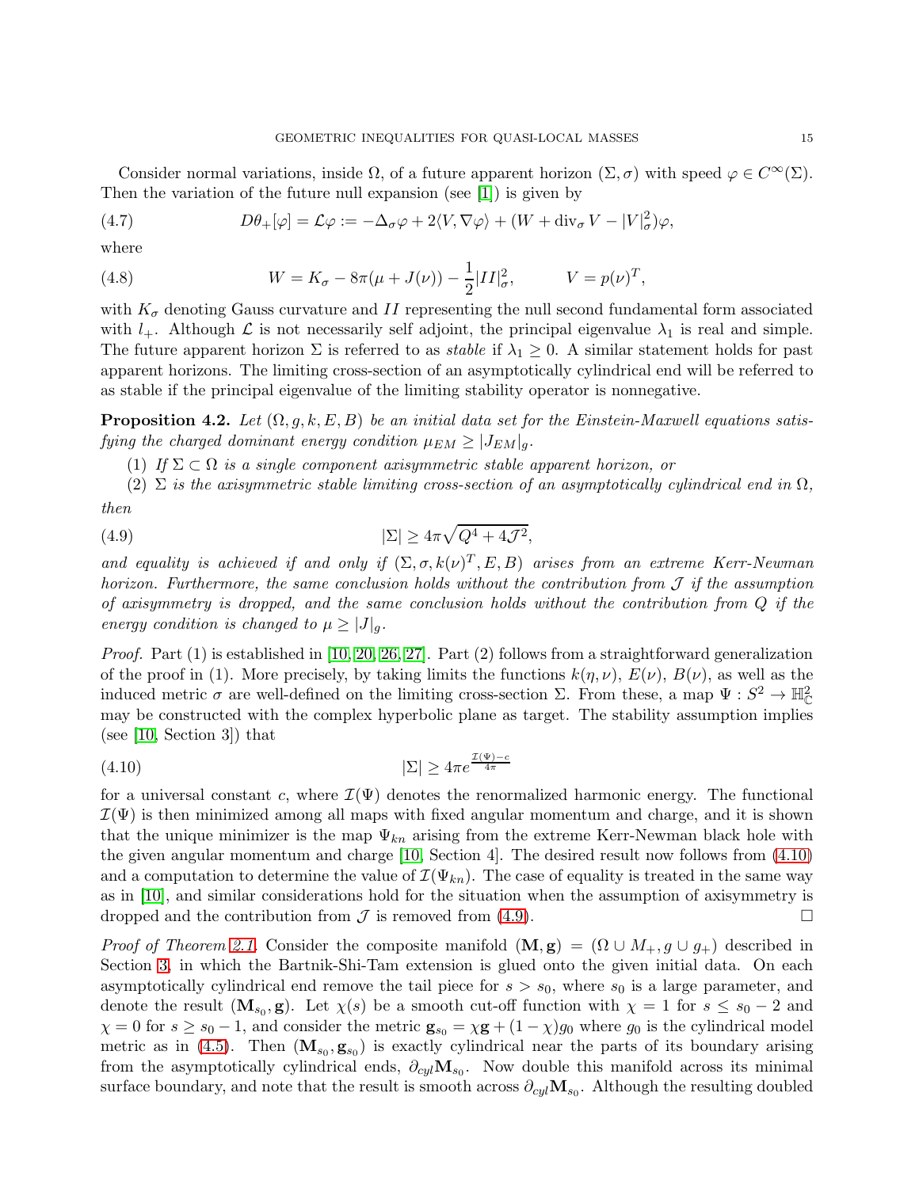Consider normal variations, inside $\Omega$, of a future apparent horizon $(\Sigma, \sigma)$ with speed $\varphi \in C^\infty(\Sigma)$. Then the variation of the future null expansion (see [1]) is given by

$$D\theta_+[\varphi] = \mathcal{L}\varphi := -\Delta_\sigma \varphi + 2\langle V, \nabla\varphi\rangle + (W + \operatorname{div}_\sigma V - |V|^2_\sigma)\varphi, \tag{4.7}$$

where

$$W = K_\sigma - 8\pi(\mu + J(\nu)) - \frac{1}{2}|II|^2_\sigma, \qquad V = p(\nu)^T, \tag{4.8}$$

with $K_\sigma$ denoting Gauss curvature and $II$ representing the null second fundamental form associated with $l_+$. Although $\mathcal{L}$ is not necessarily self adjoint, the principal eigenvalue $\lambda_1$ is real and simple. The future apparent horizon $\Sigma$ is referred to as *stable* if $\lambda_1 \geq 0$. A similar statement holds for past apparent horizons. The limiting cross-section of an asymptotically cylindrical end will be referred to as stable if the principal eigenvalue of the limiting stability operator is nonnegative.

**Proposition 4.2.** *Let $(\Omega, g, k, E, B)$ be an initial data set for the Einstein-Maxwell equations satisfying the charged dominant energy condition $\mu_{EM} \geq |J_{EM}|_g$.*

(1) *If $\Sigma \subset \Omega$ is a single component axisymmetric stable apparent horizon, or*
(2) *$\Sigma$ is the axisymmetric stable limiting cross-section of an asymptotically cylindrical end in $\Omega$,*

*then*

$$|\Sigma| \geq 4\pi\sqrt{Q^4 + 4\mathcal{J}^2}, \tag{4.9}$$

*and equality is achieved if and only if $(\Sigma, \sigma, k(\nu)^T, E, B)$ arises from an extreme Kerr-Newman horizon. Furthermore, the same conclusion holds without the contribution from $\mathcal{J}$ if the assumption of axisymmetry is dropped, and the same conclusion holds without the contribution from $Q$ if the energy condition is changed to $\mu \geq |J|_g$.*

*Proof.* Part (1) is established in [10, 20, 26, 27]. Part (2) follows from a straightforward generalization of the proof in (1). More precisely, by taking limits the functions $k(\eta, \nu)$, $E(\nu)$, $B(\nu)$, as well as the induced metric $\sigma$ are well-defined on the limiting cross-section $\Sigma$. From these, a map $\Psi : S^2 \to \mathbb{H}^2_{\mathbb{C}}$ may be constructed with the complex hyperbolic plane as target. The stability assumption implies (see [10, Section 3]) that

$$|\Sigma| \geq 4\pi e^{\frac{\mathcal{I}(\Psi) - c}{4\pi}} \tag{4.10}$$

for a universal constant $c$, where $\mathcal{I}(\Psi)$ denotes the renormalized harmonic energy. The functional $\mathcal{I}(\Psi)$ is then minimized among all maps with fixed angular momentum and charge, and it is shown that the unique minimizer is the map $\Psi_{kn}$ arising from the extreme Kerr-Newman black hole with the given angular momentum and charge [10, Section 4]. The desired result now follows from (4.10) and a computation to determine the value of $\mathcal{I}(\Psi_{kn})$. The case of equality is treated in the same way as in [10], and similar considerations hold for the situation when the assumption of axisymmetry is dropped and the contribution from $\mathcal{J}$ is removed from (4.9). $\square$

*Proof of Theorem 2.1.* Consider the composite manifold $(\mathbf{M}, \mathbf{g}) = (\Omega \cup M_+, g \cup g_+)$ described in Section 3, in which the Bartnik-Shi-Tam extension is glued onto the given initial data. On each asymptotically cylindrical end remove the tail piece for $s > s_0$, where $s_0$ is a large parameter, and denote the result $(\mathbf{M}_{s_0}, \mathbf{g})$. Let $\chi(s)$ be a smooth cut-off function with $\chi = 1$ for $s \leq s_0 - 2$ and $\chi = 0$ for $s \geq s_0 - 1$, and consider the metric $\mathbf{g}_{s_0} = \chi\mathbf{g} + (1 - \chi)g_0$ where $g_0$ is the cylindrical model metric as in (4.5). Then $(\mathbf{M}_{s_0}, \mathbf{g}_{s_0})$ is exactly cylindrical near the parts of its boundary arising from the asymptotically cylindrical ends, $\partial_{cyl}\mathbf{M}_{s_0}$. Now double this manifold across its minimal surface boundary, and note that the result is smooth across $\partial_{cyl}\mathbf{M}_{s_0}$. Although the resulting doubled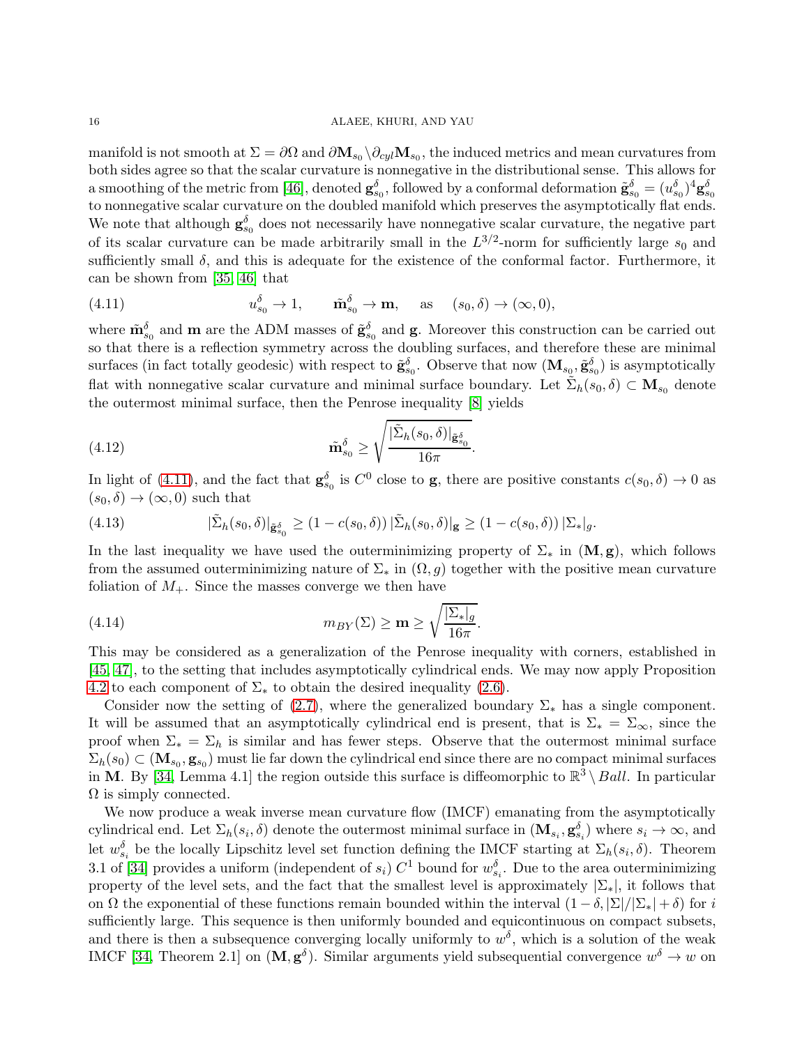manifold is not smooth at $\Sigma = \partial\Omega$ and $\partial\mathbf{M}_{s_0}\backslash\partial_{cyl}\mathbf{M}_{s_0}$, the induced metrics and mean curvatures from both sides agree so that the scalar curvature is nonnegative in the distributional sense. This allows for a smoothing of the metric from [46], denoted $\mathbf{g}^{\delta}_{s_0}$, followed by a conformal deformation $\tilde{\mathbf{g}}^{\delta}_{s_0} = (u^{\delta}_{s_0})^4\mathbf{g}^{\delta}_{s_0}$ to nonnegative scalar curvature on the doubled manifold which preserves the asymptotically flat ends. We note that although $\mathbf{g}^{\delta}_{s_0}$ does not necessarily have nonnegative scalar curvature, the negative part of its scalar curvature can be made arbitrarily small in the $L^{3/2}$-norm for sufficiently large $s_0$ and sufficiently small $\delta$, and this is adequate for the existence of the conformal factor. Furthermore, it can be shown from [35, 46] that

$$u^{\delta}_{s_0} \to 1, \qquad \tilde{\mathbf{m}}^{\delta}_{s_0} \to \mathbf{m}, \quad \text{as} \quad (s_0, \delta) \to (\infty, 0), \tag{4.11}$$

where $\tilde{\mathbf{m}}^{\delta}_{s_0}$ and $\mathbf{m}$ are the ADM masses of $\tilde{\mathbf{g}}^{\delta}_{s_0}$ and $\mathbf{g}$. Moreover this construction can be carried out so that there is a reflection symmetry across the doubling surfaces, and therefore these are minimal surfaces (in fact totally geodesic) with respect to $\tilde{\mathbf{g}}^{\delta}_{s_0}$. Observe that now $(\mathbf{M}_{s_0}, \tilde{\mathbf{g}}^{\delta}_{s_0})$ is asymptotically flat with nonnegative scalar curvature and minimal surface boundary. Let $\tilde{\Sigma}_h(s_0, \delta) \subset \mathbf{M}_{s_0}$ denote the outermost minimal surface, then the Penrose inequality [8] yields

$$\tilde{\mathbf{m}}^{\delta}_{s_0} \geq \sqrt{\frac{|\tilde{\Sigma}_h(s_0, \delta)|_{\tilde{\mathbf{g}}^{\delta}_{s_0}}}{16\pi}}. \tag{4.12}$$

In light of (4.11), and the fact that $\mathbf{g}^{\delta}_{s_0}$ is $C^0$ close to $\mathbf{g}$, there are positive constants $c(s_0, \delta) \to 0$ as $(s_0, \delta) \to (\infty, 0)$ such that

$$|\tilde{\Sigma}_h(s_0, \delta)|_{\tilde{\mathbf{g}}^{\delta}_{s_0}} \geq (1 - c(s_0, \delta))\, |\tilde{\Sigma}_h(s_0, \delta)|_{\mathbf{g}} \geq (1 - c(s_0, \delta))\, |\Sigma_*|_g. \tag{4.13}$$

In the last inequality we have used the outerminimizing property of $\Sigma_*$ in $(\mathbf{M}, \mathbf{g})$, which follows from the assumed outerminimizing nature of $\Sigma_*$ in $(\Omega, g)$ together with the positive mean curvature foliation of $M_+$. Since the masses converge we then have

$$m_{BY}(\Sigma) \geq \mathbf{m} \geq \sqrt{\frac{|\Sigma_*|_g}{16\pi}}. \tag{4.14}$$

This may be considered as a generalization of the Penrose inequality with corners, established in [45, 47], to the setting that includes asymptotically cylindrical ends. We may now apply Proposition 4.2 to each component of $\Sigma_*$ to obtain the desired inequality (2.6).

Consider now the setting of (2.7), where the generalized boundary $\Sigma_*$ has a single component. It will be assumed that an asymptotically cylindrical end is present, that is $\Sigma_* = \Sigma_\infty$, since the proof when $\Sigma_* = \Sigma_h$ is similar and has fewer steps. Observe that the outermost minimal surface $\Sigma_h(s_0) \subset (\mathbf{M}_{s_0}, \mathbf{g}_{s_0})$ must lie far down the cylindrical end since there are no compact minimal surfaces in $\mathbf{M}$. By [34, Lemma 4.1] the region outside this surface is diffeomorphic to $\mathbb{R}^3 \setminus Ball$. In particular $\Omega$ is simply connected.

We now produce a weak inverse mean curvature flow (IMCF) emanating from the asymptotically cylindrical end. Let $\Sigma_h(s_i, \delta)$ denote the outermost minimal surface in $(\mathbf{M}_{s_i}, \mathbf{g}^{\delta}_{s_i})$ where $s_i \to \infty$, and let $w^{\delta}_{s_i}$ be the locally Lipschitz level set function defining the IMCF starting at $\Sigma_h(s_i, \delta)$. Theorem 3.1 of [34] provides a uniform (independent of $s_i$) $C^1$ bound for $w^{\delta}_{s_i}$. Due to the area outerminimizing property of the level sets, and the fact that the smallest level is approximately $|\Sigma_*|$, it follows that on $\Omega$ the exponential of these functions remain bounded within the interval $(1 - \delta, |\Sigma|/|\Sigma_*| + \delta)$ for $i$ sufficiently large. This sequence is then uniformly bounded and equicontinuous on compact subsets, and there is then a subsequence converging locally uniformly to $w^{\delta}$, which is a solution of the weak IMCF [34, Theorem 2.1] on $(\mathbf{M}, \mathbf{g}^{\delta})$. Similar arguments yield subsequential convergence $w^{\delta} \to w$ on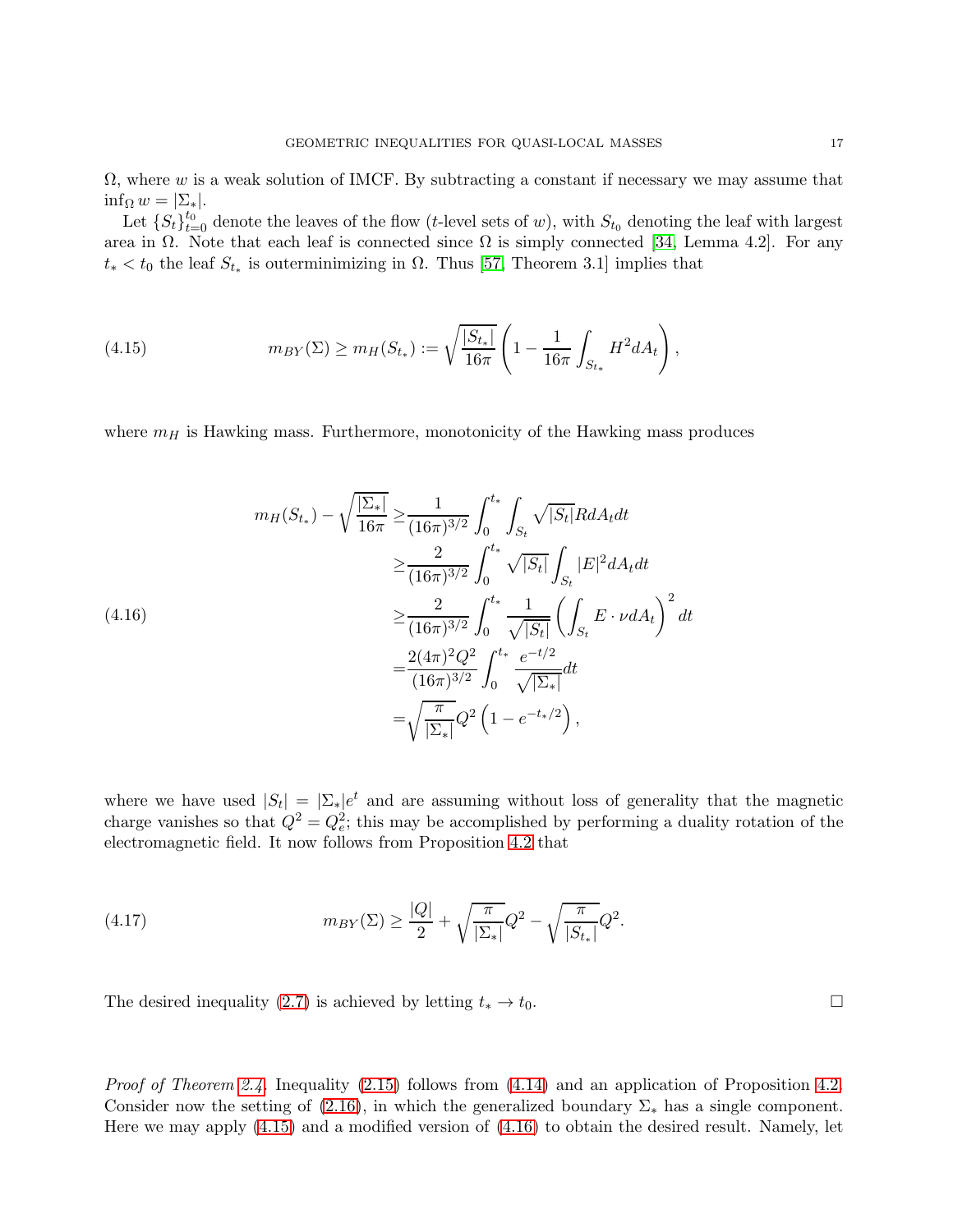$\Omega$, where $w$ is a weak solution of IMCF. By subtracting a constant if necessary we may assume that $\inf_\Omega w = |\Sigma_*|$.

Let $\{S_t\}_{t=0}^{t_0}$ denote the leaves of the flow ($t$-level sets of $w$), with $S_{t_0}$ denoting the leaf with largest area in $\Omega$. Note that each leaf is connected since $\Omega$ is simply connected [34, Lemma 4.2]. For any $t_* < t_0$ the leaf $S_{t_*}$ is outerminimizing in $\Omega$. Thus [57, Theorem 3.1] implies that

$$m_{BY}(\Sigma) \geq m_H(S_{t_*}) := \sqrt{\frac{|S_{t_*}|}{16\pi}}\left(1 - \frac{1}{16\pi}\int_{S_{t_*}} H^2 dA_t\right), \tag{4.15}$$

where $m_H$ is Hawking mass. Furthermore, monotonicity of the Hawking mass produces

$$\begin{aligned}
m_H(S_{t_*}) - \sqrt{\frac{|\Sigma_*|}{16\pi}} \geq & \frac{1}{(16\pi)^{3/2}}\int_0^{t_*}\int_{S_t}\sqrt{|S_t|}R dA_t dt \\
\geq & \frac{2}{(16\pi)^{3/2}}\int_0^{t_*}\sqrt{|S_t|}\int_{S_t}|E|^2 dA_t dt \\
\geq & \frac{2}{(16\pi)^{3/2}}\int_0^{t_*}\frac{1}{\sqrt{|S_t|}}\left(\int_{S_t} E\cdot\nu dA_t\right)^2 dt \\
= & \frac{2(4\pi)^2 Q^2}{(16\pi)^{3/2}}\int_0^{t_*}\frac{e^{-t/2}}{\sqrt{|\Sigma_*|}}dt \\
= & \sqrt{\frac{\pi}{|\Sigma_*|}}Q^2\left(1 - e^{-t_*/2}\right),
\end{aligned} \tag{4.16}$$

where we have used $|S_t| = |\Sigma_*|e^t$ and are assuming without loss of generality that the magnetic charge vanishes so that $Q^2 = Q_e^2$; this may be accomplished by performing a duality rotation of the electromagnetic field. It now follows from Proposition 4.2 that

$$m_{BY}(\Sigma) \geq \frac{|Q|}{2} + \sqrt{\frac{\pi}{|\Sigma_*|}}Q^2 - \sqrt{\frac{\pi}{|S_{t_*}|}}Q^2. \tag{4.17}$$

The desired inequality (2.7) is achieved by letting $t_* \to t_0$. $\square$

*Proof of Theorem 2.4.* Inequality (2.15) follows from (4.14) and an application of Proposition 4.2. Consider now the setting of (2.16), in which the generalized boundary $\Sigma_*$ has a single component. Here we may apply (4.15) and a modified version of (4.16) to obtain the desired result. Namely, let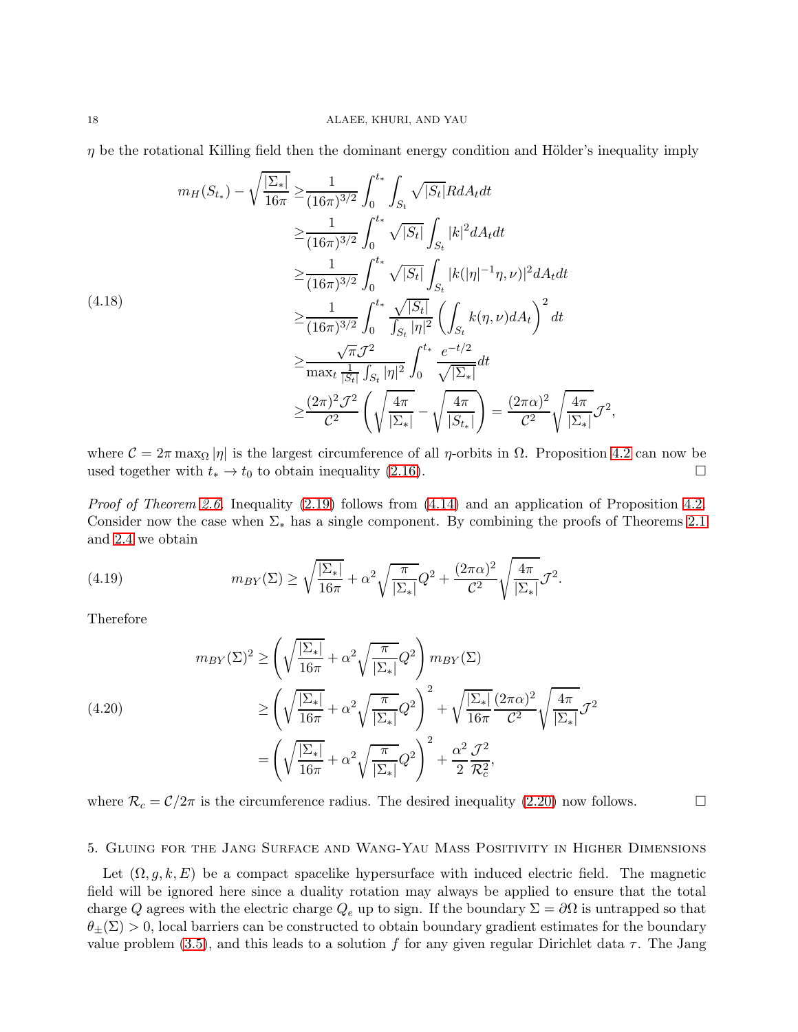$\eta$ be the rotational Killing field then the dominant energy condition and Hölder's inequality imply

$$
\begin{aligned}
m_H(S_{t_*}) - \sqrt{\frac{|\Sigma_*|}{16\pi}} \geq & \frac{1}{(16\pi)^{3/2}} \int_0^{t_*} \int_{S_t} \sqrt{|S_t|} R dA_t dt \\
\geq & \frac{1}{(16\pi)^{3/2}} \int_0^{t_*} \sqrt{|S_t|} \int_{S_t} |k|^2 dA_t dt \\
\geq & \frac{1}{(16\pi)^{3/2}} \int_0^{t_*} \sqrt{|S_t|} \int_{S_t} |k(|\eta|^{-1}\eta, \nu)|^2 dA_t dt \\
\geq & \frac{1}{(16\pi)^{3/2}} \int_0^{t_*} \frac{\sqrt{|S_t|}}{\int_{S_t} |\eta|^2} \left( \int_{S_t} k(\eta, \nu) dA_t \right)^2 dt \\
\geq & \frac{\sqrt{\pi}\mathcal{J}^2}{\max_t \frac{1}{|S_t|}\int_{S_t} |\eta|^2} \int_0^{t_*} \frac{e^{-t/2}}{\sqrt{|\Sigma_*|}} dt \\
\geq & \frac{(2\pi)^2 \mathcal{J}^2}{\mathcal{C}^2} \left( \sqrt{\frac{4\pi}{|\Sigma_*|}} - \sqrt{\frac{4\pi}{|S_{t_*}|}} \right) = \frac{(2\pi\alpha)^2}{\mathcal{C}^2} \sqrt{\frac{4\pi}{|\Sigma_*|}} \mathcal{J}^2,
\end{aligned}
\tag{4.18}
$$

where $\mathcal{C} = 2\pi \max_\Omega |\eta|$ is the largest circumference of all $\eta$-orbits in $\Omega$. Proposition 4.2 can now be used together with $t_* \to t_0$ to obtain inequality (2.16). □

*Proof of Theorem 2.6.* Inequality (2.19) follows from (4.14) and an application of Proposition 4.2. Consider now the case when $\Sigma_*$ has a single component. By combining the proofs of Theorems 2.1 and 2.4 we obtain

$$
m_{BY}(\Sigma) \geq \sqrt{\frac{|\Sigma_*|}{16\pi}} + \alpha^2 \sqrt{\frac{\pi}{|\Sigma_*|}} Q^2 + \frac{(2\pi\alpha)^2}{\mathcal{C}^2} \sqrt{\frac{4\pi}{|\Sigma_*|}} \mathcal{J}^2. \tag{4.19}
$$

Therefore

$$
\begin{aligned}
m_{BY}(\Sigma)^2 \geq & \left( \sqrt{\frac{|\Sigma_*|}{16\pi}} + \alpha^2 \sqrt{\frac{\pi}{|\Sigma_*|}} Q^2 \right) m_{BY}(\Sigma) \\
\geq & \left( \sqrt{\frac{|\Sigma_*|}{16\pi}} + \alpha^2 \sqrt{\frac{\pi}{|\Sigma_*|}} Q^2 \right)^2 + \sqrt{\frac{|\Sigma_*|}{16\pi}} \frac{(2\pi\alpha)^2}{\mathcal{C}^2} \sqrt{\frac{4\pi}{|\Sigma_*|}} \mathcal{J}^2 \\
= & \left( \sqrt{\frac{|\Sigma_*|}{16\pi}} + \alpha^2 \sqrt{\frac{\pi}{|\Sigma_*|}} Q^2 \right)^2 + \frac{\alpha^2}{2} \frac{\mathcal{J}^2}{\mathcal{R}_c^2},
\end{aligned}
\tag{4.20}
$$

where $\mathcal{R}_c = \mathcal{C}/2\pi$ is the circumference radius. The desired inequality (2.20) now follows. □

## 5. Gluing for the Jang Surface and Wang-Yau Mass Positivity in Higher Dimensions

Let $(\Omega, g, k, E)$ be a compact spacelike hypersurface with induced electric field. The magnetic field will be ignored here since a duality rotation may always be applied to ensure that the total charge $Q$ agrees with the electric charge $Q_e$ up to sign. If the boundary $\Sigma = \partial\Omega$ is untrapped so that $\theta_\pm(\Sigma) > 0$, local barriers can be constructed to obtain boundary gradient estimates for the boundary value problem (3.5), and this leads to a solution $f$ for any given regular Dirichlet data $\tau$. The Jang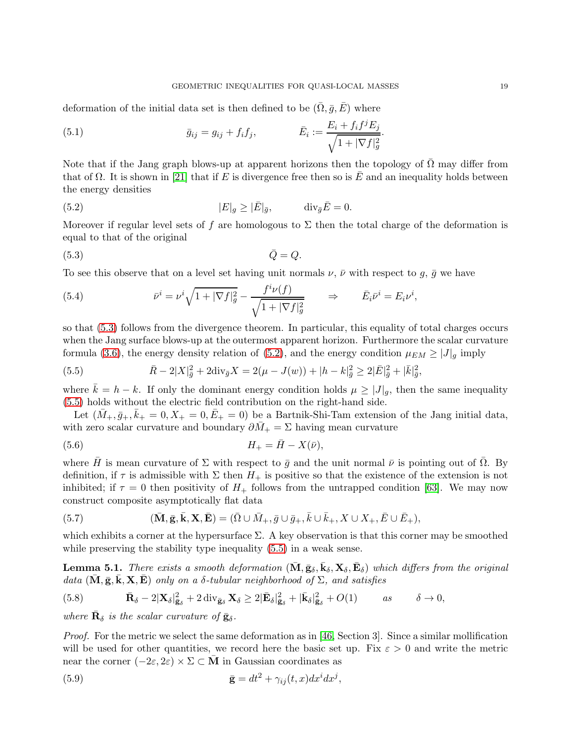deformation of the initial data set is then defined to be $(\bar{\Omega}, \bar{g}, \bar{E})$ where

$$\bar{g}_{ij} = g_{ij} + f_i f_j, \qquad \bar{E}_i := \frac{E_i + f_i f^j E_j}{\sqrt{1 + |\nabla f|_g^2}}. \tag{5.1}$$

Note that if the Jang graph blows-up at apparent horizons then the topology of $\bar{\Omega}$ may differ from that of $\Omega$. It is shown in [21] that if $E$ is divergence free then so is $\bar{E}$ and an inequality holds between the energy densities

$$|E|_g \geq |\bar{E}|_{\bar{g}}, \qquad \mathrm{div}_{\bar{g}} \bar{E} = 0. \tag{5.2}$$

Moreover if regular level sets of $f$ are homologous to $\Sigma$ then the total charge of the deformation is equal to that of the original

$$\bar{Q} = Q. \tag{5.3}$$

To see this observe that on a level set having unit normals $\nu$, $\bar{\nu}$ with respect to $g$, $\bar{g}$ we have

$$\bar{\nu}^i = \nu^i \sqrt{1 + |\nabla f|_g^2} - \frac{f^i \nu(f)}{\sqrt{1 + |\nabla f|_g^2}} \qquad \Rightarrow \qquad \bar{E}_i \bar{\nu}^i = E_i \nu^i, \tag{5.4}$$

so that (5.3) follows from the divergence theorem. In particular, this equality of total charges occurs when the Jang surface blows-up at the outermost apparent horizon. Furthermore the scalar curvature formula (3.6), the energy density relation of (5.2), and the energy condition $\mu_{EM} \geq |J|_g$ imply

$$\bar{R} - 2|X|_{\bar{g}}^2 + 2\mathrm{div}_{\bar{g}} X = 2(\mu - J(w)) + |h - k|_{\bar{g}}^2 \geq 2|\bar{E}|_{\bar{g}}^2 + |\bar{k}|_{\bar{g}}^2, \tag{5.5}$$

where $\bar{k} = h - k$. If only the dominant energy condition holds $\mu \geq |J|_g$, then the same inequality (5.5) holds without the electric field contribution on the right-hand side.

Let $(\bar{M}_+, \bar{g}_+, \bar{k}_+ = 0, X_+ = 0, \bar{E}_+ = 0)$ be a Bartnik-Shi-Tam extension of the Jang initial data, with zero scalar curvature and boundary $\partial \bar{M}_+ = \Sigma$ having mean curvature

$$H_+ = \bar{H} - X(\bar{\nu}), \tag{5.6}$$

where $\bar{H}$ is mean curvature of $\Sigma$ with respect to $\bar{g}$ and the unit normal $\bar{\nu}$ is pointing out of $\bar{\Omega}$. By definition, if $\tau$ is admissible with $\Sigma$ then $H_+$ is positive so that the existence of the extension is not inhibited; if $\tau = 0$ then positivity of $H_+$ follows from the untrapped condition [63]. We may now construct composite asymptotically flat data

$$(\bar{\mathbf{M}}, \bar{\mathbf{g}}, \bar{\mathbf{k}}, \mathbf{X}, \bar{\mathbf{E}}) = (\bar{\Omega} \cup \bar{M}_+, \bar{g} \cup \bar{g}_+, \bar{k} \cup \bar{k}_+, X \cup X_+, \bar{E} \cup \bar{E}_+), \tag{5.7}$$

which exhibits a corner at the hypersurface $\Sigma$. A key observation is that this corner may be smoothed while preserving the stability type inequality (5.5) in a weak sense.

**Lemma 5.1.** *There exists a smooth deformation $(\bar{\mathbf{M}}, \bar{\mathbf{g}}_\delta, \bar{\mathbf{k}}_\delta, \mathbf{X}_\delta, \bar{\mathbf{E}}_\delta)$ which differs from the original data $(\bar{\mathbf{M}}, \bar{\mathbf{g}}, \bar{\mathbf{k}}, \mathbf{X}, \bar{\mathbf{E}})$ only on a $\delta$-tubular neighborhood of $\Sigma$, and satisfies*

$$\bar{\mathbf{R}}_\delta - 2|\mathbf{X}_\delta|_{\bar{\mathbf{g}}_\delta}^2 + 2\,\mathrm{div}_{\bar{\mathbf{g}}_\delta} \mathbf{X}_\delta \geq 2|\bar{\mathbf{E}}_\delta|_{\bar{\mathbf{g}}_\delta}^2 + |\bar{\mathbf{k}}_\delta|_{\bar{\mathbf{g}}_\delta}^2 + O(1) \qquad \text{as} \qquad \delta \to 0, \tag{5.8}$$

*where $\bar{\mathbf{R}}_\delta$ is the scalar curvature of $\bar{\mathbf{g}}_\delta$.*

*Proof.* For the metric we select the same deformation as in [46, Section 3]. Since a similar mollification will be used for other quantities, we record here the basic set up. Fix $\varepsilon > 0$ and write the metric near the corner $(-2\varepsilon, 2\varepsilon) \times \Sigma \subset \bar{\mathbf{M}}$ in Gaussian coordinates as

$$\bar{\mathbf{g}} = dt^2 + \gamma_{ij}(t, x) dx^i dx^j, \tag{5.9}$$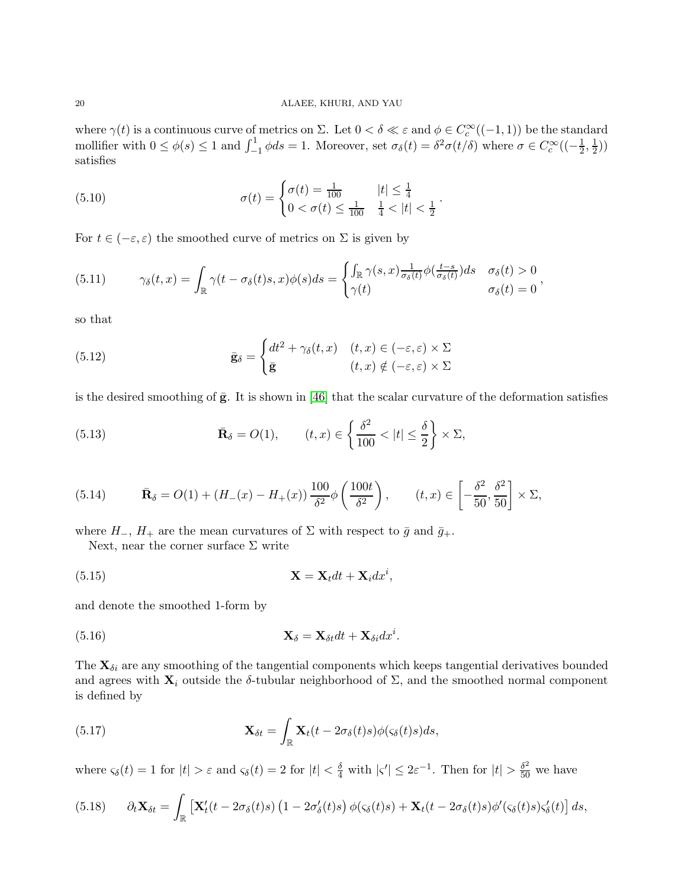where $\gamma(t)$ is a continuous curve of metrics on $\Sigma$. Let $0 < \delta \ll \varepsilon$ and $\phi \in C_c^\infty((-1,1))$ be the standard mollifier with $0 \le \phi(s) \le 1$ and $\int_{-1}^{1} \phi ds = 1$. Moreover, set $\sigma_\delta(t) = \delta^2 \sigma(t/\delta)$ where $\sigma \in C_c^\infty((-\frac{1}{2}, \frac{1}{2}))$ satisfies

$$
\sigma(t) = \begin{cases} \sigma(t) = \frac{1}{100} & |t| \le \frac{1}{4} \\ 0 < \sigma(t) \le \frac{1}{100} & \frac{1}{4} < |t| < \frac{1}{2} \end{cases}. \tag{5.10}
$$

For $t \in (-\varepsilon, \varepsilon)$ the smoothed curve of metrics on $\Sigma$ is given by

$$
\gamma_\delta(t,x) = \int_{\mathbb{R}} \gamma(t - \sigma_\delta(t)s, x)\phi(s) ds = \begin{cases} \int_{\mathbb{R}} \gamma(s,x) \frac{1}{\sigma_\delta(t)} \phi(\frac{t-s}{\sigma_\delta(t)}) ds & \sigma_\delta(t) > 0 \\ \gamma(t) & \sigma_\delta(t) = 0 \end{cases}, \tag{5.11}
$$

so that

$$
\bar{\mathbf{g}}_\delta = \begin{cases} dt^2 + \gamma_\delta(t,x) & (t,x) \in (-\varepsilon, \varepsilon) \times \Sigma \\ \bar{\mathbf{g}} & (t,x) \notin (-\varepsilon, \varepsilon) \times \Sigma \end{cases} \tag{5.12}
$$

is the desired smoothing of $\bar{\mathbf{g}}$. It is shown in [46] that the scalar curvature of the deformation satisfies

$$
\bar{\mathbf{R}}_\delta = O(1), \qquad (t,x) \in \left\{ \frac{\delta^2}{100} < |t| \le \frac{\delta}{2} \right\} \times \Sigma, \tag{5.13}
$$

$$
\bar{\mathbf{R}}_\delta = O(1) + (H_-(x) - H_+(x)) \frac{100}{\delta^2} \phi\left( \frac{100t}{\delta^2} \right), \qquad (t,x) \in \left[ -\frac{\delta^2}{50}, \frac{\delta^2}{50} \right] \times \Sigma, \tag{5.14}
$$

where $H_-$, $H_+$ are the mean curvatures of $\Sigma$ with respect to $\bar{g}$ and $\bar{g}_+$.

Next, near the corner surface $\Sigma$ write

$$
\mathbf{X} = \mathbf{X}_t dt + \mathbf{X}_i dx^i, \tag{5.15}
$$

and denote the smoothed 1-form by

$$
\mathbf{X}_\delta = \mathbf{X}_{\delta t} dt + \mathbf{X}_{\delta i} dx^i. \tag{5.16}
$$

The $\mathbf{X}_{\delta i}$ are any smoothing of the tangential components which keeps tangential derivatives bounded and agrees with $\mathbf{X}_i$ outside the $\delta$-tubular neighborhood of $\Sigma$, and the smoothed normal component is defined by

$$
\mathbf{X}_{\delta t} = \int_{\mathbb{R}} \mathbf{X}_t(t - 2\sigma_\delta(t)s)\phi(\varsigma_\delta(t)s) ds, \tag{5.17}
$$

where $\varsigma_\delta(t) = 1$ for $|t| > \varepsilon$ and $\varsigma_\delta(t) = 2$ for $|t| < \frac{\delta}{4}$ with $|\varsigma'| \le 2\varepsilon^{-1}$. Then for $|t| > \frac{\delta^2}{50}$ we have

$$
\partial_t \mathbf{X}_{\delta t} = \int_{\mathbb{R}} \left[ \mathbf{X}_t'(t - 2\sigma_\delta(t)s) \left(1 - 2\sigma_\delta'(t)s\right) \phi(\varsigma_\delta(t)s) + \mathbf{X}_t(t - 2\sigma_\delta(t)s)\phi'(\varsigma_\delta(t)s)\varsigma_\delta'(t) \right] ds, \tag{5.18}
$$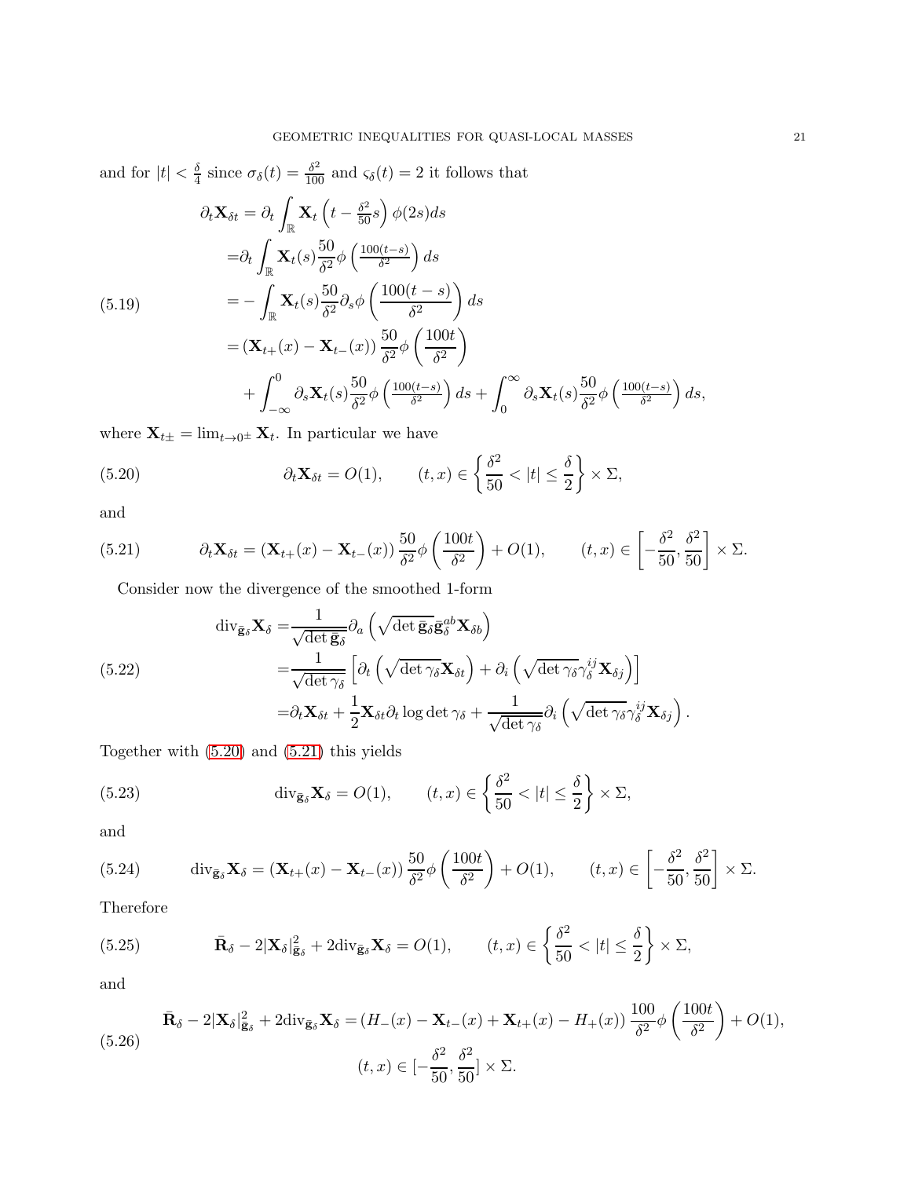and for $|t| < \frac{\delta}{4}$ since $\sigma_\delta(t) = \frac{\delta^2}{100}$ and $\varsigma_\delta(t) = 2$ it follows that

$$
\begin{aligned}
\partial_t \mathbf{X}_{\delta t} &= \partial_t \int_{\mathbb{R}} \mathbf{X}_t\left(t - \tfrac{\delta^2}{50}s\right)\phi(2s)ds \\
&= \partial_t \int_{\mathbb{R}} \mathbf{X}_t(s)\frac{50}{\delta^2}\phi\left(\tfrac{100(t-s)}{\delta^2}\right)ds \\
&= -\int_{\mathbb{R}} \mathbf{X}_t(s)\frac{50}{\delta^2}\partial_s\phi\left(\frac{100(t-s)}{\delta^2}\right)ds \\
&= \left(\mathbf{X}_{t+}(x) - \mathbf{X}_{t-}(x)\right)\frac{50}{\delta^2}\phi\left(\frac{100t}{\delta^2}\right) \\
&\quad + \int_{-\infty}^{0} \partial_s \mathbf{X}_t(s)\frac{50}{\delta^2}\phi\left(\tfrac{100(t-s)}{\delta^2}\right)ds + \int_0^\infty \partial_s \mathbf{X}_t(s)\frac{50}{\delta^2}\phi\left(\tfrac{100(t-s)}{\delta^2}\right)ds,
\end{aligned}
\tag{5.19}
$$

where $\mathbf{X}_{t\pm} = \lim_{t\to 0^\pm}\mathbf{X}_t$. In particular we have

$$
\partial_t \mathbf{X}_{\delta t} = O(1), \qquad (t,x) \in \left\{\frac{\delta^2}{50} < |t| \le \frac{\delta}{2}\right\} \times \Sigma, \tag{5.20}
$$

and

$$
\partial_t \mathbf{X}_{\delta t} = \left(\mathbf{X}_{t+}(x) - \mathbf{X}_{t-}(x)\right)\frac{50}{\delta^2}\phi\left(\frac{100t}{\delta^2}\right) + O(1), \qquad (t,x) \in \left[-\frac{\delta^2}{50}, \frac{\delta^2}{50}\right] \times \Sigma. \tag{5.21}
$$

Consider now the divergence of the smoothed 1-form

$$
\begin{aligned}
\mathrm{div}_{\bar{\mathbf{g}}_\delta}\mathbf{X}_\delta &= \frac{1}{\sqrt{\det \bar{\mathbf{g}}_\delta}}\partial_a\left(\sqrt{\det \bar{\mathbf{g}}_\delta}\,\bar{\mathbf{g}}_\delta^{ab}\mathbf{X}_{\delta b}\right) \\
&= \frac{1}{\sqrt{\det \gamma_\delta}}\left[\partial_t\left(\sqrt{\det \gamma_\delta}\,\mathbf{X}_{\delta t}\right) + \partial_i\left(\sqrt{\det \gamma_\delta}\,\gamma_\delta^{ij}\mathbf{X}_{\delta j}\right)\right] \\
&= \partial_t \mathbf{X}_{\delta t} + \frac{1}{2}\mathbf{X}_{\delta t}\partial_t \log\det\gamma_\delta + \frac{1}{\sqrt{\det\gamma_\delta}}\partial_i\left(\sqrt{\det\gamma_\delta}\,\gamma_\delta^{ij}\mathbf{X}_{\delta j}\right).
\end{aligned}
\tag{5.22}
$$

Together with (5.20) and (5.21) this yields

$$
\mathrm{div}_{\bar{\mathbf{g}}_\delta}\mathbf{X}_\delta = O(1), \qquad (t,x) \in \left\{\frac{\delta^2}{50} < |t| \le \frac{\delta}{2}\right\} \times \Sigma, \tag{5.23}
$$

and

$$
\mathrm{div}_{\bar{\mathbf{g}}_\delta}\mathbf{X}_\delta = \left(\mathbf{X}_{t+}(x) - \mathbf{X}_{t-}(x)\right)\frac{50}{\delta^2}\phi\left(\frac{100t}{\delta^2}\right) + O(1), \qquad (t,x) \in \left[-\frac{\delta^2}{50}, \frac{\delta^2}{50}\right] \times \Sigma. \tag{5.24}
$$

Therefore

$$
\bar{\mathbf{R}}_\delta - 2|\mathbf{X}_\delta|^2_{\bar{\mathbf{g}}_\delta} + 2\mathrm{div}_{\bar{\mathbf{g}}_\delta}\mathbf{X}_\delta = O(1), \qquad (t,x) \in \left\{\frac{\delta^2}{50} < |t| \le \frac{\delta}{2}\right\} \times \Sigma, \tag{5.25}
$$

and

$$
\begin{gathered}
\bar{\mathbf{R}}_\delta - 2|\mathbf{X}_\delta|^2_{\bar{\mathbf{g}}_\delta} + 2\mathrm{div}_{\bar{\mathbf{g}}_\delta}\mathbf{X}_\delta = \left(H_-(x) - \mathbf{X}_{t-}(x) + \mathbf{X}_{t+}(x) - H_+(x)\right)\frac{100}{\delta^2}\phi\left(\frac{100t}{\delta^2}\right) + O(1), \\
(t,x) \in [-\frac{\delta^2}{50}, \frac{\delta^2}{50}] \times \Sigma.
\end{gathered}
\tag{5.26}
$$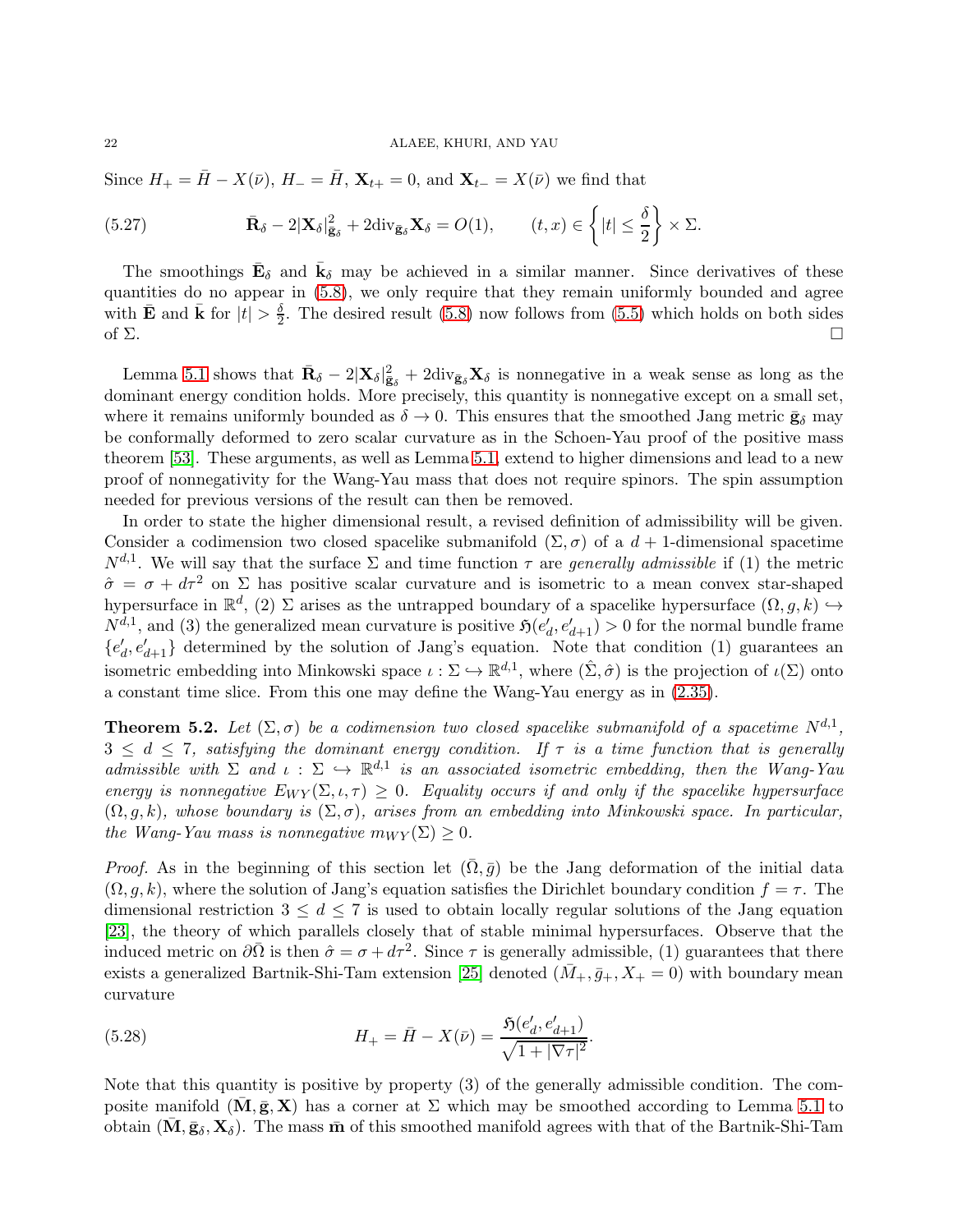Since $H_+ = \bar{H} - X(\bar{\nu})$, $H_- = \bar{H}$, $\mathbf{X}_{t+} = 0$, and $\mathbf{X}_{t-} = X(\bar{\nu})$ we find that

$$\bar{\mathbf{R}}_\delta - 2|\mathbf{X}_\delta|^2_{\bar{\mathbf{g}}_\delta} + 2\mathrm{div}_{\bar{\mathbf{g}}_\delta}\mathbf{X}_\delta = O(1), \qquad (t,x) \in \left\{|t| \leq \frac{\delta}{2}\right\} \times \Sigma. \tag{5.27}$$

The smoothings $\bar{\mathbf{E}}_\delta$ and $\bar{\mathbf{k}}_\delta$ may be achieved in a similar manner. Since derivatives of these quantities do no appear in (5.8), we only require that they remain uniformly bounded and agree with $\bar{\mathbf{E}}$ and $\bar{\mathbf{k}}$ for $|t| > \frac{\delta}{2}$. The desired result (5.8) now follows from (5.5) which holds on both sides of $\Sigma$. □

Lemma 5.1 shows that $\bar{\mathbf{R}}_\delta - 2|\mathbf{X}_\delta|^2_{\bar{\mathbf{g}}_\delta} + 2\mathrm{div}_{\bar{\mathbf{g}}_\delta}\mathbf{X}_\delta$ is nonnegative in a weak sense as long as the dominant energy condition holds. More precisely, this quantity is nonnegative except on a small set, where it remains uniformly bounded as $\delta \to 0$. This ensures that the smoothed Jang metric $\bar{\mathbf{g}}_\delta$ may be conformally deformed to zero scalar curvature as in the Schoen-Yau proof of the positive mass theorem [53]. These arguments, as well as Lemma 5.1, extend to higher dimensions and lead to a new proof of nonnegativity for the Wang-Yau mass that does not require spinors. The spin assumption needed for previous versions of the result can then be removed.

In order to state the higher dimensional result, a revised definition of admissibility will be given. Consider a codimension two closed spacelike submanifold $(\Sigma, \sigma)$ of a $d+1$-dimensional spacetime $N^{d,1}$. We will say that the surface $\Sigma$ and time function $\tau$ are *generally admissible* if (1) the metric $\hat{\sigma} = \sigma + d\tau^2$ on $\Sigma$ has positive scalar curvature and is isometric to a mean convex star-shaped hypersurface in $\mathbb{R}^d$, (2) $\Sigma$ arises as the untrapped boundary of a spacelike hypersurface $(\Omega, g, k) \hookrightarrow N^{d,1}$, and (3) the generalized mean curvature is positive $\mathfrak{H}(e'_d, e'_{d+1}) > 0$ for the normal bundle frame $\{e'_d, e'_{d+1}\}$ determined by the solution of Jang's equation. Note that condition (1) guarantees an isometric embedding into Minkowski space $\iota : \Sigma \hookrightarrow \mathbb{R}^{d,1}$, where $(\hat{\Sigma}, \hat{\sigma})$ is the projection of $\iota(\Sigma)$ onto a constant time slice. From this one may define the Wang-Yau energy as in (2.35).

**Theorem 5.2.** *Let $(\Sigma, \sigma)$ be a codimension two closed spacelike submanifold of a spacetime $N^{d,1}$, $3 \leq d \leq 7$, satisfying the dominant energy condition. If $\tau$ is a time function that is generally admissible with $\Sigma$ and $\iota : \Sigma \hookrightarrow \mathbb{R}^{d,1}$ is an associated isometric embedding, then the Wang-Yau energy is nonnegative $E_{WY}(\Sigma, \iota, \tau) \geq 0$. Equality occurs if and only if the spacelike hypersurface $(\Omega, g, k)$, whose boundary is $(\Sigma, \sigma)$, arises from an embedding into Minkowski space. In particular, the Wang-Yau mass is nonnegative $m_{WY}(\Sigma) \geq 0$.*

*Proof.* As in the beginning of this section let $(\bar{\Omega}, \bar{g})$ be the Jang deformation of the initial data $(\Omega, g, k)$, where the solution of Jang's equation satisfies the Dirichlet boundary condition $f = \tau$. The dimensional restriction $3 \leq d \leq 7$ is used to obtain locally regular solutions of the Jang equation [23], the theory of which parallels closely that of stable minimal hypersurfaces. Observe that the induced metric on $\partial\bar{\Omega}$ is then $\hat{\sigma} = \sigma + d\tau^2$. Since $\tau$ is generally admissible, (1) guarantees that there exists a generalized Bartnik-Shi-Tam extension [25] denoted $(\bar{M}_+, \bar{g}_+, X_+ = 0)$ with boundary mean curvature

$$H_+ = \bar{H} - X(\bar{\nu}) = \frac{\mathfrak{H}(e'_d, e'_{d+1})}{\sqrt{1 + |\nabla\tau|^2}}. \tag{5.28}$$

Note that this quantity is positive by property (3) of the generally admissible condition. The composite manifold $(\bar{\mathbf{M}}, \bar{\mathbf{g}}, \mathbf{X})$ has a corner at $\Sigma$ which may be smoothed according to Lemma 5.1 to obtain $(\bar{\mathbf{M}}, \bar{\mathbf{g}}_\delta, \mathbf{X}_\delta)$. The mass $\bar{\mathbf{m}}$ of this smoothed manifold agrees with that of the Bartnik-Shi-Tam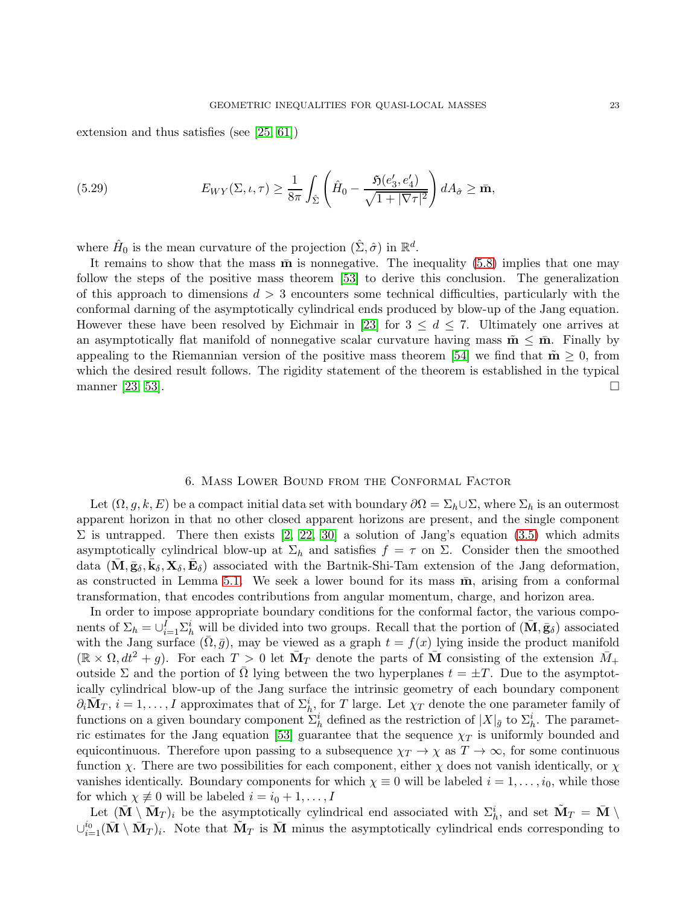extension and thus satisfies (see [25, 61])

$$E_{WY}(\Sigma,\iota,\tau) \geq \frac{1}{8\pi}\int_{\hat{\Sigma}}\left(\hat{H}_0 - \frac{\mathfrak{H}(e_3', e_4')}{\sqrt{1+|\nabla\tau|^2}}\right) dA_{\hat{\sigma}} \geq \bar{\mathbf{m}}, \tag{5.29}$$

where $\hat{H}_0$ is the mean curvature of the projection $(\hat{\Sigma},\hat{\sigma})$ in $\mathbb{R}^d$.

It remains to show that the mass $\bar{\mathbf{m}}$ is nonnegative. The inequality (5.8) implies that one may follow the steps of the positive mass theorem [53] to derive this conclusion. The generalization of this approach to dimensions $d > 3$ encounters some technical difficulties, particularly with the conformal darning of the asymptotically cylindrical ends produced by blow-up of the Jang equation. However these have been resolved by Eichmair in [23] for $3 \leq d \leq 7$. Ultimately one arrives at an asymptotically flat manifold of nonnegative scalar curvature having mass $\tilde{\mathbf{m}} \leq \bar{\mathbf{m}}$. Finally by appealing to the Riemannian version of the positive mass theorem [54] we find that $\tilde{\mathbf{m}} \geq 0$, from which the desired result follows. The rigidity statement of the theorem is established in the typical manner [23, 53]. □

## 6. Mass Lower Bound from the Conformal Factor

Let $(\Omega, g, k, E)$ be a compact initial data set with boundary $\partial\Omega = \Sigma_h \cup \Sigma$, where $\Sigma_h$ is an outermost apparent horizon in that no other closed apparent horizons are present, and the single component $\Sigma$ is untrapped. There then exists [2, 22, 30] a solution of Jang's equation (3.5) which admits asymptotically cylindrical blow-up at $\Sigma_h$ and satisfies $f = \tau$ on $\Sigma$. Consider then the smoothed data $(\bar{\mathbf{M}}, \bar{\mathbf{g}}_\delta, \bar{\mathbf{k}}_\delta, \mathbf{X}_\delta, \bar{\mathbf{E}}_\delta)$ associated with the Bartnik-Shi-Tam extension of the Jang deformation, as constructed in Lemma 5.1. We seek a lower bound for its mass $\bar{\mathbf{m}}$, arising from a conformal transformation, that encodes contributions from angular momentum, charge, and horizon area.

In order to impose appropriate boundary conditions for the conformal factor, the various components of $\Sigma_h = \cup_{i=1}^{I}\Sigma_h^i$ will be divided into two groups. Recall that the portion of $(\bar{\mathbf{M}}, \bar{\mathbf{g}}_\delta)$ associated with the Jang surface $(\bar{\Omega}, \bar{g})$, may be viewed as a graph $t = f(x)$ lying inside the product manifold $(\mathbb{R}\times\Omega, dt^2 + g)$. For each $T > 0$ let $\bar{\mathbf{M}}_T$ denote the parts of $\bar{\mathbf{M}}$ consisting of the extension $\bar{M}_+$ outside $\Sigma$ and the portion of $\bar{\Omega}$ lying between the two hyperplanes $t = \pm T$. Due to the asymptotically cylindrical blow-up of the Jang surface the intrinsic geometry of each boundary component $\partial_i\bar{\mathbf{M}}_T$, $i = 1, \ldots, I$ approximates that of $\Sigma_h^i$, for $T$ large. Let $\chi_T$ denote the one parameter family of functions on a given boundary component $\Sigma_h^i$ defined as the restriction of $|X|_{\bar{g}}$ to $\Sigma_h^i$. The parametric estimates for the Jang equation [53] guarantee that the sequence $\chi_T$ is uniformly bounded and equicontinuous. Therefore upon passing to a subsequence $\chi_T \to \chi$ as $T \to \infty$, for some continuous function $\chi$. There are two possibilities for each component, either $\chi$ does not vanish identically, or $\chi$ vanishes identically. Boundary components for which $\chi \equiv 0$ will be labeled $i = 1, \ldots, i_0$, while those for which $\chi \not\equiv 0$ will be labeled $i = i_0 + 1, \ldots, I$

Let $(\bar{\mathbf{M}} \setminus \bar{\mathbf{M}}_T)_i$ be the asymptotically cylindrical end associated with $\Sigma_h^i$, and set $\tilde{\mathbf{M}}_T = \bar{\mathbf{M}} \setminus \cup_{i=1}^{i_0}(\bar{\mathbf{M}} \setminus \bar{\mathbf{M}}_T)_i$. Note that $\tilde{\mathbf{M}}_T$ is $\bar{\mathbf{M}}$ minus the asymptotically cylindrical ends corresponding to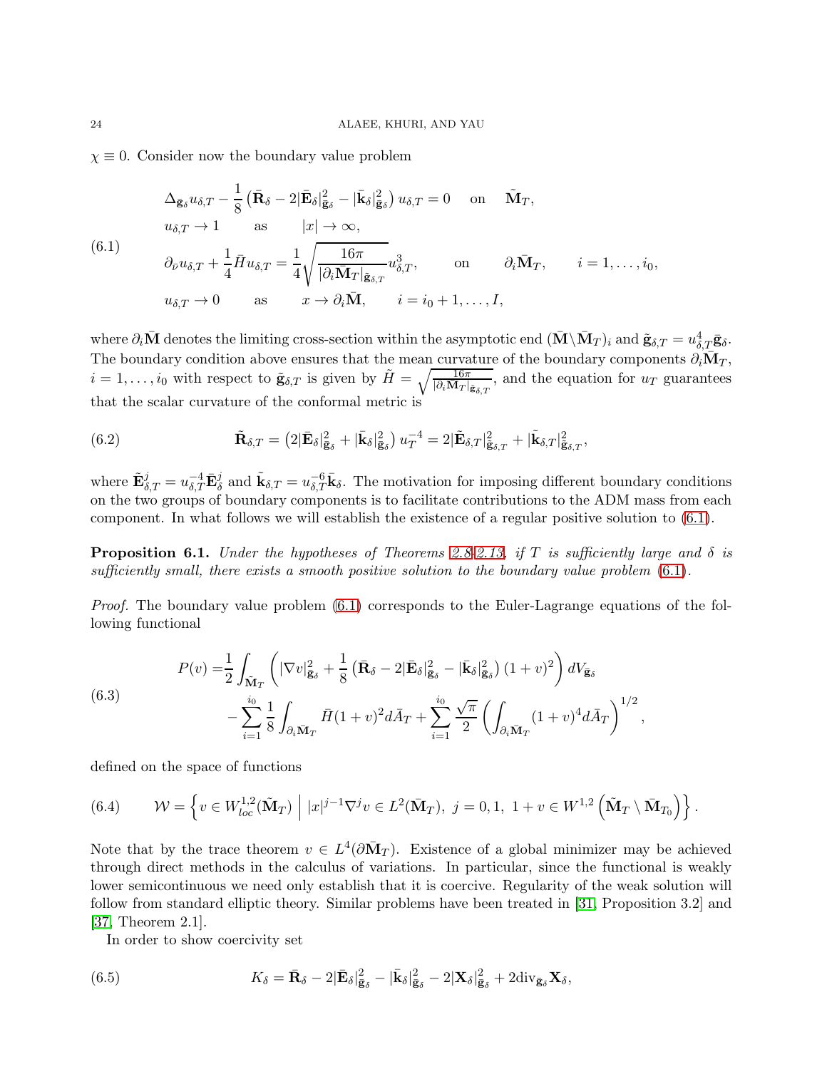$\chi \equiv 0$. Consider now the boundary value problem

$$
\begin{aligned}
&\Delta_{\bar{\mathbf{g}}_\delta} u_{\delta,T} - \frac{1}{8}\left(\bar{\mathbf{R}}_\delta - 2|\bar{\mathbf{E}}_\delta|^2_{\bar{\mathbf{g}}_\delta} - |\bar{\mathbf{k}}_\delta|^2_{\bar{\mathbf{g}}_\delta}\right) u_{\delta,T} = 0 \quad \text{on} \quad \tilde{\mathbf{M}}_T, \\
&u_{\delta,T} \to 1 \qquad \text{as} \qquad |x| \to \infty, \\
&\partial_{\bar{\nu}} u_{\delta,T} + \frac{1}{4}\bar{H} u_{\delta,T} = \frac{1}{4}\sqrt{\frac{16\pi}{|\partial_i \bar{\mathbf{M}}_T|_{\tilde{\mathbf{g}}_{\delta,T}}}}\, u^3_{\delta,T}, \qquad \text{on} \qquad \partial_i \bar{\mathbf{M}}_T, \qquad i = 1, \ldots, i_0, \\
&u_{\delta,T} \to 0 \qquad \text{as} \qquad x \to \partial_i \bar{\mathbf{M}}, \qquad i = i_0+1, \ldots, I,
\end{aligned} \tag{6.1}
$$

where $\partial_i \bar{\mathbf{M}}$ denotes the limiting cross-section within the asymptotic end $(\bar{\mathbf{M}} \backslash \bar{\mathbf{M}}_T)_i$ and $\tilde{\mathbf{g}}_{\delta,T} = u^4_{\delta,T}\bar{\mathbf{g}}_\delta$. The boundary condition above ensures that the mean curvature of the boundary components $\partial_i \bar{\mathbf{M}}_T$, $i = 1, \ldots, i_0$ with respect to $\tilde{\mathbf{g}}_{\delta,T}$ is given by $\tilde{H} = \sqrt{\frac{16\pi}{|\partial_i \bar{\mathbf{M}}_T|_{\tilde{\mathbf{g}}_{\delta,T}}}}$, and the equation for $u_T$ guarantees that the scalar curvature of the conformal metric is

$$
\tilde{\mathbf{R}}_{\delta,T} = \left(2|\bar{\mathbf{E}}_\delta|^2_{\bar{\mathbf{g}}_\delta} + |\bar{\mathbf{k}}_\delta|^2_{\bar{\mathbf{g}}_\delta}\right) u_T^{-4} = 2|\tilde{\mathbf{E}}_{\delta,T}|^2_{\tilde{\mathbf{g}}_{\delta,T}} + |\tilde{\mathbf{k}}_{\delta,T}|^2_{\tilde{\mathbf{g}}_{\delta,T}}, \tag{6.2}
$$

where $\tilde{\mathbf{E}}^j_{\delta,T} = u^{-4}_{\delta,T}\bar{\mathbf{E}}^j_\delta$ and $\tilde{\mathbf{k}}_{\delta,T} = u^{-6}_{\delta,T}\bar{\mathbf{k}}_\delta$. The motivation for imposing different boundary conditions on the two groups of boundary components is to facilitate contributions to the ADM mass from each component. In what follows we will establish the existence of a regular positive solution to (6.1).

**Proposition 6.1.** *Under the hypotheses of Theorems 2.8-2.13, if $T$ is sufficiently large and $\delta$ is sufficiently small, there exists a smooth positive solution to the boundary value problem (6.1).*

*Proof.* The boundary value problem (6.1) corresponds to the Euler-Lagrange equations of the following functional

$$
\begin{aligned}
P(v) =& \frac{1}{2}\int_{\tilde{\mathbf{M}}_T} \left( |\nabla v|^2_{\bar{\mathbf{g}}_\delta} + \frac{1}{8}\left(\bar{\mathbf{R}}_\delta - 2|\bar{\mathbf{E}}_\delta|^2_{\bar{\mathbf{g}}_\delta} - |\bar{\mathbf{k}}_\delta|^2_{\bar{\mathbf{g}}_\delta}\right)(1+v)^2 \right) dV_{\bar{\mathbf{g}}_\delta} \\
&- \sum_{i=1}^{i_0} \frac{1}{8}\int_{\partial_i \bar{\mathbf{M}}_T} \bar{H}(1+v)^2 d\bar{A}_T + \sum_{i=1}^{i_0} \frac{\sqrt{\pi}}{2}\left(\int_{\partial_i \bar{\mathbf{M}}_T} (1+v)^4 d\bar{A}_T\right)^{1/2},
\end{aligned} \tag{6.3}
$$

defined on the space of functions

$$
\mathcal{W} = \left\{ v \in W^{1,2}_{loc}(\tilde{\mathbf{M}}_T) \;\middle|\; |x|^{j-1}\nabla^j v \in L^2(\bar{\mathbf{M}}_T),\ j = 0, 1,\ 1 + v \in W^{1,2}\left(\tilde{\mathbf{M}}_T \setminus \bar{\mathbf{M}}_{T_0}\right) \right\}. \tag{6.4}
$$

Note that by the trace theorem $v \in L^4(\partial \bar{\mathbf{M}}_T)$. Existence of a global minimizer may be achieved through direct methods in the calculus of variations. In particular, since the functional is weakly lower semicontinuous we need only establish that it is coercive. Regularity of the weak solution will follow from standard elliptic theory. Similar problems have been treated in [31, Proposition 3.2] and [37, Theorem 2.1].

In order to show coercivity set

$$
K_\delta = \bar{\mathbf{R}}_\delta - 2|\bar{\mathbf{E}}_\delta|^2_{\bar{\mathbf{g}}_\delta} - |\bar{\mathbf{k}}_\delta|^2_{\bar{\mathbf{g}}_\delta} - 2|\mathbf{X}_\delta|^2_{\bar{\mathbf{g}}_\delta} + 2\mathrm{div}_{\bar{\mathbf{g}}_\delta}\mathbf{X}_\delta, \tag{6.5}
$$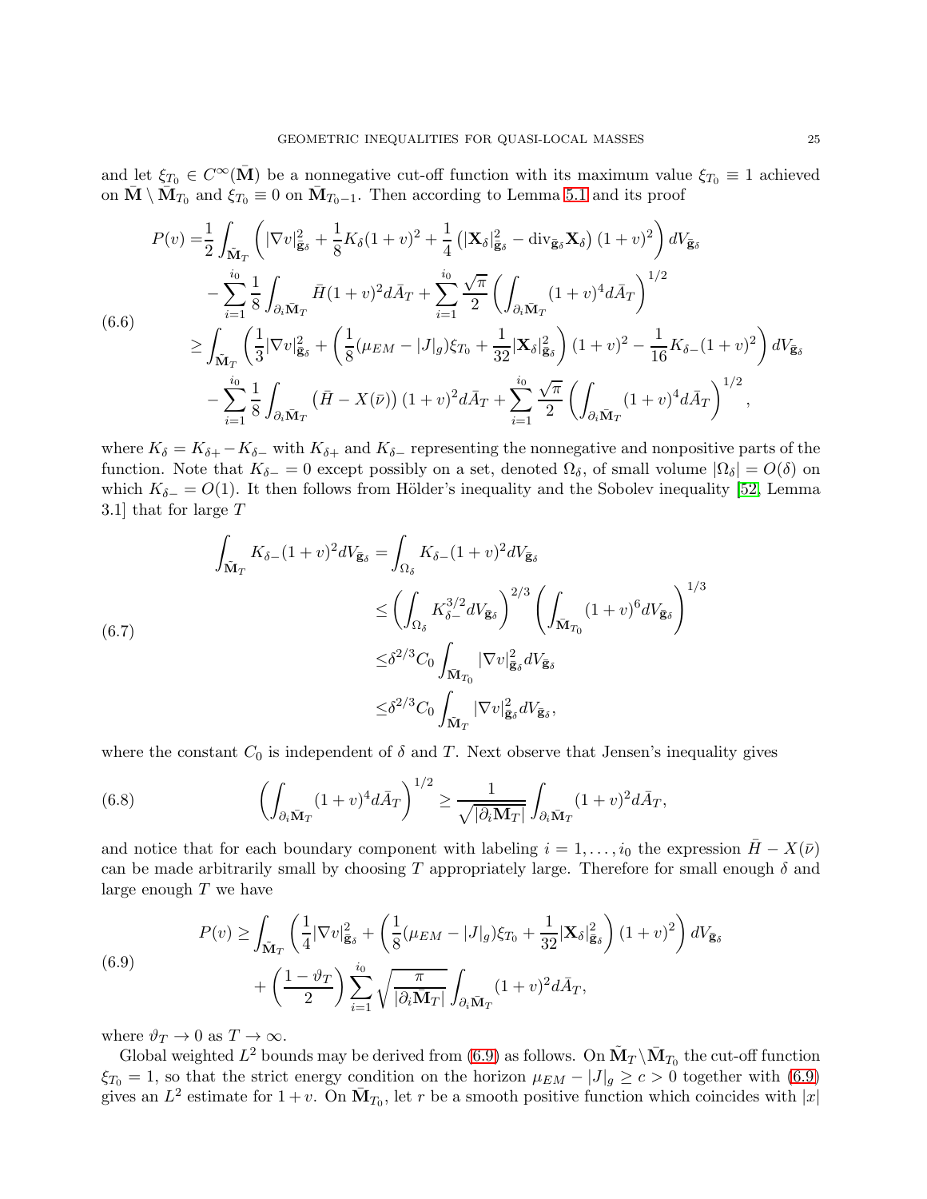and let $\xi_{T_0} \in C^\infty(\bar{\mathbf{M}})$ be a nonnegative cut-off function with its maximum value $\xi_{T_0} \equiv 1$ achieved on $\bar{\mathbf{M}} \setminus \bar{\mathbf{M}}_{T_0}$ and $\xi_{T_0} \equiv 0$ on $\bar{\mathbf{M}}_{T_0 - 1}$. Then according to Lemma 5.1 and its proof

$$
\begin{aligned}
P(v) =& \frac{1}{2}\int_{\tilde{\mathbf{M}}_T} \left( |\nabla v|^2_{\bar{\mathbf{g}}_\delta} + \frac{1}{8}K_\delta (1+v)^2 + \frac{1}{4}\left(|\mathbf{X}_\delta|^2_{\bar{\mathbf{g}}_\delta} - \mathrm{div}_{\bar{\mathbf{g}}_\delta}\mathbf{X}_\delta\right)(1+v)^2 \right) dV_{\bar{\mathbf{g}}_\delta} \\
& - \sum_{i=1}^{i_0} \frac{1}{8}\int_{\partial_i \bar{\mathbf{M}}_T} \bar{H}(1+v)^2 d\bar{A}_T + \sum_{i=1}^{i_0}\frac{\sqrt{\pi}}{2}\left(\int_{\partial_i\bar{\mathbf{M}}_T}(1+v)^4 d\bar{A}_T\right)^{1/2} \\
\geq & \int_{\tilde{\mathbf{M}}_T}\left(\frac{1}{3}|\nabla v|^2_{\bar{\mathbf{g}}_\delta} + \left(\frac{1}{8}(\mu_{EM} - |J|_g)\xi_{T_0} + \frac{1}{32}|\mathbf{X}_\delta|^2_{\bar{\mathbf{g}}_\delta}\right)(1+v)^2 - \frac{1}{16}K_{\delta -}(1+v)^2\right) dV_{\bar{\mathbf{g}}_\delta} \\
& - \sum_{i=1}^{i_0}\frac{1}{8}\int_{\partial_i\bar{\mathbf{M}}_T}\left(\bar{H} - X(\bar{\nu})\right)(1+v)^2 d\bar{A}_T + \sum_{i=1}^{i_0}\frac{\sqrt{\pi}}{2}\left(\int_{\partial_i \bar{\mathbf{M}}_T}(1+v)^4 d\bar{A}_T\right)^{1/2},
\end{aligned}
\tag{6.6}
$$

where $K_\delta = K_{\delta +} - K_{\delta -}$ with $K_{\delta +}$ and $K_{\delta -}$ representing the nonnegative and nonpositive parts of the function. Note that $K_{\delta -} = 0$ except possibly on a set, denoted $\Omega_\delta$, of small volume $|\Omega_\delta| = O(\delta)$ on which $K_{\delta -} = O(1)$. It then follows from Hölder's inequality and the Sobolev inequality [52, Lemma 3.1] that for large $T$

$$
\begin{aligned}
\int_{\tilde{\mathbf{M}}_T} K_{\delta -}(1+v)^2 dV_{\bar{\mathbf{g}}_\delta} =& \int_{\Omega_\delta} K_{\delta -}(1+v)^2 dV_{\bar{\mathbf{g}}_\delta} \\
\leq & \left(\int_{\Omega_\delta} K_{\delta -}^{3/2} dV_{\bar{\mathbf{g}}_\delta}\right)^{2/3}\left(\int_{\bar{\mathbf{M}}_{T_0}}(1+v)^6 dV_{\bar{\mathbf{g}}_\delta}\right)^{1/3} \\
\leq & \delta^{2/3} C_0 \int_{\bar{\mathbf{M}}_{T_0}} |\nabla v|^2_{\bar{\mathbf{g}}_\delta} dV_{\bar{\mathbf{g}}_\delta} \\
\leq & \delta^{2/3} C_0 \int_{\tilde{\mathbf{M}}_T} |\nabla v|^2_{\bar{\mathbf{g}}_\delta} dV_{\bar{\mathbf{g}}_\delta},
\end{aligned}
\tag{6.7}
$$

where the constant $C_0$ is independent of $\delta$ and $T$. Next observe that Jensen's inequality gives

$$
\left(\int_{\partial_i \bar{\mathbf{M}}_T}(1+v)^4 d\bar{A}_T\right)^{1/2} \geq \frac{1}{\sqrt{|\partial_i \bar{\mathbf{M}}_T|}}\int_{\partial_i\bar{\mathbf{M}}_T}(1+v)^2 d\bar{A}_T,
\tag{6.8}
$$

and notice that for each boundary component with labeling $i = 1, \ldots, i_0$ the expression $\bar{H} - X(\bar{\nu})$ can be made arbitrarily small by choosing $T$ appropriately large. Therefore for small enough $\delta$ and large enough $T$ we have

$$
\begin{aligned}
P(v) \geq & \int_{\tilde{\mathbf{M}}_T}\left(\frac{1}{4}|\nabla v|^2_{\bar{\mathbf{g}}_\delta} + \left(\frac{1}{8}(\mu_{EM} - |J|_g)\xi_{T_0} + \frac{1}{32}|\mathbf{X}_\delta|^2_{\bar{\mathbf{g}}_\delta}\right)(1+v)^2\right) dV_{\bar{\mathbf{g}}_\delta} \\
& + \left(\frac{1-\vartheta_T}{2}\right)\sum_{i=1}^{i_0}\sqrt{\frac{\pi}{|\partial_i\bar{\mathbf{M}}_T|}}\int_{\partial_i\bar{\mathbf{M}}_T}(1+v)^2 d\bar{A}_T,
\end{aligned}
\tag{6.9}
$$

where $\vartheta_T \to 0$ as $T \to \infty$.

Global weighted $L^2$ bounds may be derived from (6.9) as follows. On $\tilde{\mathbf{M}}_T \setminus \bar{\mathbf{M}}_{T_0}$ the cut-off function $\xi_{T_0} = 1$, so that the strict energy condition on the horizon $\mu_{EM} - |J|_g \geq c > 0$ together with (6.9) gives an $L^2$ estimate for $1 + v$. On $\bar{\mathbf{M}}_{T_0}$, let $r$ be a smooth positive function which coincides with $|x|$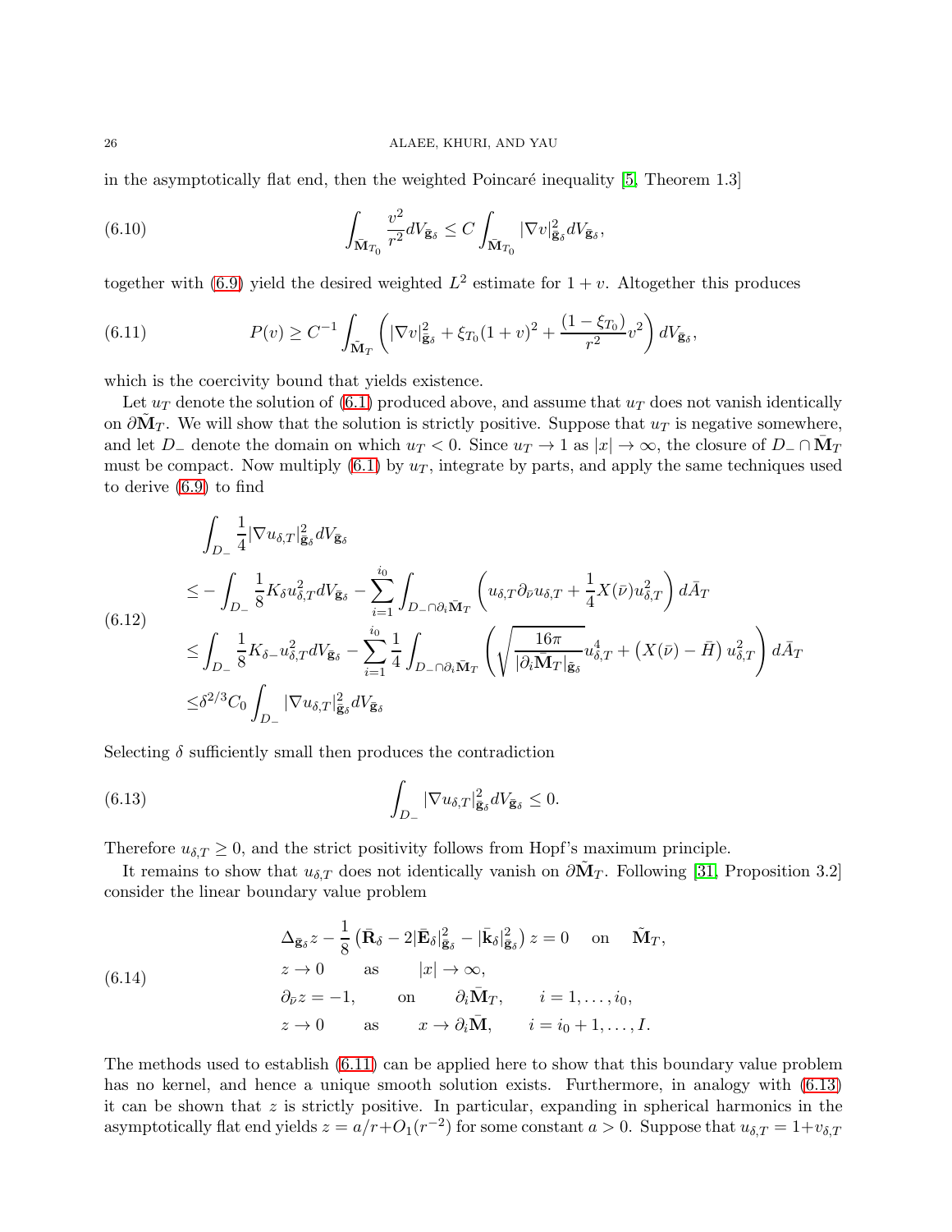in the asymptotically flat end, then the weighted Poincaré inequality [5, Theorem 1.3]

$$\int_{\bar{\mathbf{M}}_{T_0}} \frac{v^2}{r^2} dV_{\bar{\mathbf{g}}_\delta} \leq C \int_{\bar{\mathbf{M}}_{T_0}} |\nabla v|^2_{\bar{\mathbf{g}}_\delta} dV_{\bar{\mathbf{g}}_\delta}, \tag{6.10}$$

together with (6.9) yield the desired weighted $L^2$ estimate for $1+v$. Altogether this produces

$$P(v) \geq C^{-1} \int_{\tilde{\mathbf{M}}_T} \left( |\nabla v|^2_{\bar{\mathbf{g}}_\delta} + \xi_{T_0}(1+v)^2 + \frac{(1-\xi_{T_0})}{r^2} v^2 \right) dV_{\bar{\mathbf{g}}_\delta}, \tag{6.11}$$

which is the coercivity bound that yields existence.

Let $u_T$ denote the solution of (6.1) produced above, and assume that $u_T$ does not vanish identically on $\partial\tilde{\mathbf{M}}_T$. We will show that the solution is strictly positive. Suppose that $u_T$ is negative somewhere, and let $D_-$ denote the domain on which $u_T < 0$. Since $u_T \to 1$ as $|x| \to \infty$, the closure of $D_- \cap \bar{\mathbf{M}}_T$ must be compact. Now multiply (6.1) by $u_T$, integrate by parts, and apply the same techniques used to derive (6.9) to find

$$\begin{aligned}
&\int_{D_-} \frac{1}{4} |\nabla u_{\delta,T}|^2_{\bar{\mathbf{g}}_\delta} dV_{\bar{\mathbf{g}}_\delta} \\
\leq& -\int_{D_-} \frac{1}{8} K_\delta u_{\delta,T}^2 dV_{\bar{\mathbf{g}}_\delta} - \sum_{i=1}^{i_0} \int_{D_- \cap \partial_i \bar{\mathbf{M}}_T} \left( u_{\delta,T} \partial_{\bar{\nu}} u_{\delta,T} + \frac{1}{4} X(\bar{\nu}) u_{\delta,T}^2 \right) d\bar{A}_T \\
\leq& \int_{D_-} \frac{1}{8} K_{\delta-} u_{\delta,T}^2 dV_{\bar{\mathbf{g}}_\delta} - \sum_{i=1}^{i_0} \frac{1}{4} \int_{D_- \cap \partial_i \bar{\mathbf{M}}_T} \left( \sqrt{\frac{16\pi}{|\partial_i \bar{\mathbf{M}}_T|_{\bar{\mathbf{g}}_\delta}}} u_{\delta,T}^4 + \left( X(\bar{\nu}) - \bar{H} \right) u_{\delta,T}^2 \right) d\bar{A}_T \\
\leq& \delta^{2/3} C_0 \int_{D_-} |\nabla u_{\delta,T}|^2_{\bar{\mathbf{g}}_\delta} dV_{\bar{\mathbf{g}}_\delta}
\end{aligned} \tag{6.12}$$

Selecting $\delta$ sufficiently small then produces the contradiction

$$\int_{D_-} |\nabla u_{\delta,T}|^2_{\bar{\mathbf{g}}_\delta} dV_{\bar{\mathbf{g}}_\delta} \leq 0. \tag{6.13}$$

Therefore $u_{\delta,T} \geq 0$, and the strict positivity follows from Hopf's maximum principle.

It remains to show that $u_{\delta,T}$ does not identically vanish on $\partial\tilde{\mathbf{M}}_T$. Following [31, Proposition 3.2] consider the linear boundary value problem

$$\begin{aligned}
&\Delta_{\bar{\mathbf{g}}_\delta} z - \frac{1}{8} \left( \bar{\mathbf{R}}_\delta - 2|\bar{\mathbf{E}}_\delta|^2_{\bar{\mathbf{g}}_\delta} - |\bar{\mathbf{k}}_\delta|^2_{\bar{\mathbf{g}}_\delta} \right) z = 0 \quad \text{on} \quad \tilde{\mathbf{M}}_T, \\
&z \to 0 \qquad \text{as} \qquad |x| \to \infty, \\
&\partial_{\bar{\nu}} z = -1, \qquad \text{on} \qquad \partial_i \bar{\mathbf{M}}_T, \qquad i = 1, \ldots, i_0, \\
&z \to 0 \qquad \text{as} \qquad x \to \partial_i \bar{\mathbf{M}}, \qquad i = i_0+1, \ldots, I.
\end{aligned} \tag{6.14}$$

The methods used to establish (6.11) can be applied here to show that this boundary value problem has no kernel, and hence a unique smooth solution exists. Furthermore, in analogy with (6.13) it can be shown that $z$ is strictly positive. In particular, expanding in spherical harmonics in the asymptotically flat end yields $z = a/r + O_1(r^{-2})$ for some constant $a > 0$. Suppose that $u_{\delta,T} = 1 + v_{\delta,T}$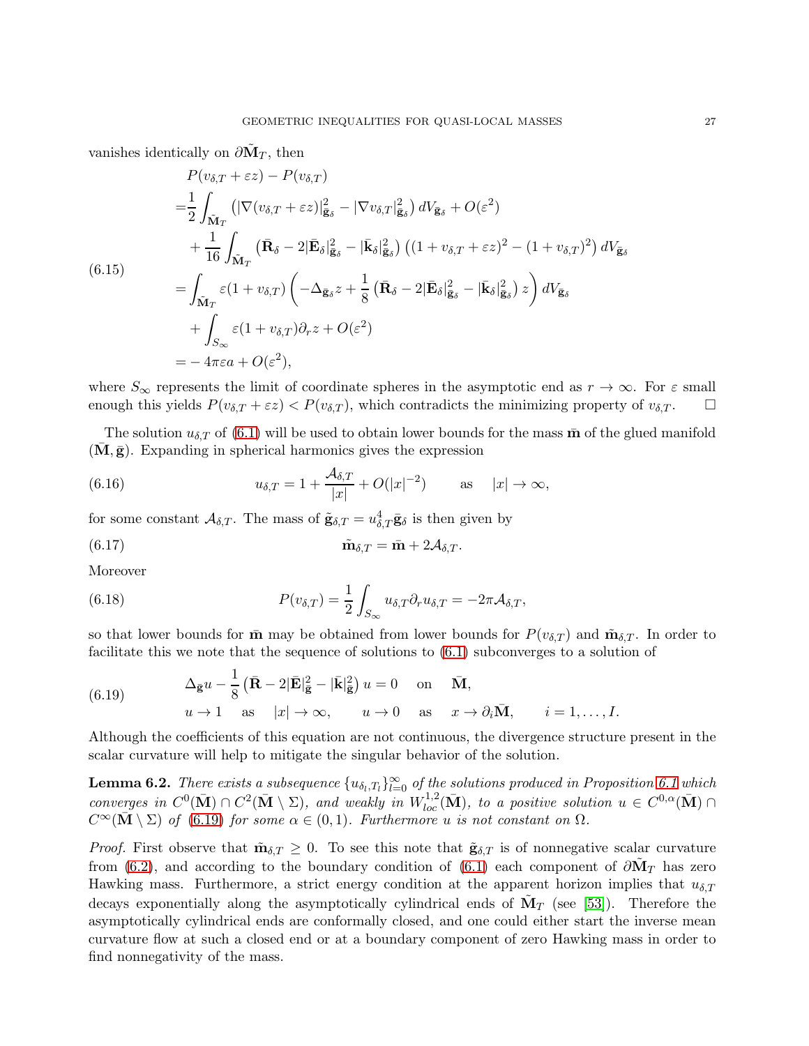vanishes identically on $\partial\tilde{\mathbf{M}}_T$, then

$$
\begin{aligned}
&P(v_{\delta,T}+\varepsilon z)-P(v_{\delta,T})\\
=&\frac{1}{2}\int_{\tilde{\mathbf{M}}_T}\left(|\nabla(v_{\delta,T}+\varepsilon z)|^2_{\bar{\mathbf{g}}_\delta}-|\nabla v_{\delta,T}|^2_{\bar{\mathbf{g}}_\delta}\right)dV_{\bar{\mathbf{g}}_\delta}+O(\varepsilon^2)\\
&+\frac{1}{16}\int_{\tilde{\mathbf{M}}_T}\left(\bar{\mathbf{R}}_\delta-2|\bar{\mathbf{E}}_\delta|^2_{\bar{\mathbf{g}}_\delta}-|\bar{\mathbf{k}}_\delta|^2_{\bar{\mathbf{g}}_\delta}\right)\left((1+v_{\delta,T}+\varepsilon z)^2-(1+v_{\delta,T})^2\right)dV_{\bar{\mathbf{g}}_\delta}\\
=&\int_{\tilde{\mathbf{M}}_T}\varepsilon(1+v_{\delta,T})\left(-\Delta_{\bar{\mathbf{g}}_\delta}z+\frac{1}{8}\left(\bar{\mathbf{R}}_\delta-2|\bar{\mathbf{E}}_\delta|^2_{\bar{\mathbf{g}}_\delta}-|\bar{\mathbf{k}}_\delta|^2_{\bar{\mathbf{g}}_\delta}\right)z\right)dV_{\bar{\mathbf{g}}_\delta}\\
&+\int_{S_\infty}\varepsilon(1+v_{\delta,T})\partial_r z+O(\varepsilon^2)\\
=&-4\pi\varepsilon a+O(\varepsilon^2),
\end{aligned}
\tag{6.15}
$$

where $S_\infty$ represents the limit of coordinate spheres in the asymptotic end as $r\to\infty$. For $\varepsilon$ small enough this yields $P(v_{\delta,T}+\varepsilon z)<P(v_{\delta,T})$, which contradicts the minimizing property of $v_{\delta,T}$. □

The solution $u_{\delta,T}$ of (6.1) will be used to obtain lower bounds for the mass $\bar{\mathbf{m}}$ of the glued manifold $(\bar{\mathbf{M}},\bar{\mathbf{g}})$. Expanding in spherical harmonics gives the expression

$$
u_{\delta,T}=1+\frac{\mathcal{A}_{\delta,T}}{|x|}+O(|x|^{-2})\qquad\text{as}\quad |x|\to\infty,
\tag{6.16}
$$

for some constant $\mathcal{A}_{\delta,T}$. The mass of $\tilde{\mathbf{g}}_{\delta,T}=u^4_{\delta,T}\bar{\mathbf{g}}_\delta$ is then given by

$$
\tilde{\mathbf{m}}_{\delta,T}=\bar{\mathbf{m}}+2\mathcal{A}_{\delta,T}.
\tag{6.17}
$$

Moreover

$$
P(v_{\delta,T})=\frac{1}{2}\int_{S_\infty}u_{\delta,T}\partial_r u_{\delta,T}=-2\pi\mathcal{A}_{\delta,T},
\tag{6.18}
$$

so that lower bounds for $\bar{\mathbf{m}}$ may be obtained from lower bounds for $P(v_{\delta,T})$ and $\tilde{\mathbf{m}}_{\delta,T}$. In order to facilitate this we note that the sequence of solutions to (6.1) subconverges to a solution of

$$
\begin{aligned}
&\Delta_{\bar{\mathbf{g}}}u-\frac{1}{8}\left(\bar{\mathbf{R}}-2|\bar{\mathbf{E}}|^2_{\bar{\mathbf{g}}}-|\bar{\mathbf{k}}|^2_{\bar{\mathbf{g}}}\right)u=0\quad\text{ on }\quad\bar{\mathbf{M}},\\
&u\to 1\quad\text{ as }\quad|x|\to\infty,\qquad u\to 0\quad\text{ as }\quad x\to\partial_i\bar{\mathbf{M}},\qquad i=1,\ldots,I.
\end{aligned}
\tag{6.19}
$$

Although the coefficients of this equation are not continuous, the divergence structure present in the scalar curvature will help to mitigate the singular behavior of the solution.

**Lemma 6.2.** *There exists a subsequence $\{u_{\delta_l,T_l}\}_{l=0}^\infty$ of the solutions produced in Proposition 6.1 which converges in $C^0(\bar{\mathbf{M}})\cap C^2(\bar{\mathbf{M}}\setminus\Sigma)$, and weakly in $W^{1,2}_{loc}(\bar{\mathbf{M}})$, to a positive solution $u\in C^{0,\alpha}(\bar{\mathbf{M}})\cap C^\infty(\bar{\mathbf{M}}\setminus\Sigma)$ of (6.19) for some $\alpha\in(0,1)$. Furthermore $u$ is not constant on $\Omega$.*

*Proof.* First observe that $\tilde{\mathbf{m}}_{\delta,T}\geq 0$. To see this note that $\tilde{\mathbf{g}}_{\delta,T}$ is of nonnegative scalar curvature from (6.2), and according to the boundary condition of (6.1) each component of $\partial\tilde{\mathbf{M}}_T$ has zero Hawking mass. Furthermore, a strict energy condition at the apparent horizon implies that $u_{\delta,T}$ decays exponentially along the asymptotically cylindrical ends of $\tilde{\mathbf{M}}_T$ (see [53]). Therefore the asymptotically cylindrical ends are conformally closed, and one could either start the inverse mean curvature flow at such a closed end or at a boundary component of zero Hawking mass in order to find nonnegativity of the mass.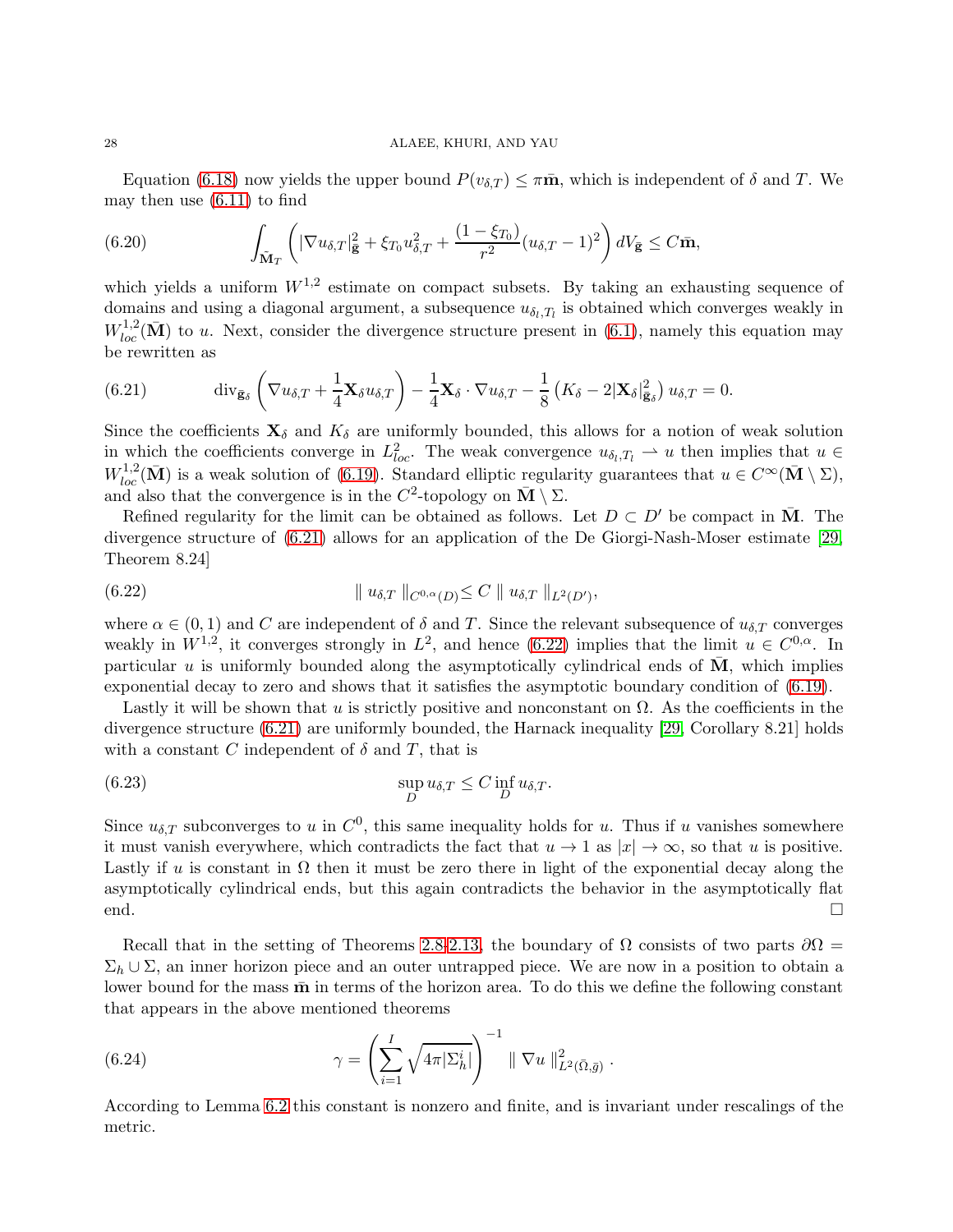Equation (6.18) now yields the upper bound $P(v_{\delta,T}) \leq \pi\bar{\mathbf{m}}$, which is independent of $\delta$ and $T$. We may then use (6.11) to find

$$\int_{\bar{\mathbf{M}}_T} \left( |\nabla u_{\delta,T}|^2_{\bar{\mathbf{g}}} + \xi_{T_0} u_{\delta,T}^2 + \frac{(1-\xi_{T_0})}{r^2}(u_{\delta,T}-1)^2 \right) dV_{\bar{\mathbf{g}}} \leq C\bar{\mathbf{m}}, \tag{6.20}$$

which yields a uniform $W^{1,2}$ estimate on compact subsets. By taking an exhausting sequence of domains and using a diagonal argument, a subsequence $u_{\delta_l,T_l}$ is obtained which converges weakly in $W^{1,2}_{loc}(\bar{\mathbf{M}})$ to $u$. Next, consider the divergence structure present in (6.1), namely this equation may be rewritten as

$$\mathrm{div}_{\bar{\mathbf{g}}_\delta} \left( \nabla u_{\delta,T} + \frac{1}{4}\mathbf{X}_\delta u_{\delta,T} \right) - \frac{1}{4}\mathbf{X}_\delta \cdot \nabla u_{\delta,T} - \frac{1}{8}\left( K_\delta - 2|\mathbf{X}_\delta|^2_{\bar{\mathbf{g}}_\delta} \right) u_{\delta,T} = 0. \tag{6.21}$$

Since the coefficients $\mathbf{X}_\delta$ and $K_\delta$ are uniformly bounded, this allows for a notion of weak solution in which the coefficients converge in $L^2_{loc}$. The weak convergence $u_{\delta_l,T_l} \rightharpoonup u$ then implies that $u \in W^{1,2}_{loc}(\bar{\mathbf{M}})$ is a weak solution of (6.19). Standard elliptic regularity guarantees that $u \in C^\infty(\bar{\mathbf{M}} \setminus \Sigma)$, and also that the convergence is in the $C^2$-topology on $\bar{\mathbf{M}} \setminus \Sigma$.

Refined regularity for the limit can be obtained as follows. Let $D \subset D'$ be compact in $\bar{\mathbf{M}}$. The divergence structure of (6.21) allows for an application of the De Giorgi-Nash-Moser estimate [29, Theorem 8.24]

$$\| u_{\delta,T} \|_{C^{0,\alpha}(D)} \leq C \| u_{\delta,T} \|_{L^2(D')}, \tag{6.22}$$

where $\alpha \in (0,1)$ and $C$ are independent of $\delta$ and $T$. Since the relevant subsequence of $u_{\delta,T}$ converges weakly in $W^{1,2}$, it converges strongly in $L^2$, and hence (6.22) implies that the limit $u \in C^{0,\alpha}$. In particular $u$ is uniformly bounded along the asymptotically cylindrical ends of $\bar{\mathbf{M}}$, which implies exponential decay to zero and shows that it satisfies the asymptotic boundary condition of (6.19).

Lastly it will be shown that $u$ is strictly positive and nonconstant on $\Omega$. As the coefficients in the divergence structure (6.21) are uniformly bounded, the Harnack inequality [29, Corollary 8.21] holds with a constant $C$ independent of $\delta$ and $T$, that is

$$\sup_D u_{\delta,T} \leq C \inf_D u_{\delta,T}. \tag{6.23}$$

Since $u_{\delta,T}$ subconverges to $u$ in $C^0$, this same inequality holds for $u$. Thus if $u$ vanishes somewhere it must vanish everywhere, which contradicts the fact that $u \to 1$ as $|x| \to \infty$, so that $u$ is positive. Lastly if $u$ is constant in $\Omega$ then it must be zero there in light of the exponential decay along the asymptotically cylindrical ends, but this again contradicts the behavior in the asymptotically flat end. $\square$

Recall that in the setting of Theorems 2.8-2.13, the boundary of $\Omega$ consists of two parts $\partial\Omega = \Sigma_h \cup \Sigma$, an inner horizon piece and an outer untrapped piece. We are now in a position to obtain a lower bound for the mass $\bar{\mathbf{m}}$ in terms of the horizon area. To do this we define the following constant that appears in the above mentioned theorems

$$\gamma = \left( \sum_{i=1}^{I} \sqrt{4\pi|\Sigma_h^i|} \right)^{-1} \| \nabla u \|^2_{L^2(\bar{\Omega},\bar{g})}. \tag{6.24}$$

According to Lemma 6.2 this constant is nonzero and finite, and is invariant under rescalings of the metric.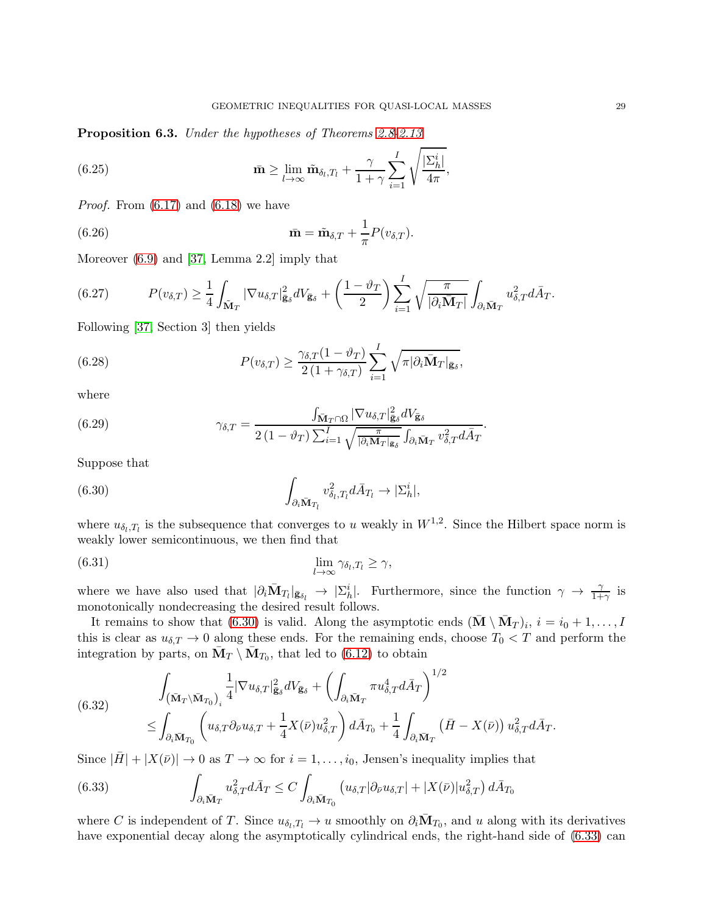**Proposition 6.3.** *Under the hypotheses of Theorems 2.8-2.13*

$$\bar{\mathbf{m}} \geq \lim_{l\to\infty} \tilde{\mathbf{m}}_{\delta_l,T_l} + \frac{\gamma}{1+\gamma}\sum_{i=1}^{I}\sqrt{\frac{|\Sigma_h^i|}{4\pi}}, \tag{6.25}$$

*Proof.* From (6.17) and (6.18) we have

$$\bar{\mathbf{m}} = \tilde{\mathbf{m}}_{\delta,T} + \frac{1}{\pi}P(v_{\delta,T}). \tag{6.26}$$

Moreover (6.9) and [37, Lemma 2.2] imply that

$$P(v_{\delta,T}) \geq \frac{1}{4}\int_{\bar{\mathbf{M}}_T}|\nabla u_{\delta,T}|^2_{\bar{\mathbf{g}}_\delta}dV_{\bar{\mathbf{g}}_\delta} + \left(\frac{1-\vartheta_T}{2}\right)\sum_{i=1}^{I}\sqrt{\frac{\pi}{|\partial_i\bar{\mathbf{M}}_T|}}\int_{\partial_i\bar{\mathbf{M}}_T}u^2_{\delta,T}d\bar{A}_T. \tag{6.27}$$

Following [37, Section 3] then yields

$$P(v_{\delta,T}) \geq \frac{\gamma_{\delta,T}(1-\vartheta_T)}{2\left(1+\gamma_{\delta,T}\right)}\sum_{i=1}^{I}\sqrt{\pi|\partial_i\bar{\mathbf{M}}_T|_{\bar{\mathbf{g}}_\delta}}, \tag{6.28}$$

where

$$\gamma_{\delta,T} = \frac{\int_{\bar{\mathbf{M}}_T\cap\Omega}|\nabla u_{\delta,T}|^2_{\bar{\mathbf{g}}_\delta}dV_{\bar{\mathbf{g}}_\delta}}{2\left(1-\vartheta_T\right)\sum_{i=1}^{I}\sqrt{\frac{\pi}{|\partial_i\bar{\mathbf{M}}_T|_{\bar{\mathbf{g}}_\delta}}}\int_{\partial_i\bar{\mathbf{M}}_T}v^2_{\delta,T}d\bar{A}_T}. \tag{6.29}$$

Suppose that

$$\int_{\partial_i\bar{\mathbf{M}}_{T_l}}v^2_{\delta_l,T_l}d\bar{A}_{T_l} \to |\Sigma_h^i|, \tag{6.30}$$

where $u_{\delta_l,T_l}$ is the subsequence that converges to $u$ weakly in $W^{1,2}$. Since the Hilbert space norm is weakly lower semicontinuous, we then find that

$$\lim_{l\to\infty}\gamma_{\delta_l,T_l} \geq \gamma, \tag{6.31}$$

where we have also used that $|\partial_i\bar{\mathbf{M}}_{T_l}|_{\bar{\mathbf{g}}_{\delta_l}} \to |\Sigma_h^i|$. Furthermore, since the function $\gamma \to \frac{\gamma}{1+\gamma}$ is monotonically nondecreasing the desired result follows.

It remains to show that (6.30) is valid. Along the asymptotic ends $(\bar{\mathbf{M}}\setminus\bar{\mathbf{M}}_T)_i$, $i=i_0+1,\ldots,I$ this is clear as $u_{\delta,T}\to 0$ along these ends. For the remaining ends, choose $T_0<T$ and perform the integration by parts, on $\bar{\mathbf{M}}_T\setminus\bar{\mathbf{M}}_{T_0}$, that led to (6.12) to obtain

$$\begin{aligned}
&\int_{\left(\bar{\mathbf{M}}_T\setminus\bar{\mathbf{M}}_{T_0}\right)_i}\frac{1}{4}|\nabla u_{\delta,T}|^2_{\bar{\mathbf{g}}_\delta}dV_{\bar{\mathbf{g}}_\delta} + \left(\int_{\partial_i\bar{\mathbf{M}}_T}\pi u^4_{\delta,T}d\bar{A}_T\right)^{1/2}\\
&\leq \int_{\partial_i\bar{\mathbf{M}}_{T_0}}\left(u_{\delta,T}\partial_{\bar{\nu}}u_{\delta,T} + \frac{1}{4}X(\bar{\nu})u^2_{\delta,T}\right)d\bar{A}_{T_0} + \frac{1}{4}\int_{\partial_i\bar{\mathbf{M}}_T}\left(\bar{H}-X(\bar{\nu})\right)u^2_{\delta,T}d\bar{A}_T.
\end{aligned} \tag{6.32}$$

Since $|\bar{H}|+|X(\bar{\nu})|\to 0$ as $T\to\infty$ for $i=1,\ldots,i_0$, Jensen's inequality implies that

$$\int_{\partial_i\bar{\mathbf{M}}_T}u^2_{\delta,T}d\bar{A}_T \leq C\int_{\partial_i\bar{\mathbf{M}}_{T_0}}\left(u_{\delta,T}|\partial_{\bar{\nu}}u_{\delta,T}| + |X(\bar{\nu})|u^2_{\delta,T}\right)d\bar{A}_{T_0} \tag{6.33}$$

where $C$ is independent of $T$. Since $u_{\delta_l,T_l}\to u$ smoothly on $\partial_i\bar{\mathbf{M}}_{T_0}$, and $u$ along with its derivatives have exponential decay along the asymptotically cylindrical ends, the right-hand side of (6.33) can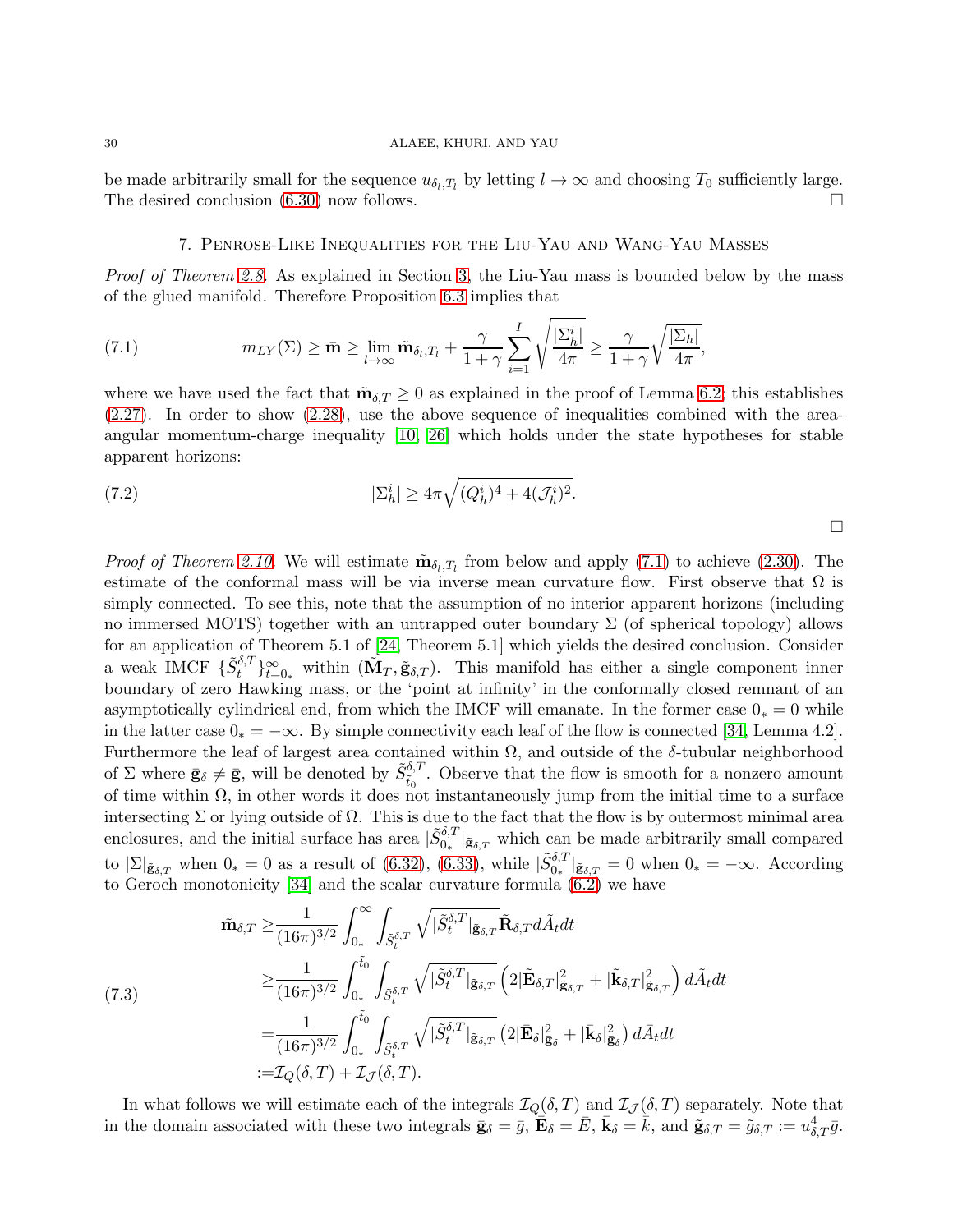be made arbitrarily small for the sequence $u_{\delta_l,T_l}$ by letting $l \to \infty$ and choosing $T_0$ sufficiently large. The desired conclusion (6.30) now follows. ☐

## 7. Penrose-Like Inequalities for the Liu-Yau and Wang-Yau Masses

*Proof of Theorem 2.8.* As explained in Section 3, the Liu-Yau mass is bounded below by the mass of the glued manifold. Therefore Proposition 6.3 implies that

$$m_{LY}(\Sigma) \geq \bar{\mathbf{m}} \geq \lim_{l\to\infty} \tilde{\mathbf{m}}_{\delta_l,T_l} + \frac{\gamma}{1+\gamma}\sum_{i=1}^{I}\sqrt{\frac{|\Sigma_h^i|}{4\pi}} \geq \frac{\gamma}{1+\gamma}\sqrt{\frac{|\Sigma_h|}{4\pi}}, \tag{7.1}$$

where we have used the fact that $\tilde{\mathbf{m}}_{\delta,T} \geq 0$ as explained in the proof of Lemma 6.2; this establishes (2.27). In order to show (2.28), use the above sequence of inequalities combined with the area-angular momentum-charge inequality [10, 26] which holds under the state hypotheses for stable apparent horizons:

$$|\Sigma_h^i| \geq 4\pi\sqrt{(Q_h^i)^4 + 4(\mathcal{J}_h^i)^2}. \tag{7.2}$$

☐

*Proof of Theorem 2.10.* We will estimate $\tilde{\mathbf{m}}_{\delta_l,T_l}$ from below and apply (7.1) to achieve (2.30). The estimate of the conformal mass will be via inverse mean curvature flow. First observe that $\Omega$ is simply connected. To see this, note that the assumption of no interior apparent horizons (including no immersed MOTS) together with an untrapped outer boundary $\Sigma$ (of spherical topology) allows for an application of Theorem 5.1 of [24, Theorem 5.1] which yields the desired conclusion. Consider a weak IMCF $\{\tilde{S}_t^{\delta,T}\}_{t=0_*}^{\infty}$ within $(\tilde{\mathbf{M}}_T, \tilde{\mathbf{g}}_{\delta,T})$. This manifold has either a single component inner boundary of zero Hawking mass, or the 'point at infinity' in the conformally closed remnant of an asymptotically cylindrical end, from which the IMCF will emanate. In the former case $0_* = 0$ while in the latter case $0_* = -\infty$. By simple connectivity each leaf of the flow is connected [34, Lemma 4.2]. Furthermore the leaf of largest area contained within $\Omega$, and outside of the $\delta$-tubular neighborhood of $\Sigma$ where $\bar{\mathbf{g}}_\delta \neq \bar{\mathbf{g}}$, will be denoted by $\tilde{S}_{\tilde{t}_0}^{\delta,T}$. Observe that the flow is smooth for a nonzero amount of time within $\Omega$, in other words it does not instantaneously jump from the initial time to a surface intersecting $\Sigma$ or lying outside of $\Omega$. This is due to the fact that the flow is by outermost minimal area enclosures, and the initial surface has area $|\tilde{S}_{0_*}^{\delta,T}|_{\tilde{\mathbf{g}}_{\delta,T}}$ which can be made arbitrarily small compared to $|\Sigma|_{\tilde{\mathbf{g}}_{\delta,T}}$ when $0_* = 0$ as a result of (6.32), (6.33), while $|\tilde{S}_{0_*}^{\delta,T}|_{\tilde{\mathbf{g}}_{\delta,T}} = 0$ when $0_* = -\infty$. According to Geroch monotonicity [34] and the scalar curvature formula (6.2) we have

$$\begin{aligned}
\tilde{\mathbf{m}}_{\delta,T} \geq& \frac{1}{(16\pi)^{3/2}}\int_{0_*}^{\infty}\int_{\tilde{S}_t^{\delta,T}}\sqrt{|\tilde{S}_t^{\delta,T}|_{\tilde{\mathbf{g}}_{\delta,T}}}\,\tilde{\mathbf{R}}_{\delta,T}\,d\tilde{A}_t dt \\
\geq& \frac{1}{(16\pi)^{3/2}}\int_{0_*}^{\tilde{t}_0}\int_{\tilde{S}_t^{\delta,T}}\sqrt{|\tilde{S}_t^{\delta,T}|_{\tilde{\mathbf{g}}_{\delta,T}}}\left(2|\tilde{\mathbf{E}}_{\delta,T}|^2_{\tilde{\mathbf{g}}_{\delta,T}} + |\tilde{\mathbf{k}}_{\delta,T}|^2_{\tilde{\mathbf{g}}_{\delta,T}}\right)d\tilde{A}_t dt \\
=& \frac{1}{(16\pi)^{3/2}}\int_{0_*}^{\tilde{t}_0}\int_{\tilde{S}_t^{\delta,T}}\sqrt{|\tilde{S}_t^{\delta,T}|_{\tilde{\mathbf{g}}_{\delta,T}}}\left(2|\bar{\mathbf{E}}_\delta|^2_{\bar{\mathbf{g}}_\delta} + |\bar{\mathbf{k}}_\delta|^2_{\bar{\mathbf{g}}_\delta}\right)d\bar{A}_t dt \\
:=& \mathcal{I}_Q(\delta,T) + \mathcal{I}_{\mathcal{J}}(\delta,T).
\end{aligned} \tag{7.3}$$

In what follows we will estimate each of the integrals $\mathcal{I}_Q(\delta,T)$ and $\mathcal{I}_{\mathcal{J}}(\delta,T)$ separately. Note that in the domain associated with these two integrals $\bar{\mathbf{g}}_\delta = \bar{g}$, $\bar{\mathbf{E}}_\delta = \bar{E}$, $\bar{\mathbf{k}}_\delta = \bar{k}$, and $\tilde{\mathbf{g}}_{\delta,T} = \tilde{g}_{\delta,T} := u_{\delta,T}^4\bar{g}$.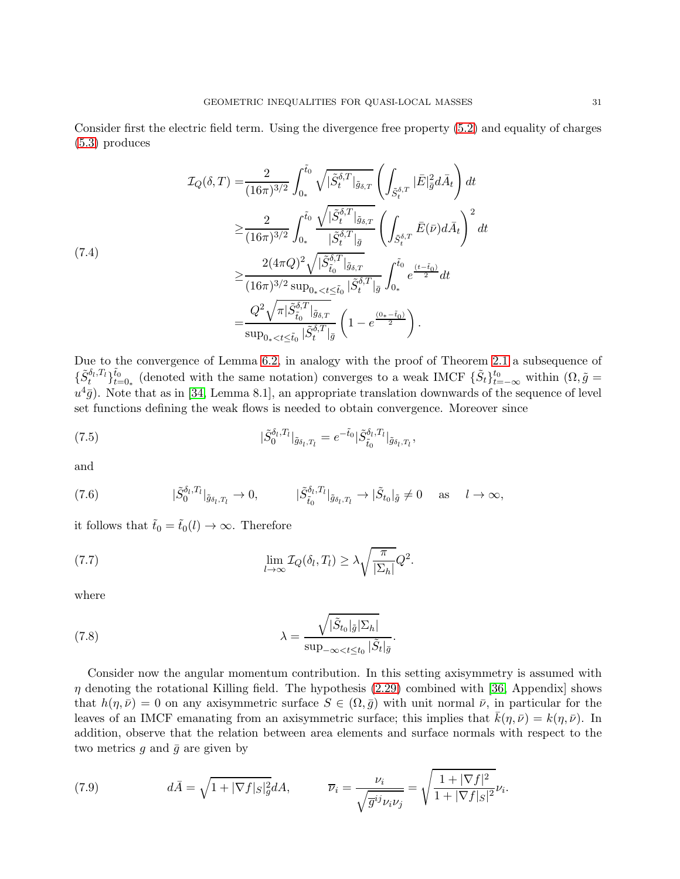Consider first the electric field term. Using the divergence free property (5.2) and equality of charges (5.3) produces

$$
\begin{aligned}
\mathcal{I}_Q(\delta,T) =& \frac{2}{(16\pi)^{3/2}}\int_{0_*}^{\tilde{t}_0}\sqrt{|\tilde{S}_t^{\delta,T}|_{\tilde{g}_{\delta,T}}}\left(\int_{\tilde{S}_t^{\delta,T}}|\bar{E}|_{\bar{g}}^2 d\bar{A}_t\right)dt \\
\geq & \frac{2}{(16\pi)^{3/2}}\int_{0_*}^{\tilde{t}_0}\frac{\sqrt{|\tilde{S}_t^{\delta,T}|_{\tilde{g}_{\delta,T}}}}{|\tilde{S}_t^{\delta,T}|_{\bar{g}}}\left(\int_{\tilde{S}_t^{\delta,T}}\bar{E}(\bar{\nu})d\bar{A}_t\right)^2 dt \\
\geq & \frac{2(4\pi Q)^2\sqrt{|\tilde{S}_{\tilde{t}_0}^{\delta,T}|_{\tilde{g}_{\delta,T}}}}{(16\pi)^{3/2}\sup_{0_*<t\leq\tilde{t}_0}|\tilde{S}_t^{\delta,T}|_{\bar{g}}}\int_{0_*}^{\tilde{t}_0}e^{\frac{(t-\tilde{t}_0)}{2}}dt \\
= & \frac{Q^2\sqrt{\pi|\tilde{S}_{\tilde{t}_0}^{\delta,T}|_{\tilde{g}_{\delta,T}}}}{\sup_{0_*<t\leq\tilde{t}_0}|\tilde{S}_t^{\delta,T}|_{\bar{g}}}\left(1-e^{\frac{(0_*-\tilde{t}_0)}{2}}\right).
\end{aligned}
\tag{7.4}
$$

Due to the convergence of Lemma 6.2, in analogy with the proof of Theorem 2.1 a subsequence of $\{\tilde{S}_t^{\delta_l,T_l}\}_{t=0_*}^{\tilde{t}_0}$ (denoted with the same notation) converges to a weak IMCF $\{\tilde{S}_t\}_{t=-\infty}^{t_0}$ within $(\Omega,\tilde{g}=u^4\bar{g})$. Note that as in [34, Lemma 8.1], an appropriate translation downwards of the sequence of level set functions defining the weak flows is needed to obtain convergence. Moreover since

$$
|\tilde{S}_0^{\delta_l,T_l}|_{\tilde{g}_{\delta_l,T_l}} = e^{-\tilde{t}_0}|\tilde{S}_{\tilde{t}_0}^{\delta_l,T_l}|_{\tilde{g}_{\delta_l,T_l}}, \tag{7.5}
$$

and

$$
|\tilde{S}_0^{\delta_l,T_l}|_{\tilde{g}_{\delta_l,T_l}} \to 0, \qquad |\tilde{S}_{\tilde{t}_0}^{\delta_l,T_l}|_{\tilde{g}_{\delta_l,T_l}} \to |\tilde{S}_{t_0}|_{\tilde{g}} \neq 0 \quad \text{as} \quad l\to\infty, \tag{7.6}
$$

it follows that $\tilde{t}_0=\tilde{t}_0(l)\to\infty$. Therefore

$$
\lim_{l\to\infty}\mathcal{I}_Q(\delta_l,T_l) \geq \lambda\sqrt{\frac{\pi}{|\Sigma_h|}}Q^2. \tag{7.7}
$$

where

$$
\lambda = \frac{\sqrt{|\tilde{S}_{t_0}|_{\tilde{g}}|\Sigma_h|}}{\sup_{-\infty<t\leq t_0}|\tilde{S}_t|_{\bar{g}}}. \tag{7.8}
$$

Consider now the angular momentum contribution. In this setting axisymmetry is assumed with $\eta$ denoting the rotational Killing field. The hypothesis (2.29) combined with [36, Appendix] shows that $h(\eta,\bar{\nu})=0$ on any axisymmetric surface $S\in(\Omega,\bar{g})$ with unit normal $\bar{\nu}$, in particular for the leaves of an IMCF emanating from an axisymmetric surface; this implies that $\bar{k}(\eta,\bar{\nu})=k(\eta,\bar{\nu})$. In addition, observe that the relation between area elements and surface normals with respect to the two metrics $g$ and $\bar{g}$ are given by

$$
d\bar{A} = \sqrt{1+|\nabla f|_S|_g^2}\,dA, \qquad \overline{\nu}_i = \frac{\nu_i}{\sqrt{\bar{g}^{ij}\nu_i\nu_j}} = \sqrt{\frac{1+|\nabla f|^2}{1+|\nabla f|_S|^2}}\nu_i. \tag{7.9}
$$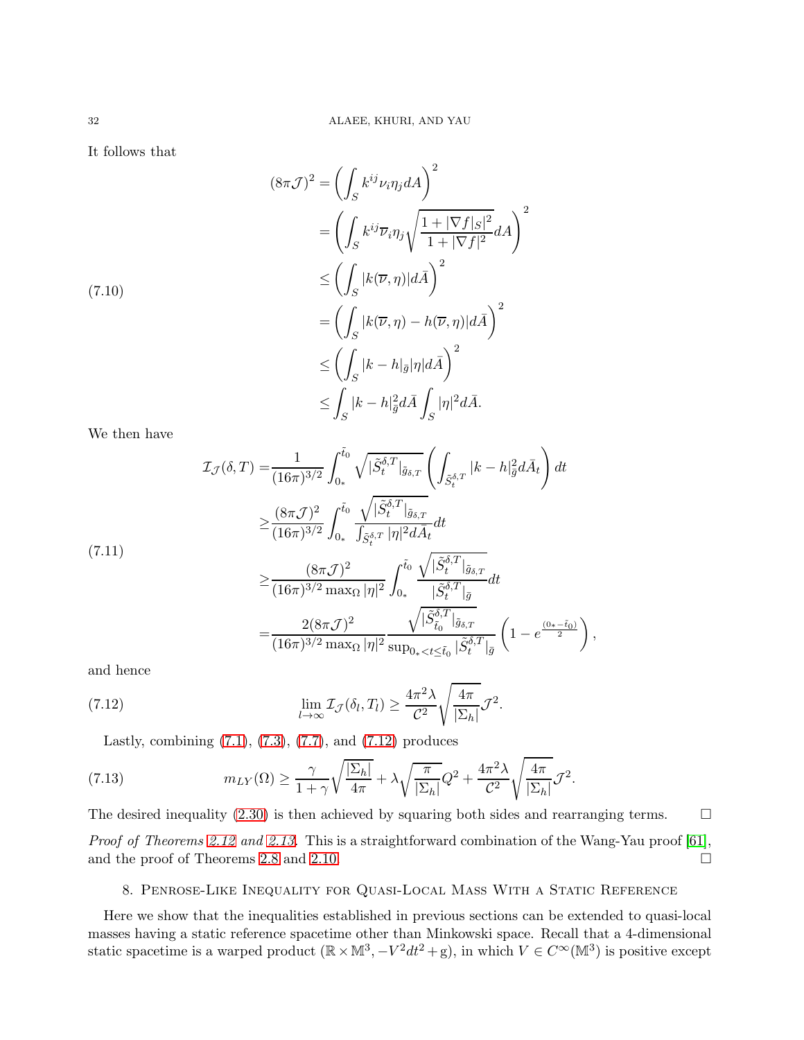It follows that

$$
\begin{aligned}
(8\pi\mathcal{J})^2 &= \left(\int_S k^{ij}\nu_i\eta_j dA\right)^2 \\
&= \left(\int_S k^{ij}\overline{\nu}_i\eta_j\sqrt{\frac{1+|\nabla f|_S|^2}{1+|\nabla f|^2}}dA\right)^2 \\
&\leq \left(\int_S |k(\overline{\nu},\eta)|d\bar{A}\right)^2 \\
&= \left(\int_S |k(\overline{\nu},\eta)-h(\overline{\nu},\eta)|d\bar{A}\right)^2 \\
&\leq \left(\int_S |k-h|_{\bar{g}}|\eta|d\bar{A}\right)^2 \\
&\leq \int_S |k-h|_{\bar{g}}^2 d\bar{A}\int_S |\eta|^2 d\bar{A}.
\end{aligned}
\tag{7.10}
$$

We then have

$$
\begin{aligned}
\mathcal{I}_{\mathcal{J}}(\delta,T) =& \frac{1}{(16\pi)^{3/2}}\int_{0_*}^{\tilde{t}_0}\sqrt{|\tilde{S}_t^{\delta,T}|_{\tilde{g}_{\delta,T}}}\left(\int_{\tilde{S}_t^{\delta,T}}|k-h|_{\bar{g}}^2 d\bar{A}_t\right)dt \\
\geq& \frac{(8\pi\mathcal{J})^2}{(16\pi)^{3/2}}\int_{0_*}^{\tilde{t}_0}\frac{\sqrt{|\tilde{S}_t^{\delta,T}|_{\tilde{g}_{\delta,T}}}}{\int_{\tilde{S}_t^{\delta,T}}|\eta|^2 d\bar{A}_t}dt \\
\geq& \frac{(8\pi\mathcal{J})^2}{(16\pi)^{3/2}\max_\Omega|\eta|^2}\int_{0_*}^{\tilde{t}_0}\frac{\sqrt{|\tilde{S}_t^{\delta,T}|_{\tilde{g}_{\delta,T}}}}{|\tilde{S}_t^{\delta,T}|_{\bar{g}}}dt \\
=& \frac{2(8\pi\mathcal{J})^2}{(16\pi)^{3/2}\max_\Omega|\eta|^2}\frac{\sqrt{|\tilde{S}_{\tilde{t}_0}^{\delta,T}|_{\tilde{g}_{\delta,T}}}}{\sup_{0_*<t\leq\tilde{t}_0}|\tilde{S}_t^{\delta,T}|_{\bar{g}}}\left(1-e^{\frac{(0_*-\tilde{t}_0)}{2}}\right),
\end{aligned}
\tag{7.11}
$$

and hence

$$
\lim_{l\to\infty}\mathcal{I}_{\mathcal{J}}(\delta_l,T_l)\geq\frac{4\pi^2\lambda}{\mathcal{C}^2}\sqrt{\frac{4\pi}{|\Sigma_h|}}\mathcal{J}^2.
\tag{7.12}
$$

Lastly, combining (7.1), (7.3), (7.7), and (7.12) produces

$$
m_{LY}(\Omega)\geq\frac{\gamma}{1+\gamma}\sqrt{\frac{|\Sigma_h|}{4\pi}}+\lambda\sqrt{\frac{\pi}{|\Sigma_h|}}Q^2+\frac{4\pi^2\lambda}{\mathcal{C}^2}\sqrt{\frac{4\pi}{|\Sigma_h|}}\mathcal{J}^2.
\tag{7.13}
$$

The desired inequality (2.30) is then achieved by squaring both sides and rearranging terms. □

*Proof of Theorems 2.12 and 2.13.* This is a straightforward combination of the Wang-Yau proof [61], and the proof of Theorems 2.8 and 2.10. □

## 8. Penrose-Like Inequality for Quasi-Local Mass With a Static Reference

Here we show that the inequalities established in previous sections can be extended to quasi-local masses having a static reference spacetime other than Minkowski space. Recall that a 4-dimensional static spacetime is a warped product $(\mathbb{R}\times\mathbb{M}^3, -V^2dt^2+\mathrm{g})$, in which $V\in C^\infty(\mathbb{M}^3)$ is positive except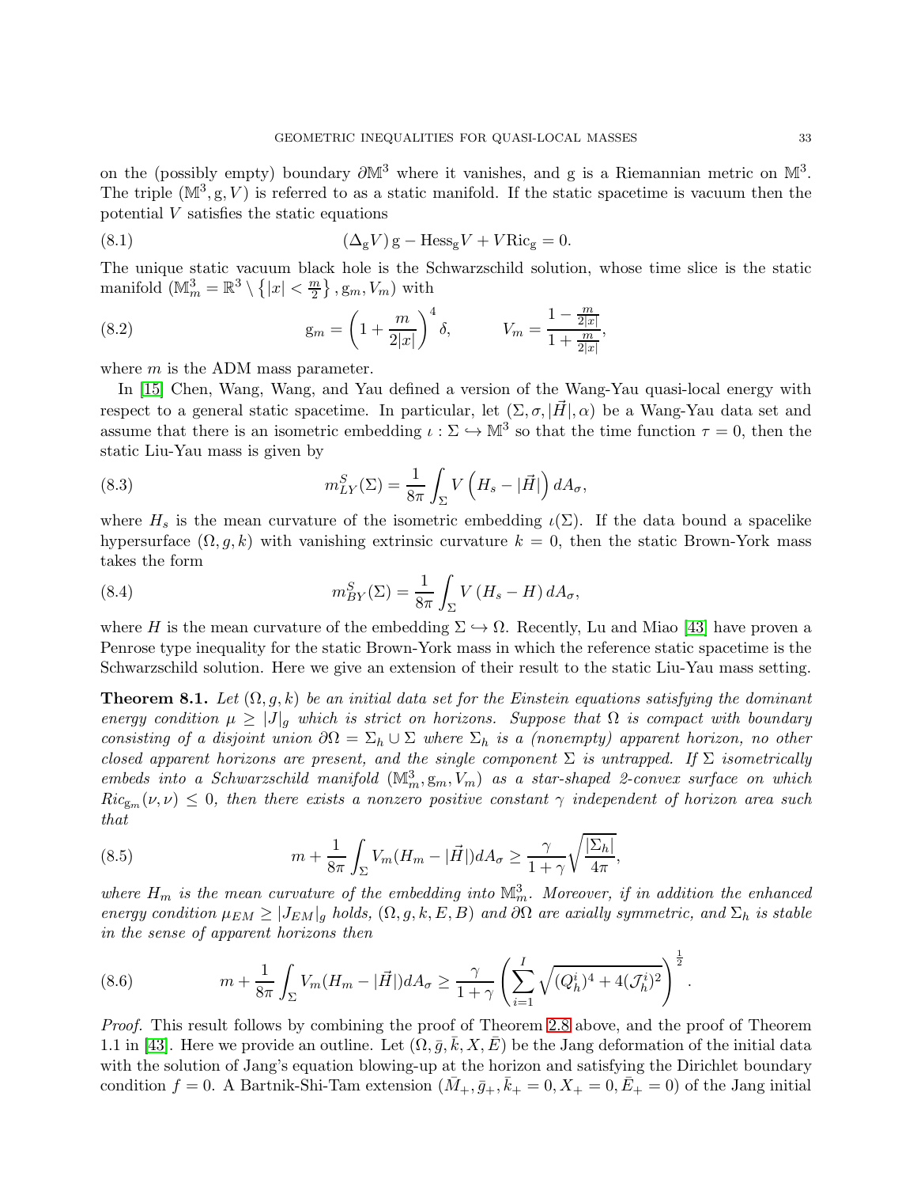on the (possibly empty) boundary $\partial\mathbb{M}^3$ where it vanishes, and g is a Riemannian metric on $\mathbb{M}^3$. The triple $(\mathbb{M}^3, \mathrm{g}, V)$ is referred to as a static manifold. If the static spacetime is vacuum then the potential $V$ satisfies the static equations

$$(\Delta_{\mathrm{g}} V)\,\mathrm{g} - \mathrm{Hess}_{\mathrm{g}} V + V \mathrm{Ric}_{\mathrm{g}} = 0. \tag{8.1}$$

The unique static vacuum black hole is the Schwarzschild solution, whose time slice is the static manifold $(\mathbb{M}^3_m = \mathbb{R}^3 \setminus \{|x| < \frac{m}{2}\}, \mathrm{g}_m, V_m)$ with

$$\mathrm{g}_m = \left(1 + \frac{m}{2|x|}\right)^4 \delta, \qquad V_m = \frac{1 - \frac{m}{2|x|}}{1 + \frac{m}{2|x|}}, \tag{8.2}$$

where $m$ is the ADM mass parameter.

In [15] Chen, Wang, Wang, and Yau defined a version of the Wang-Yau quasi-local energy with respect to a general static spacetime. In particular, let $(\Sigma, \sigma, |\vec{H}|, \alpha)$ be a Wang-Yau data set and assume that there is an isometric embedding $\iota : \Sigma \hookrightarrow \mathbb{M}^3$ so that the time function $\tau = 0$, then the static Liu-Yau mass is given by

$$m^S_{LY}(\Sigma) = \frac{1}{8\pi}\int_\Sigma V\left(H_s - |\vec{H}|\right) dA_\sigma, \tag{8.3}$$

where $H_s$ is the mean curvature of the isometric embedding $\iota(\Sigma)$. If the data bound a spacelike hypersurface $(\Omega, g, k)$ with vanishing extrinsic curvature $k = 0$, then the static Brown-York mass takes the form

$$m^S_{BY}(\Sigma) = \frac{1}{8\pi}\int_\Sigma V\left(H_s - H\right) dA_\sigma, \tag{8.4}$$

where $H$ is the mean curvature of the embedding $\Sigma \hookrightarrow \Omega$. Recently, Lu and Miao [43] have proven a Penrose type inequality for the static Brown-York mass in which the reference static spacetime is the Schwarzschild solution. Here we give an extension of their result to the static Liu-Yau mass setting.

**Theorem 8.1.** *Let $(\Omega, g, k)$ be an initial data set for the Einstein equations satisfying the dominant energy condition $\mu \geq |J|_g$ which is strict on horizons. Suppose that $\Omega$ is compact with boundary consisting of a disjoint union $\partial\Omega = \Sigma_h \cup \Sigma$ where $\Sigma_h$ is a (nonempty) apparent horizon, no other closed apparent horizons are present, and the single component $\Sigma$ is untrapped. If $\Sigma$ isometrically embeds into a Schwarzschild manifold $(\mathbb{M}^3_m, \mathrm{g}_m, V_m)$ as a star-shaped 2-convex surface on which $Ric_{\mathrm{g}_m}(\nu,\nu) \leq 0$, then there exists a nonzero positive constant $\gamma$ independent of horizon area such that*

$$m + \frac{1}{8\pi}\int_\Sigma V_m(H_m - |\vec{H}|) dA_\sigma \geq \frac{\gamma}{1+\gamma}\sqrt{\frac{|\Sigma_h|}{4\pi}}, \tag{8.5}$$

*where $H_m$ is the mean curvature of the embedding into $\mathbb{M}^3_m$. Moreover, if in addition the enhanced energy condition $\mu_{EM} \geq |J_{EM}|_g$ holds, $(\Omega, g, k, E, B)$ and $\partial\Omega$ are axially symmetric, and $\Sigma_h$ is stable in the sense of apparent horizons then*

$$m + \frac{1}{8\pi}\int_\Sigma V_m(H_m - |\vec{H}|) dA_\sigma \geq \frac{\gamma}{1+\gamma}\left(\sum_{i=1}^{I}\sqrt{(Q^i_h)^4 + 4(\mathcal{J}^i_h)^2}\right)^{\frac{1}{2}}. \tag{8.6}$$

*Proof.* This result follows by combining the proof of Theorem 2.8 above, and the proof of Theorem 1.1 in [43]. Here we provide an outline. Let $(\Omega, \bar{g}, \bar{k}, X, \bar{E})$ be the Jang deformation of the initial data with the solution of Jang's equation blowing-up at the horizon and satisfying the Dirichlet boundary condition $f = 0$. A Bartnik-Shi-Tam extension $(\bar{M}_+, \bar{g}_+, \bar{k}_+ = 0, X_+ = 0, \bar{E}_+ = 0)$ of the Jang initial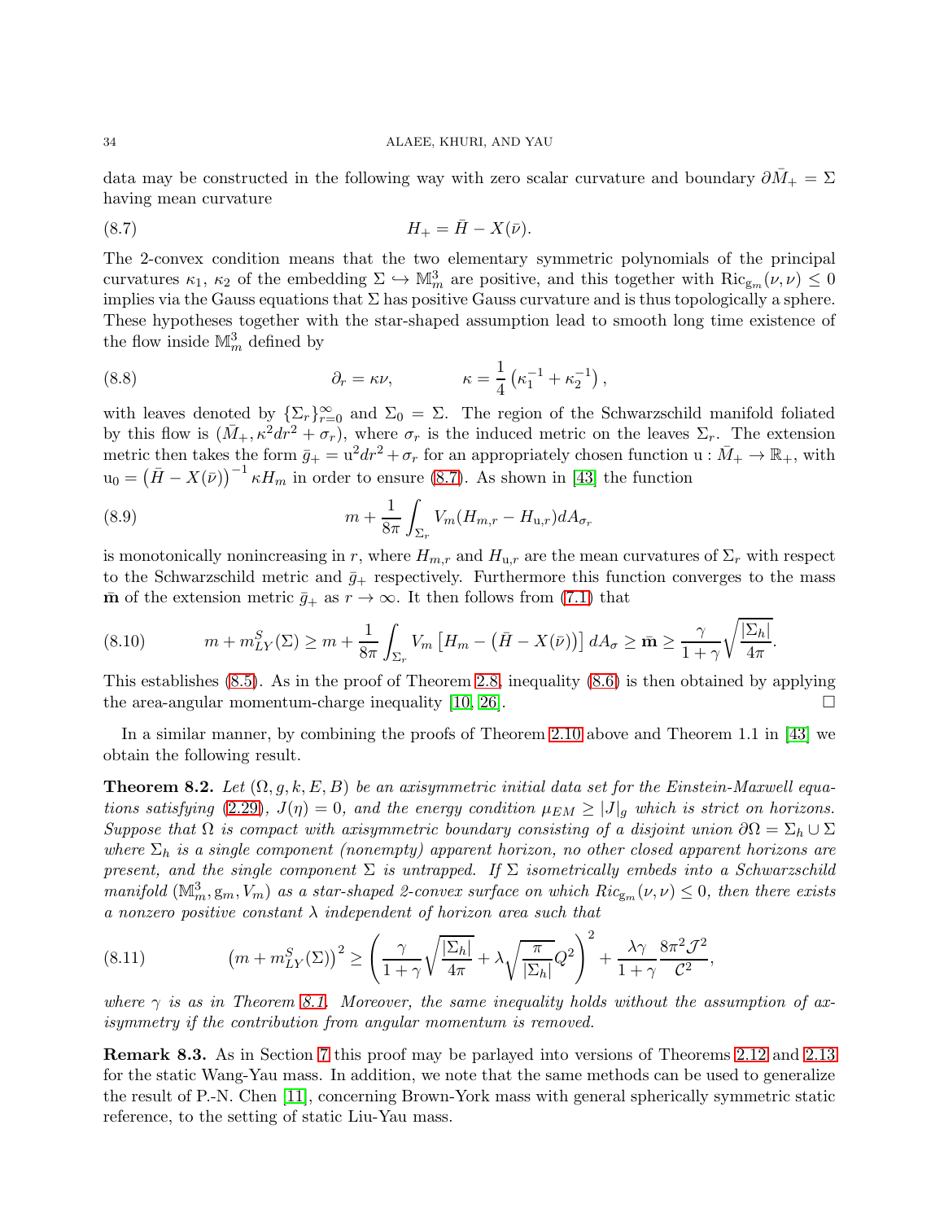data may be constructed in the following way with zero scalar curvature and boundary $\partial \bar{M}_+ = \Sigma$ having mean curvature

$$H_+ = \bar{H} - X(\bar{\nu}). \tag{8.7}$$

The 2-convex condition means that the two elementary symmetric polynomials of the principal curvatures $\kappa_1$, $\kappa_2$ of the embedding $\Sigma \hookrightarrow \mathbb{M}^3_m$ are positive, and this together with $\text{Ric}_{\text{g}_m}(\nu, \nu) \leq 0$ implies via the Gauss equations that $\Sigma$ has positive Gauss curvature and is thus topologically a sphere. These hypotheses together with the star-shaped assumption lead to smooth long time existence of the flow inside $\mathbb{M}^3_m$ defined by

$$\partial_r = \kappa \nu, \qquad \kappa = \frac{1}{4}\left(\kappa_1^{-1} + \kappa_2^{-1}\right), \tag{8.8}$$

with leaves denoted by $\{\Sigma_r\}_{r=0}^{\infty}$ and $\Sigma_0 = \Sigma$. The region of the Schwarzschild manifold foliated by this flow is $(\bar{M}_+, \kappa^2 dr^2 + \sigma_r)$, where $\sigma_r$ is the induced metric on the leaves $\Sigma_r$. The extension metric then takes the form $\bar{g}_+ = \text{u}^2 dr^2 + \sigma_r$ for an appropriately chosen function $\text{u} : \bar{M}_+ \to \mathbb{R}_+$, with $\text{u}_0 = \left(\bar{H} - X(\bar{\nu})\right)^{-1} \kappa H_m$ in order to ensure (8.7). As shown in [43] the function

$$m + \frac{1}{8\pi} \int_{\Sigma_r} V_m (H_{m,r} - H_{\text{u},r}) dA_{\sigma_r} \tag{8.9}$$

is monotonically nonincreasing in $r$, where $H_{m,r}$ and $H_{\text{u},r}$ are the mean curvatures of $\Sigma_r$ with respect to the Schwarzschild metric and $\bar{g}_+$ respectively. Furthermore this function converges to the mass $\bar{\mathbf{m}}$ of the extension metric $\bar{g}_+$ as $r \to \infty$. It then follows from (7.1) that

$$m + m^S_{LY}(\Sigma) \geq m + \frac{1}{8\pi} \int_{\Sigma_r} V_m \left[ H_m - \left(\bar{H} - X(\bar{\nu})\right)\right] dA_\sigma \geq \bar{\mathbf{m}} \geq \frac{\gamma}{1+\gamma} \sqrt{\frac{|\Sigma_h|}{4\pi}}. \tag{8.10}$$

This establishes (8.5). As in the proof of Theorem 2.8, inequality (8.6) is then obtained by applying the area-angular momentum-charge inequality [10, 26]. $\square$

In a similar manner, by combining the proofs of Theorem 2.10 above and Theorem 1.1 in [43] we obtain the following result.

**Theorem 8.2.** *Let $(\Omega, g, k, E, B)$ be an axisymmetric initial data set for the Einstein-Maxwell equations satisfying (2.29), $J(\eta) = 0$, and the energy condition $\mu_{EM} \geq |J|_g$ which is strict on horizons. Suppose that $\Omega$ is compact with axisymmetric boundary consisting of a disjoint union $\partial\Omega = \Sigma_h \cup \Sigma$ where $\Sigma_h$ is a single component (nonempty) apparent horizon, no other closed apparent horizons are present, and the single component $\Sigma$ is untrapped. If $\Sigma$ isometrically embeds into a Schwarzschild manifold $(\mathbb{M}^3_m, \text{g}_m, V_m)$ as a star-shaped 2-convex surface on which $Ric_{\text{g}_m}(\nu, \nu) \leq 0$, then there exists a nonzero positive constant $\lambda$ independent of horizon area such that*

$$\left(m + m^S_{LY}(\Sigma)\right)^2 \geq \left( \frac{\gamma}{1+\gamma} \sqrt{\frac{|\Sigma_h|}{4\pi}} + \lambda \sqrt{\frac{\pi}{|\Sigma_h|}} Q^2 \right)^2 + \frac{\lambda\gamma}{1+\gamma} \frac{8\pi^2 \mathcal{J}^2}{\mathcal{C}^2}, \tag{8.11}$$

*where $\gamma$ is as in Theorem 8.1. Moreover, the same inequality holds without the assumption of axisymmetry if the contribution from angular momentum is removed.*

**Remark 8.3.** As in Section 7 this proof may be parlayed into versions of Theorems 2.12 and 2.13 for the static Wang-Yau mass. In addition, we note that the same methods can be used to generalize the result of P.-N. Chen [11], concerning Brown-York mass with general spherically symmetric static reference, to the setting of static Liu-Yau mass.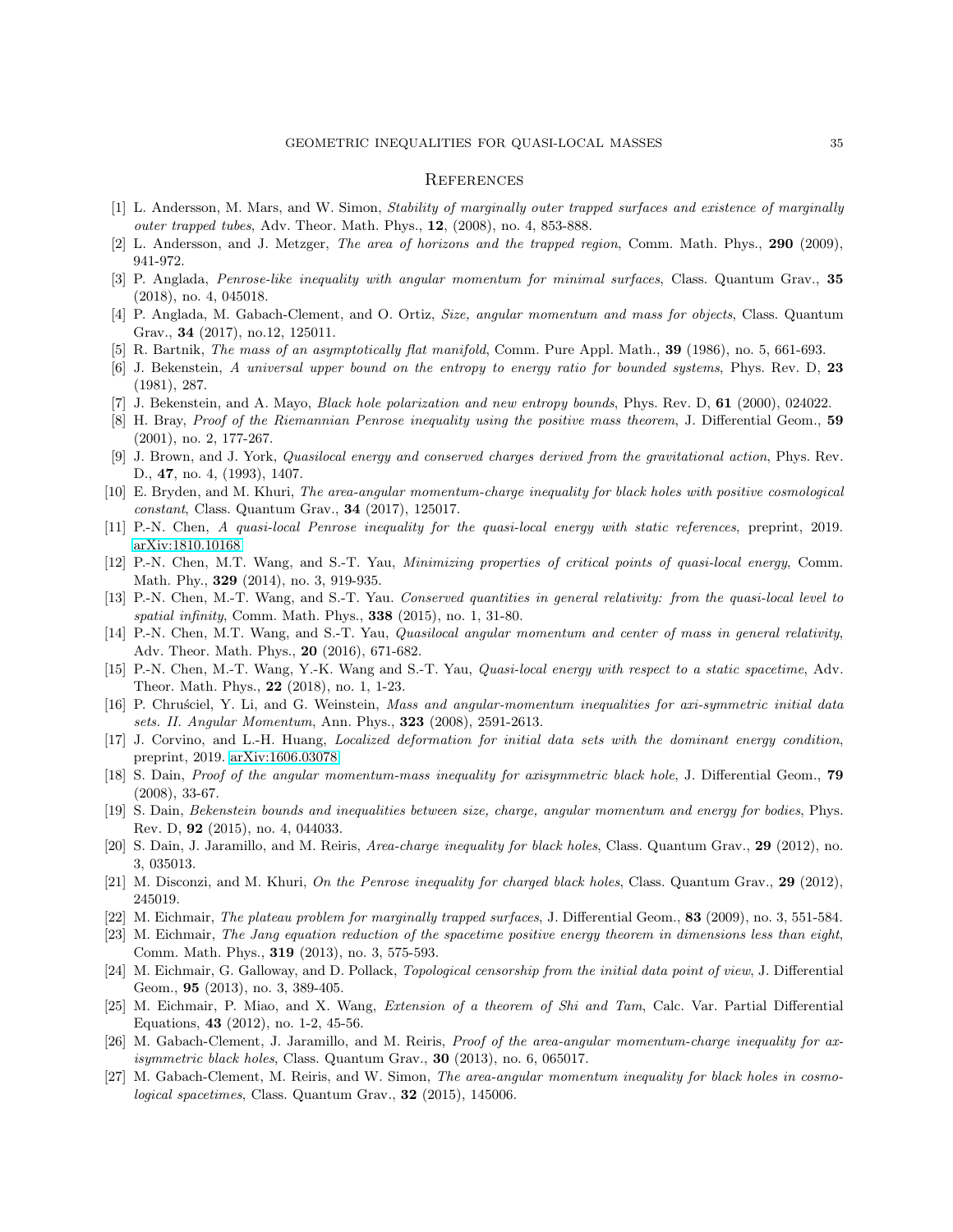## References

[1] L. Andersson, M. Mars, and W. Simon, *Stability of marginally outer trapped surfaces and existence of marginally outer trapped tubes*, Adv. Theor. Math. Phys., **12**, (2008), no. 4, 853-888.

[2] L. Andersson, and J. Metzger, *The area of horizons and the trapped region*, Comm. Math. Phys., **290** (2009), 941-972.

[3] P. Anglada, *Penrose-like inequality with angular momentum for minimal surfaces*, Class. Quantum Grav., **35** (2018), no. 4, 045018.

[4] P. Anglada, M. Gabach-Clement, and O. Ortiz, *Size, angular momentum and mass for objects*, Class. Quantum Grav., **34** (2017), no.12, 125011.

[5] R. Bartnik, *The mass of an asymptotically flat manifold*, Comm. Pure Appl. Math., **39** (1986), no. 5, 661-693.

[6] J. Bekenstein, *A universal upper bound on the entropy to energy ratio for bounded systems*, Phys. Rev. D, **23** (1981), 287.

[7] J. Bekenstein, and A. Mayo, *Black hole polarization and new entropy bounds*, Phys. Rev. D, **61** (2000), 024022.

[8] H. Bray, *Proof of the Riemannian Penrose inequality using the positive mass theorem*, J. Differential Geom., **59** (2001), no. 2, 177-267.

[9] J. Brown, and J. York, *Quasilocal energy and conserved charges derived from the gravitational action*, Phys. Rev. D., **47**, no. 4, (1993), 1407.

[10] E. Bryden, and M. Khuri, *The area-angular momentum-charge inequality for black holes with positive cosmological constant*, Class. Quantum Grav., **34** (2017), 125017.

[11] P.-N. Chen, *A quasi-local Penrose inequality for the quasi-local energy with static references*, preprint, 2019. arXiv:1810.10168

[12] P.-N. Chen, M.T. Wang, and S.-T. Yau, *Minimizing properties of critical points of quasi-local energy*, Comm. Math. Phy., **329** (2014), no. 3, 919-935.

[13] P.-N. Chen, M.-T. Wang, and S.-T. Yau. *Conserved quantities in general relativity: from the quasi-local level to spatial infinity*, Comm. Math. Phys., **338** (2015), no. 1, 31-80.

[14] P.-N. Chen, M.T. Wang, and S.-T. Yau, *Quasilocal angular momentum and center of mass in general relativity*, Adv. Theor. Math. Phys., **20** (2016), 671-682.

[15] P.-N. Chen, M.-T. Wang, Y.-K. Wang and S.-T. Yau, *Quasi-local energy with respect to a static spacetime*, Adv. Theor. Math. Phys., **22** (2018), no. 1, 1-23.

[16] P. Chruściel, Y. Li, and G. Weinstein, *Mass and angular-momentum inequalities for axi-symmetric initial data sets. II. Angular Momentum*, Ann. Phys., **323** (2008), 2591-2613.

[17] J. Corvino, and L.-H. Huang, *Localized deformation for initial data sets with the dominant energy condition*, preprint, 2019. arXiv:1606.03078

[18] S. Dain, *Proof of the angular momentum-mass inequality for axisymmetric black hole*, J. Differential Geom., **79** (2008), 33-67.

[19] S. Dain, *Bekenstein bounds and inequalities between size, charge, angular momentum and energy for bodies*, Phys. Rev. D, **92** (2015), no. 4, 044033.

[20] S. Dain, J. Jaramillo, and M. Reiris, *Area-charge inequality for black holes*, Class. Quantum Grav., **29** (2012), no. 3, 035013.

[21] M. Disconzi, and M. Khuri, *On the Penrose inequality for charged black holes*, Class. Quantum Grav., **29** (2012), 245019.

[22] M. Eichmair, *The plateau problem for marginally trapped surfaces*, J. Differential Geom., **83** (2009), no. 3, 551-584.

[23] M. Eichmair, *The Jang equation reduction of the spacetime positive energy theorem in dimensions less than eight*, Comm. Math. Phys., **319** (2013), no. 3, 575-593.

[24] M. Eichmair, G. Galloway, and D. Pollack, *Topological censorship from the initial data point of view*, J. Differential Geom., **95** (2013), no. 3, 389-405.

[25] M. Eichmair, P. Miao, and X. Wang, *Extension of a theorem of Shi and Tam*, Calc. Var. Partial Differential Equations, **43** (2012), no. 1-2, 45-56.

[26] M. Gabach-Clement, J. Jaramillo, and M. Reiris, *Proof of the area-angular momentum-charge inequality for axisymmetric black holes*, Class. Quantum Grav., **30** (2013), no. 6, 065017.

[27] M. Gabach-Clement, M. Reiris, and W. Simon, *The area-angular momentum inequality for black holes in cosmological spacetimes*, Class. Quantum Grav., **32** (2015), 145006.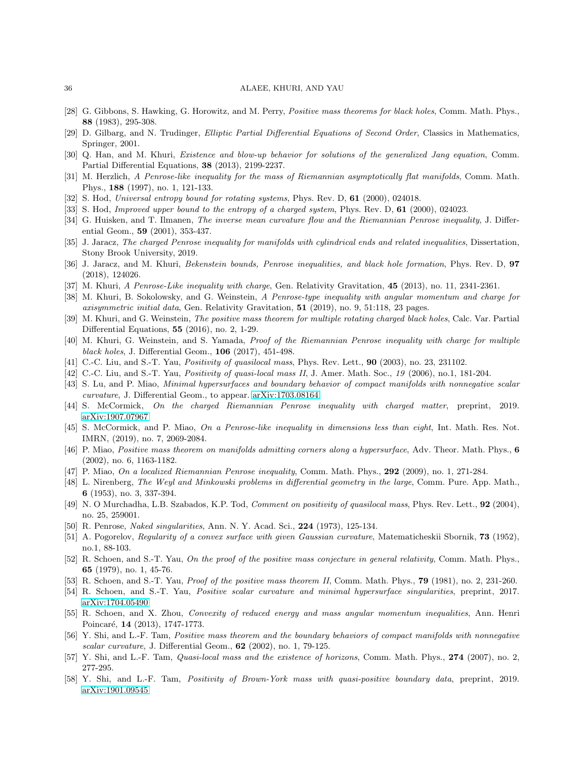[28] G. Gibbons, S. Hawking, G. Horowitz, and M. Perry, *Positive mass theorems for black holes*, Comm. Math. Phys., **88** (1983), 295-308.

[29] D. Gilbarg, and N. Trudinger, *Elliptic Partial Differential Equations of Second Order*, Classics in Mathematics, Springer, 2001.

[30] Q. Han, and M. Khuri, *Existence and blow-up behavior for solutions of the generalized Jang equation*, Comm. Partial Differential Equations, **38** (2013), 2199-2237.

[31] M. Herzlich, *A Penrose-like inequality for the mass of Riemannian asymptotically flat manifolds*, Comm. Math. Phys., **188** (1997), no. 1, 121-133.

[32] S. Hod, *Universal entropy bound for rotating systems*, Phys. Rev. D, **61** (2000), 024018.

[33] S. Hod, *Improved upper bound to the entropy of a charged system*, Phys. Rev. D, **61** (2000), 024023.

[34] G. Huisken, and T. Ilmanen, *The inverse mean curvature flow and the Riemannian Penrose inequality*, J. Differential Geom., **59** (2001), 353-437.

[35] J. Jaracz, *The charged Penrose inequality for manifolds with cylindrical ends and related inequalities*, Dissertation, Stony Brook University, 2019.

[36] J. Jaracz, and M. Khuri, *Bekenstein bounds, Penrose inequalities, and black hole formation*, Phys. Rev. D, **97** (2018), 124026.

[37] M. Khuri, *A Penrose-Like inequality with charge*, Gen. Relativity Gravitation, **45** (2013), no. 11, 2341-2361.

[38] M. Khuri, B. Sokolowsky, and G. Weinstein, *A Penrose-type inequality with angular momentum and charge for axisymmetric initial data*, Gen. Relativity Gravitation, **51** (2019), no. 9, 51:118, 23 pages.

[39] M. Khuri, and G. Weinstein, *The positive mass theorem for multiple rotating charged black holes*, Calc. Var. Partial Differential Equations, **55** (2016), no. 2, 1-29.

[40] M. Khuri, G. Weinstein, and S. Yamada, *Proof of the Riemannian Penrose inequality with charge for multiple black holes*, J. Differential Geom., **106** (2017), 451-498.

[41] C.-C. Liu, and S.-T. Yau, *Positivity of quasilocal mass*, Phys. Rev. Lett., **90** (2003), no. 23, 231102.

[42] C.-C. Liu, and S.-T. Yau, *Positivity of quasi-local mass II*, J. Amer. Math. Soc., *19* (2006), no.1, 181-204.

[43] S. Lu, and P. Miao, *Minimal hypersurfaces and boundary behavior of compact manifolds with nonnegative scalar curvature*, J. Differential Geom., to appear. arXiv:1703.08164

[44] S. McCormick, *On the charged Riemannian Penrose inequality with charged matter*, preprint, 2019. arXiv:1907.07967

[45] S. McCormick, and P. Miao, *On a Penrose-like inequality in dimensions less than eight*, Int. Math. Res. Not. IMRN, (2019), no. 7, 2069-2084.

[46] P. Miao, *Positive mass theorem on manifolds admitting corners along a hypersurface*, Adv. Theor. Math. Phys., **6** (2002), no. 6, 1163-1182.

[47] P. Miao, *On a localized Riemannian Penrose inequality*, Comm. Math. Phys., **292** (2009), no. 1, 271-284.

[48] L. Nirenberg, *The Weyl and Minkowski problems in differential geometry in the large*, Comm. Pure. App. Math., **6** (1953), no. 3, 337-394.

[49] N. O Murchadha, L.B. Szabados, K.P. Tod, *Comment on positivity of quasilocal mass*, Phys. Rev. Lett., **92** (2004), no. 25, 259001.

[50] R. Penrose, *Naked singularities*, Ann. N. Y. Acad. Sci., **224** (1973), 125-134.

[51] A. Pogorelov, *Regularity of a convex surface with given Gaussian curvature*, Matematicheskii Sbornik, **73** (1952), no.1, 88-103.

[52] R. Schoen, and S.-T. Yau, *On the proof of the positive mass conjecture in general relativity*, Comm. Math. Phys., **65** (1979), no. 1, 45-76.

[53] R. Schoen, and S.-T. Yau, *Proof of the positive mass theorem II*, Comm. Math. Phys., **79** (1981), no. 2, 231-260.

[54] R. Schoen, and S.-T. Yau, *Positive scalar curvature and minimal hypersurface singularities*, preprint, 2017. arXiv:1704.05490

[55] R. Schoen, and X. Zhou, *Convexity of reduced energy and mass angular momentum inequalities*, Ann. Henri Poincaré, **14** (2013), 1747-1773.

[56] Y. Shi, and L.-F. Tam, *Positive mass theorem and the boundary behaviors of compact manifolds with nonnegative scalar curvature*, J. Differential Geom., **62** (2002), no. 1, 79-125.

[57] Y. Shi, and L.-F. Tam, *Quasi-local mass and the existence of horizons*, Comm. Math. Phys., **274** (2007), no. 2, 277-295.

[58] Y. Shi, and L.-F. Tam, *Positivity of Brown-York mass with quasi-positive boundary data*, preprint, 2019. arXiv:1901.09545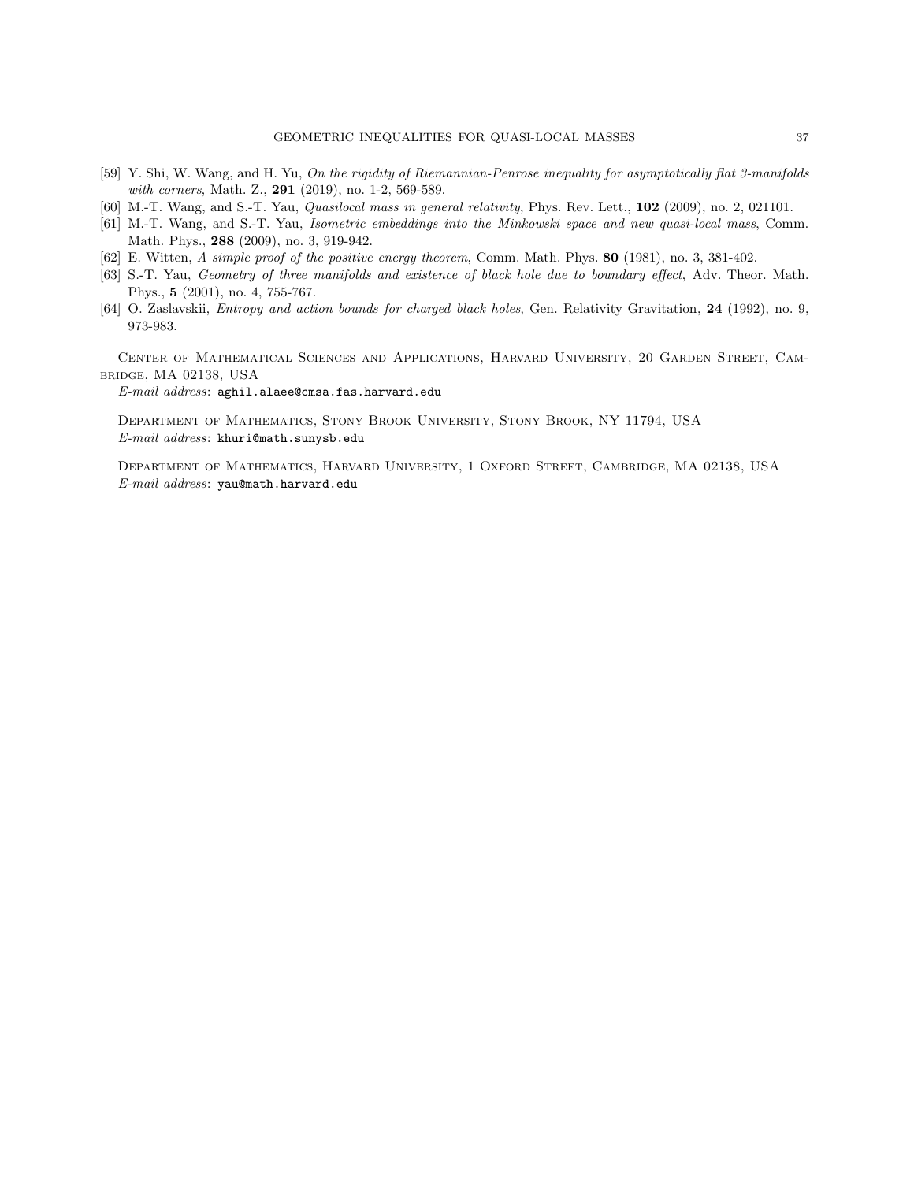[59] Y. Shi, W. Wang, and H. Yu, *On the rigidity of Riemannian-Penrose inequality for asymptotically flat 3-manifolds with corners*, Math. Z., **291** (2019), no. 1-2, 569-589.

[60] M.-T. Wang, and S.-T. Yau, *Quasilocal mass in general relativity*, Phys. Rev. Lett., **102** (2009), no. 2, 021101.

[61] M.-T. Wang, and S.-T. Yau, *Isometric embeddings into the Minkowski space and new quasi-local mass*, Comm. Math. Phys., **288** (2009), no. 3, 919-942.

[62] E. Witten, *A simple proof of the positive energy theorem*, Comm. Math. Phys. **80** (1981), no. 3, 381-402.

[63] S.-T. Yau, *Geometry of three manifolds and existence of black hole due to boundary effect*, Adv. Theor. Math. Phys., **5** (2001), no. 4, 755-767.

[64] O. Zaslavskii, *Entropy and action bounds for charged black holes*, Gen. Relativity Gravitation, **24** (1992), no. 9, 973-983.

Center of Mathematical Sciences and Applications, Harvard University, 20 Garden Street, Cambridge, MA 02138, USA
*E-mail address*: aghil.alaee@cmsa.fas.harvard.edu

Department of Mathematics, Stony Brook University, Stony Brook, NY 11794, USA
*E-mail address*: khuri@math.sunysb.edu

Department of Mathematics, Harvard University, 1 Oxford Street, Cambridge, MA 02138, USA
*E-mail address*: yau@math.harvard.edu